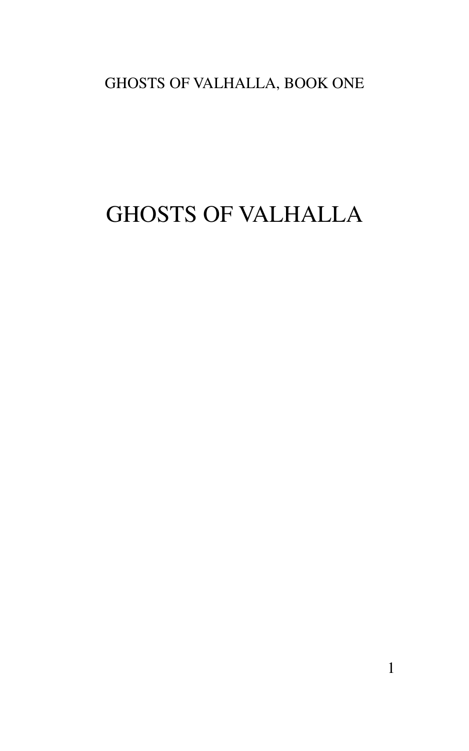GHOSTS OF VALHALLA, BOOK ONE

# GHOSTS OF VALHALLA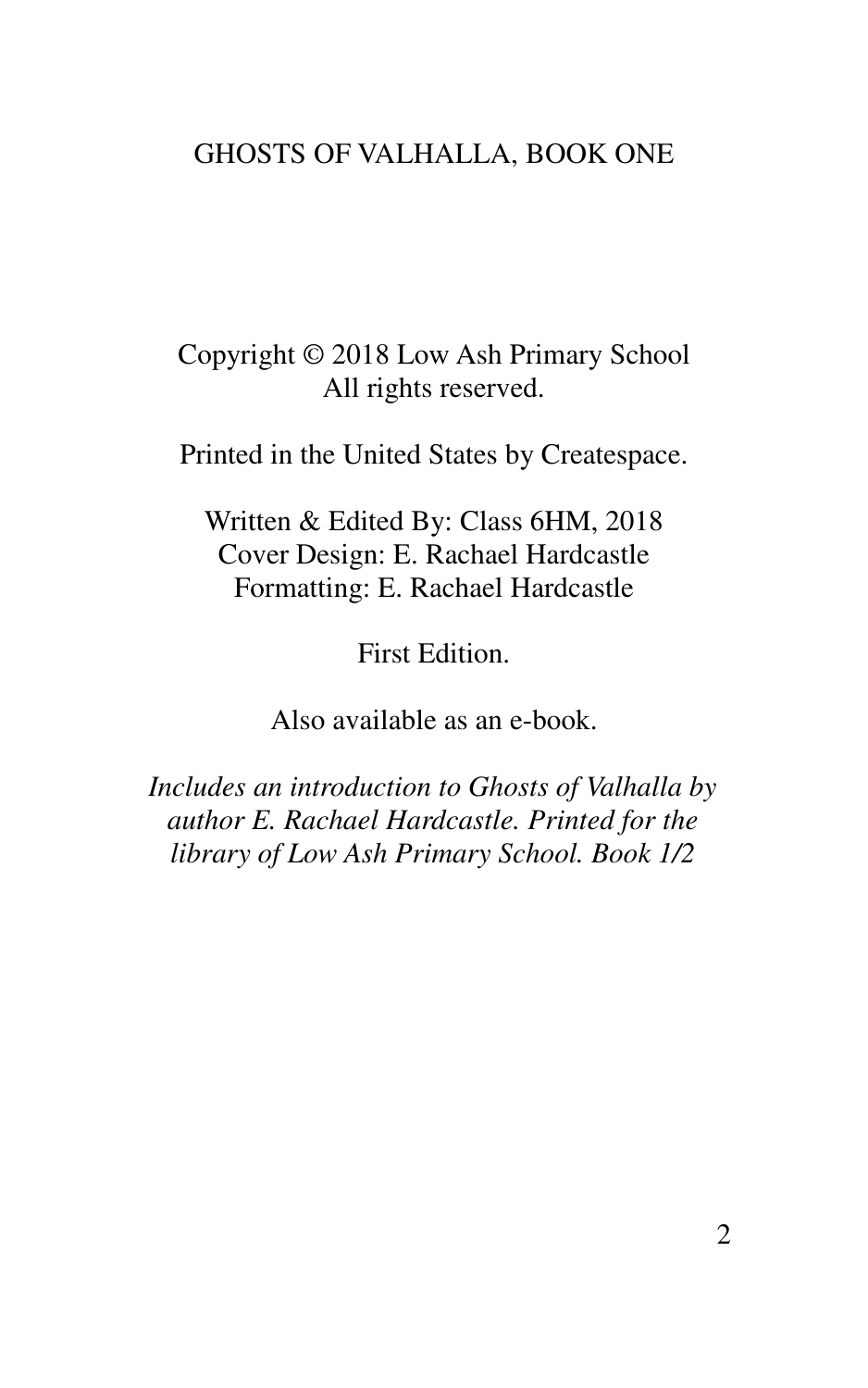GHOSTS OF VALHALLA, BOOK ONE

Copyright © 2018 Low Ash Primary School
All rights reserved.

Printed in the United States by Createspace.

Written & Edited By: Class 6HM, 2018
Cover Design: E. Rachael Hardcastle
Formatting: E. Rachael Hardcastle

First Edition.

Also available as an e-book.

*Includes an introduction to Ghosts of Valhalla by author E. Rachael Hardcastle. Printed for the library of Low Ash Primary School. Book 1/2*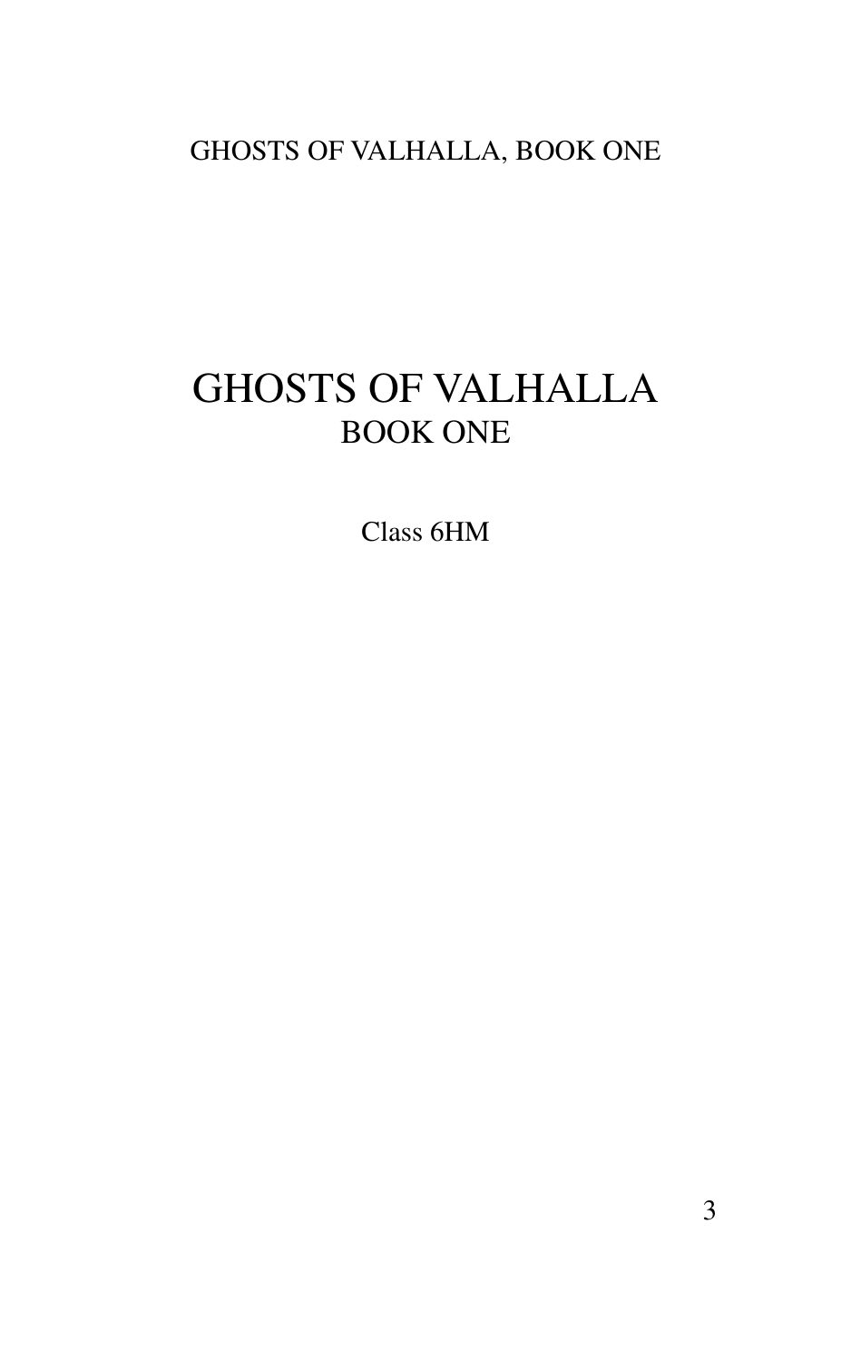# GHOSTS OF VALHALLA

## BOOK ONE

Class 6HM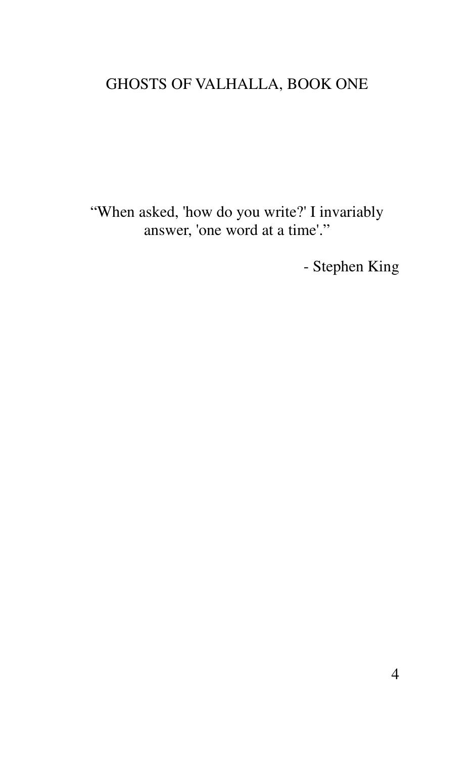“When asked, 'how do you write?' I invariably answer, 'one word at a time'.”

- Stephen King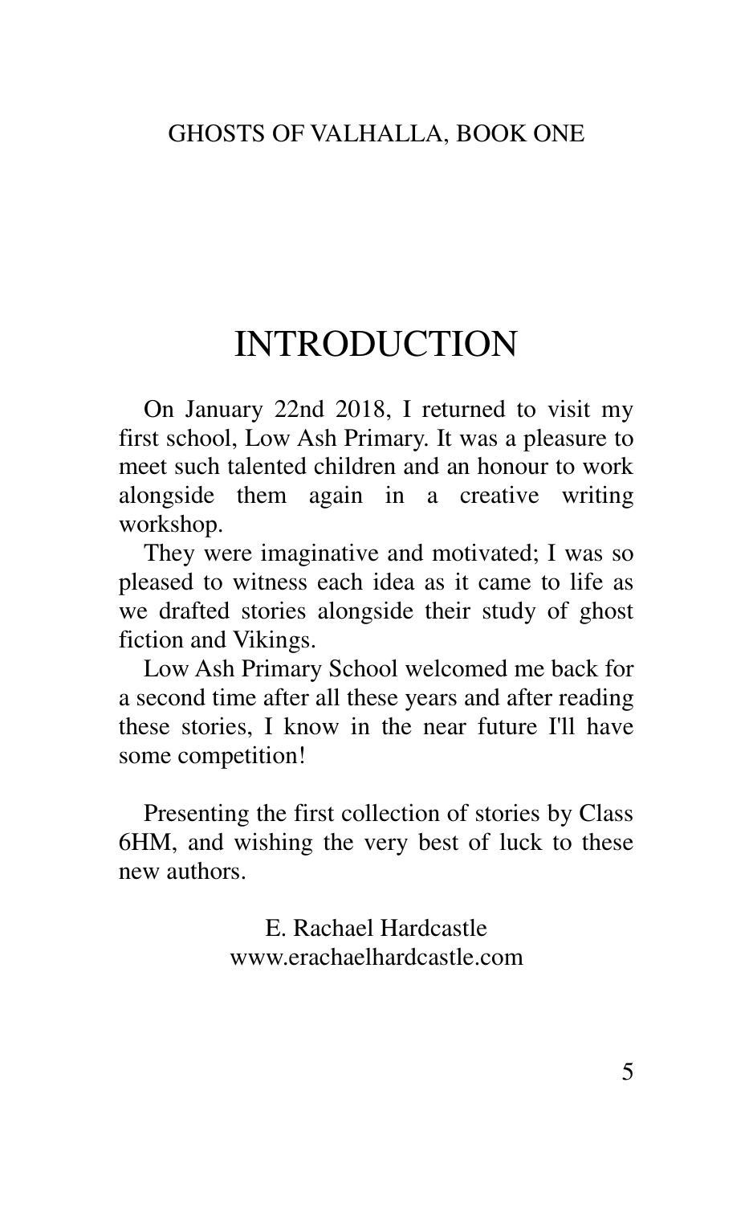# INTRODUCTION

On January 22nd 2018, I returned to visit my first school, Low Ash Primary. It was a pleasure to meet such talented children and an honour to work alongside them again in a creative writing workshop.

They were imaginative and motivated; I was so pleased to witness each idea as it came to life as we drafted stories alongside their study of ghost fiction and Vikings.

Low Ash Primary School welcomed me back for a second time after all these years and after reading these stories, I know in the near future I'll have some competition!

Presenting the first collection of stories by Class 6HM, and wishing the very best of luck to these new authors.

E. Rachael Hardcastle
www.erachaelhardcastle.com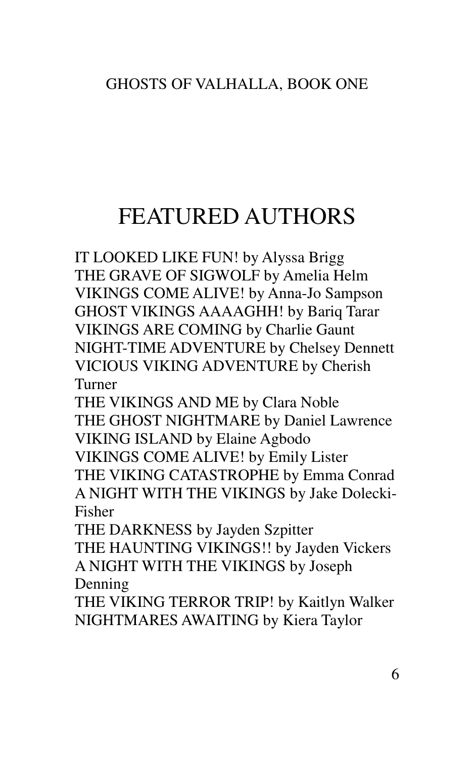# FEATURED AUTHORS

IT LOOKED LIKE FUN! by Alyssa Brigg
THE GRAVE OF SIGWOLF by Amelia Helm
VIKINGS COME ALIVE! by Anna-Jo Sampson
GHOST VIKINGS AAAAGHH! by Bariq Tarar
VIKINGS ARE COMING by Charlie Gaunt
NIGHT-TIME ADVENTURE by Chelsey Dennett
VICIOUS VIKING ADVENTURE by Cherish Turner
THE VIKINGS AND ME by Clara Noble
THE GHOST NIGHTMARE by Daniel Lawrence
VIKING ISLAND by Elaine Agbodo
VIKINGS COME ALIVE! by Emily Lister
THE VIKING CATASTROPHE by Emma Conrad
A NIGHT WITH THE VIKINGS by Jake Dolecki-Fisher
THE DARKNESS by Jayden Szpitter
THE HAUNTING VIKINGS!! by Jayden Vickers
A NIGHT WITH THE VIKINGS by Joseph Denning
THE VIKING TERROR TRIP! by Kaitlyn Walker
NIGHTMARES AWAITING by Kiera Taylor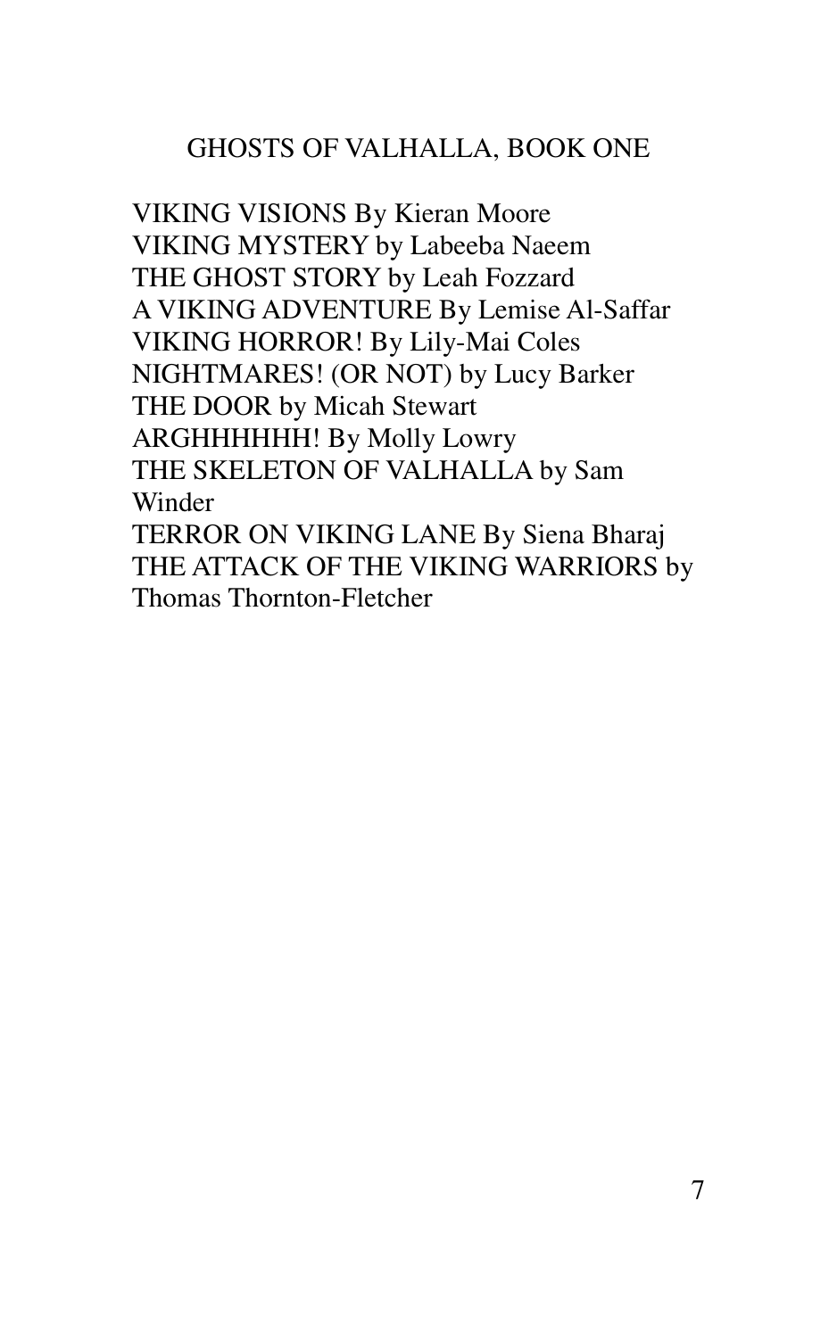GHOSTS OF VALHALLA, BOOK ONE

VIKING VISIONS By Kieran Moore
VIKING MYSTERY by Labeeba Naeem
THE GHOST STORY by Leah Fozzard
A VIKING ADVENTURE By Lemise Al-Saffar
VIKING HORROR! By Lily-Mai Coles
NIGHTMARES! (OR NOT) by Lucy Barker
THE DOOR by Micah Stewart
ARGHHHHHH! By Molly Lowry
THE SKELETON OF VALHALLA by Sam Winder
TERROR ON VIKING LANE By Siena Bharaj
THE ATTACK OF THE VIKING WARRIORS by Thomas Thornton-Fletcher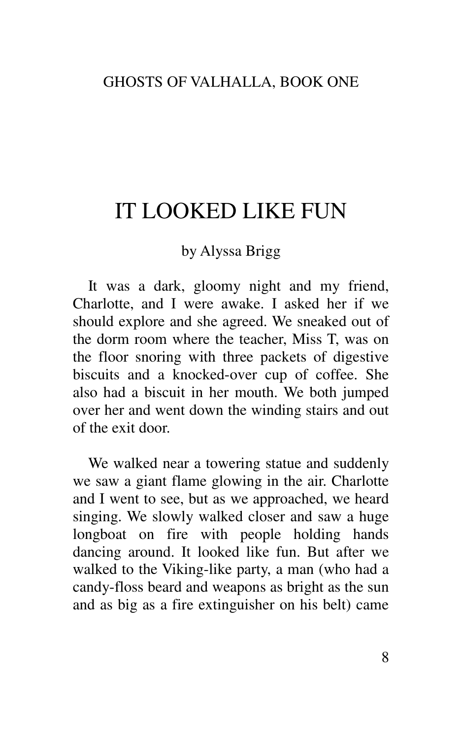# IT LOOKED LIKE FUN

by Alyssa Brigg

It was a dark, gloomy night and my friend, Charlotte, and I were awake. I asked her if we should explore and she agreed. We sneaked out of the dorm room where the teacher, Miss T, was on the floor snoring with three packets of digestive biscuits and a knocked-over cup of coffee. She also had a biscuit in her mouth. We both jumped over her and went down the winding stairs and out of the exit door.

We walked near a towering statue and suddenly we saw a giant flame glowing in the air. Charlotte and I went to see, but as we approached, we heard singing. We slowly walked closer and saw a huge longboat on fire with people holding hands dancing around. It looked like fun. But after we walked to the Viking-like party, a man (who had a candy-floss beard and weapons as bright as the sun and as big as a fire extinguisher on his belt) came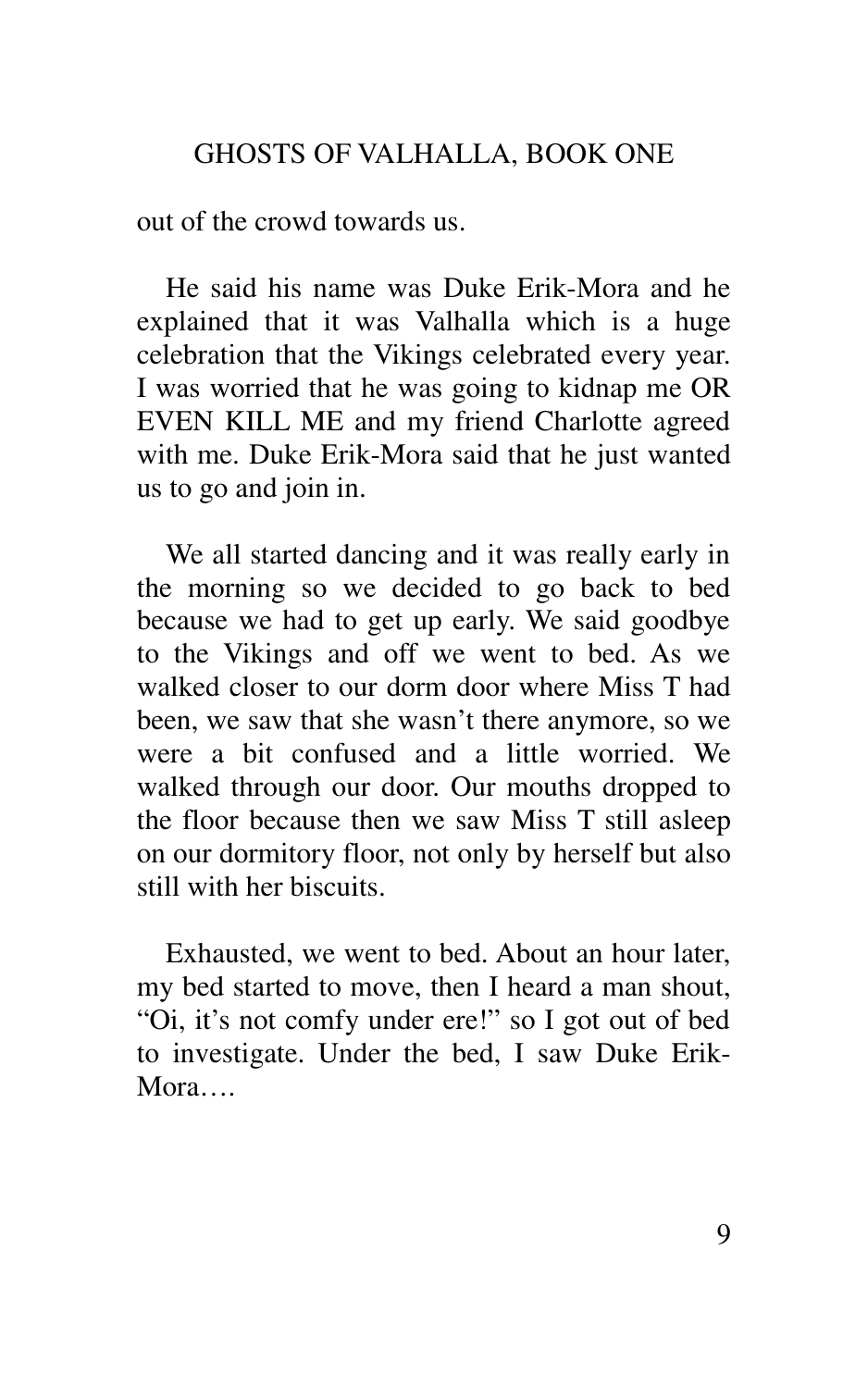out of the crowd towards us.

He said his name was Duke Erik-Mora and he explained that it was Valhalla which is a huge celebration that the Vikings celebrated every year. I was worried that he was going to kidnap me OR EVEN KILL ME and my friend Charlotte agreed with me. Duke Erik-Mora said that he just wanted us to go and join in.

We all started dancing and it was really early in the morning so we decided to go back to bed because we had to get up early. We said goodbye to the Vikings and off we went to bed. As we walked closer to our dorm door where Miss T had been, we saw that she wasn't there anymore, so we were a bit confused and a little worried. We walked through our door. Our mouths dropped to the floor because then we saw Miss T still asleep on our dormitory floor, not only by herself but also still with her biscuits.

Exhausted, we went to bed. About an hour later, my bed started to move, then I heard a man shout, "Oi, it's not comfy under ere!" so I got out of bed to investigate. Under the bed, I saw Duke Erik-Mora….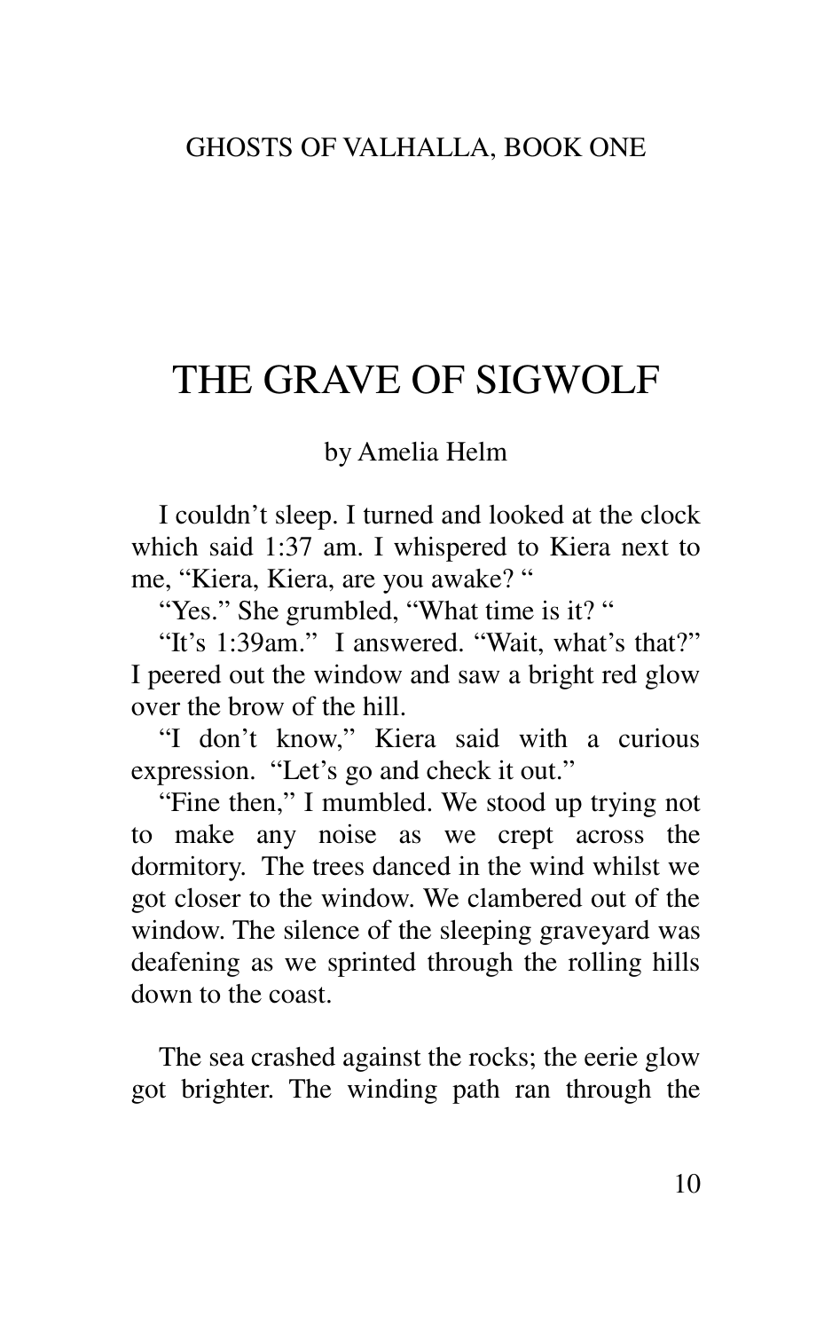GHOSTS OF VALHALLA, BOOK ONE

# THE GRAVE OF SIGWOLF

by Amelia Helm

I couldn't sleep. I turned and looked at the clock which said 1:37 am. I whispered to Kiera next to me, "Kiera, Kiera, are you awake? "

"Yes." She grumbled, "What time is it? "

"It's 1:39am." I answered. "Wait, what's that?" I peered out the window and saw a bright red glow over the brow of the hill.

"I don't know," Kiera said with a curious expression. "Let's go and check it out."

"Fine then," I mumbled. We stood up trying not to make any noise as we crept across the dormitory. The trees danced in the wind whilst we got closer to the window. We clambered out of the window. The silence of the sleeping graveyard was deafening as we sprinted through the rolling hills down to the coast.

The sea crashed against the rocks; the eerie glow got brighter. The winding path ran through the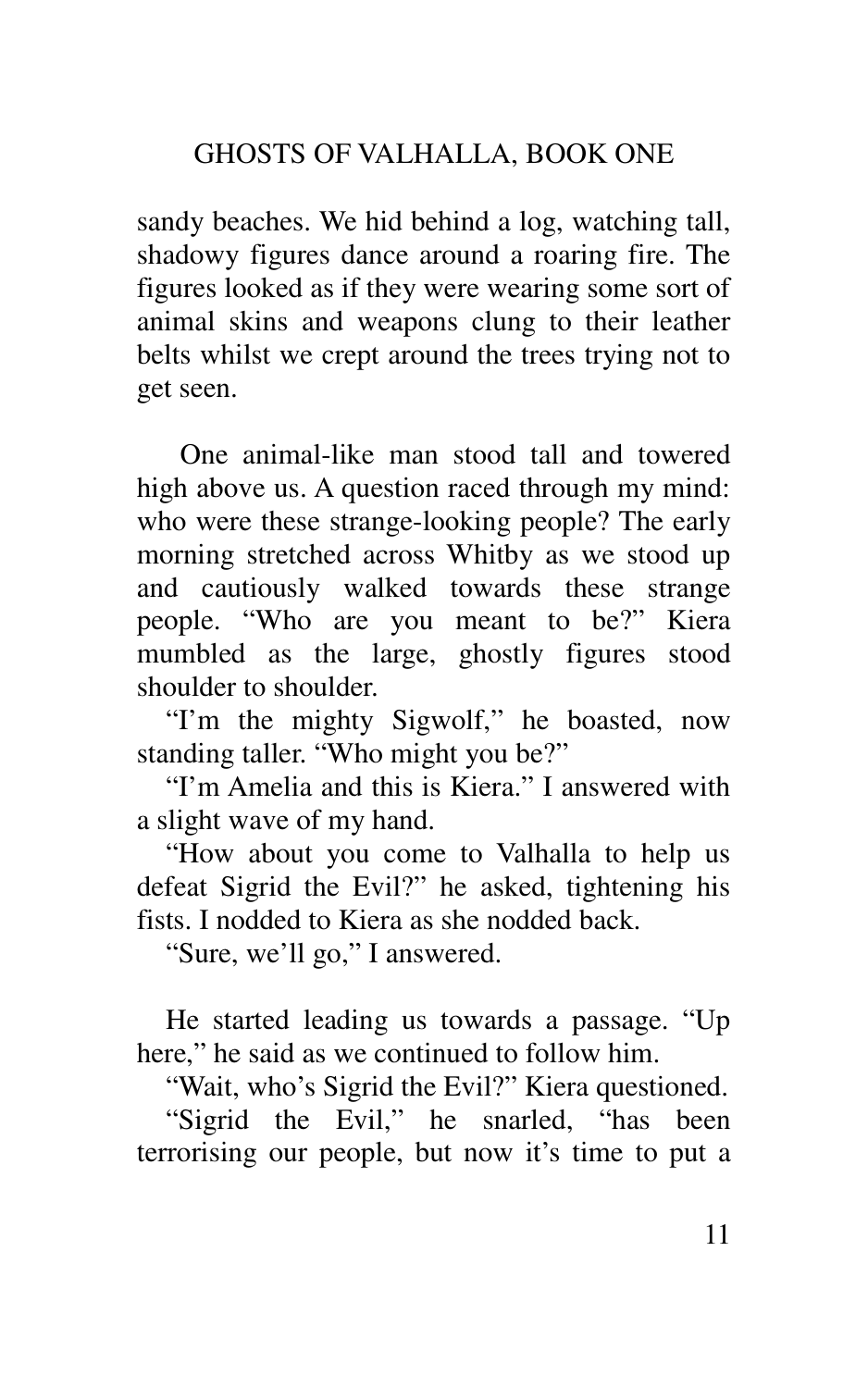sandy beaches. We hid behind a log, watching tall, shadowy figures dance around a roaring fire. The figures looked as if they were wearing some sort of animal skins and weapons clung to their leather belts whilst we crept around the trees trying not to get seen.

One animal-like man stood tall and towered high above us. A question raced through my mind: who were these strange-looking people? The early morning stretched across Whitby as we stood up and cautiously walked towards these strange people. "Who are you meant to be?" Kiera mumbled as the large, ghostly figures stood shoulder to shoulder.

"I'm the mighty Sigwolf," he boasted, now standing taller. "Who might you be?"

"I'm Amelia and this is Kiera." I answered with a slight wave of my hand.

"How about you come to Valhalla to help us defeat Sigrid the Evil?" he asked, tightening his fists. I nodded to Kiera as she nodded back.

"Sure, we'll go," I answered.

He started leading us towards a passage. "Up here," he said as we continued to follow him.

"Wait, who's Sigrid the Evil?" Kiera questioned.

"Sigrid the Evil," he snarled, "has been terrorising our people, but now it's time to put a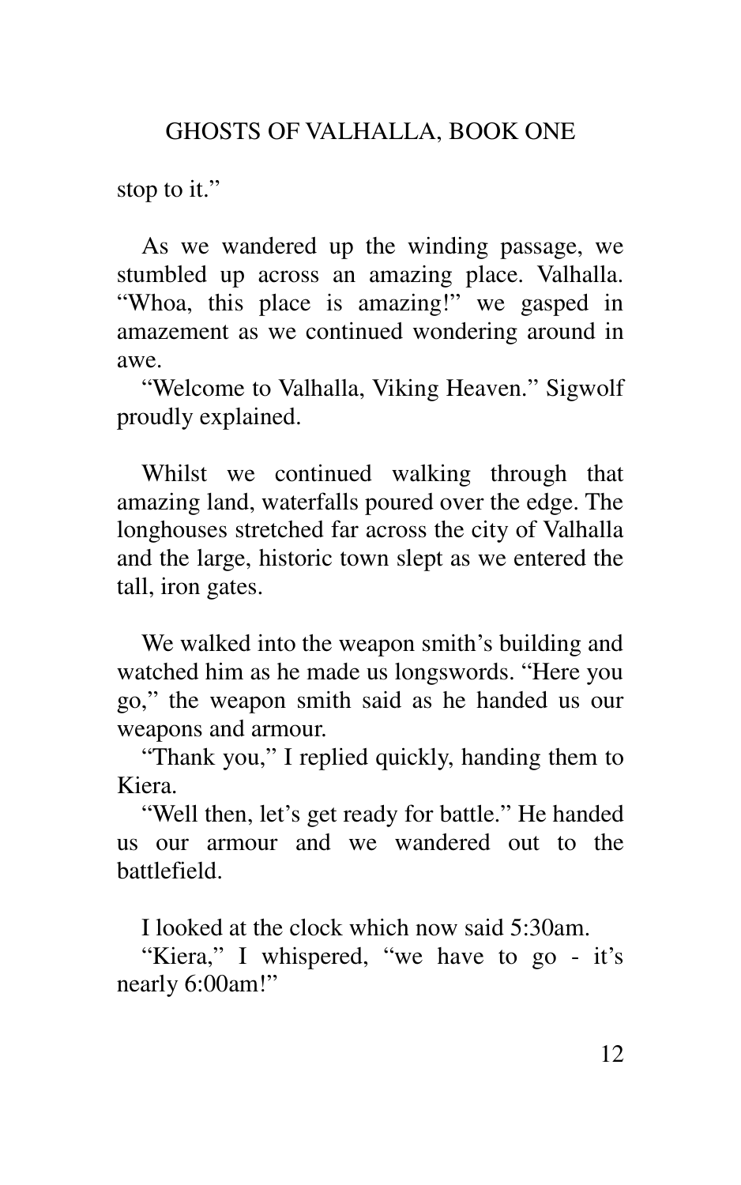stop to it."

As we wandered up the winding passage, we stumbled up across an amazing place. Valhalla. "Whoa, this place is amazing!" we gasped in amazement as we continued wondering around in awe.

"Welcome to Valhalla, Viking Heaven." Sigwolf proudly explained.

Whilst we continued walking through that amazing land, waterfalls poured over the edge. The longhouses stretched far across the city of Valhalla and the large, historic town slept as we entered the tall, iron gates.

We walked into the weapon smith's building and watched him as he made us longswords. "Here you go," the weapon smith said as he handed us our weapons and armour.

"Thank you," I replied quickly, handing them to Kiera.

"Well then, let's get ready for battle." He handed us our armour and we wandered out to the battlefield.

I looked at the clock which now said 5:30am.

"Kiera," I whispered, "we have to go - it's nearly 6:00am!"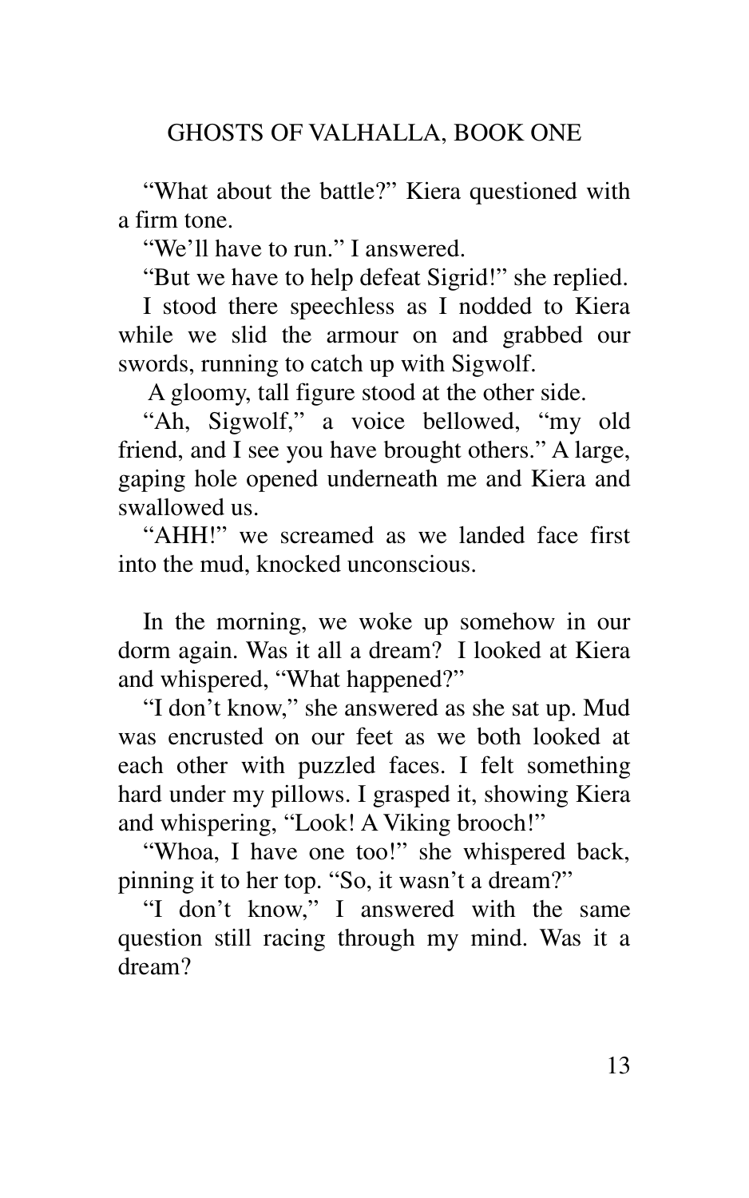"What about the battle?" Kiera questioned with a firm tone.

"We'll have to run." I answered.

"But we have to help defeat Sigrid!" she replied.

I stood there speechless as I nodded to Kiera while we slid the armour on and grabbed our swords, running to catch up with Sigwolf.

A gloomy, tall figure stood at the other side.

"Ah, Sigwolf," a voice bellowed, "my old friend, and I see you have brought others." A large, gaping hole opened underneath me and Kiera and swallowed us.

"AHH!" we screamed as we landed face first into the mud, knocked unconscious.

In the morning, we woke up somehow in our dorm again. Was it all a dream? I looked at Kiera and whispered, "What happened?"

"I don't know," she answered as she sat up. Mud was encrusted on our feet as we both looked at each other with puzzled faces. I felt something hard under my pillows. I grasped it, showing Kiera and whispering, "Look! A Viking brooch!"

"Whoa, I have one too!" she whispered back, pinning it to her top. "So, it wasn't a dream?"

"I don't know," I answered with the same question still racing through my mind. Was it a dream?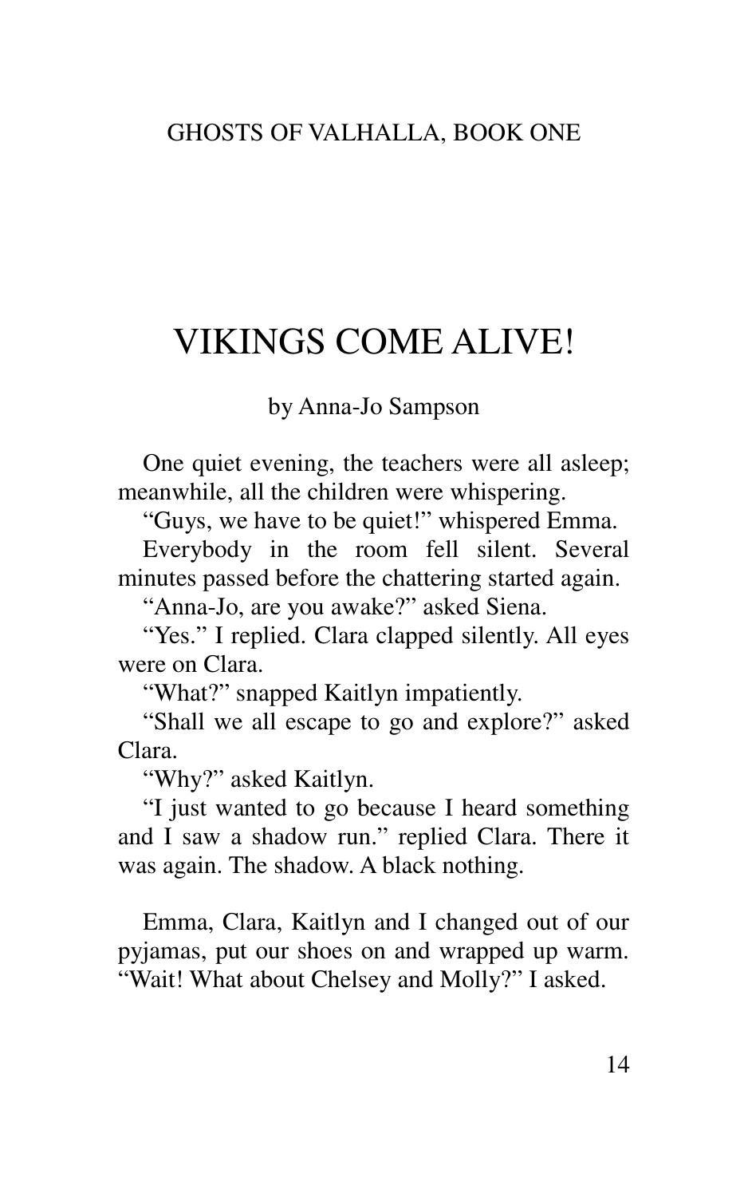# VIKINGS COME ALIVE!

by Anna-Jo Sampson

One quiet evening, the teachers were all asleep; meanwhile, all the children were whispering.

"Guys, we have to be quiet!" whispered Emma.

Everybody in the room fell silent. Several minutes passed before the chattering started again.

"Anna-Jo, are you awake?" asked Siena.

"Yes." I replied. Clara clapped silently. All eyes were on Clara.

"What?" snapped Kaitlyn impatiently.

"Shall we all escape to go and explore?" asked Clara.

"Why?" asked Kaitlyn.

"I just wanted to go because I heard something and I saw a shadow run." replied Clara. There it was again. The shadow. A black nothing.

Emma, Clara, Kaitlyn and I changed out of our pyjamas, put our shoes on and wrapped up warm. "Wait! What about Chelsey and Molly?" I asked.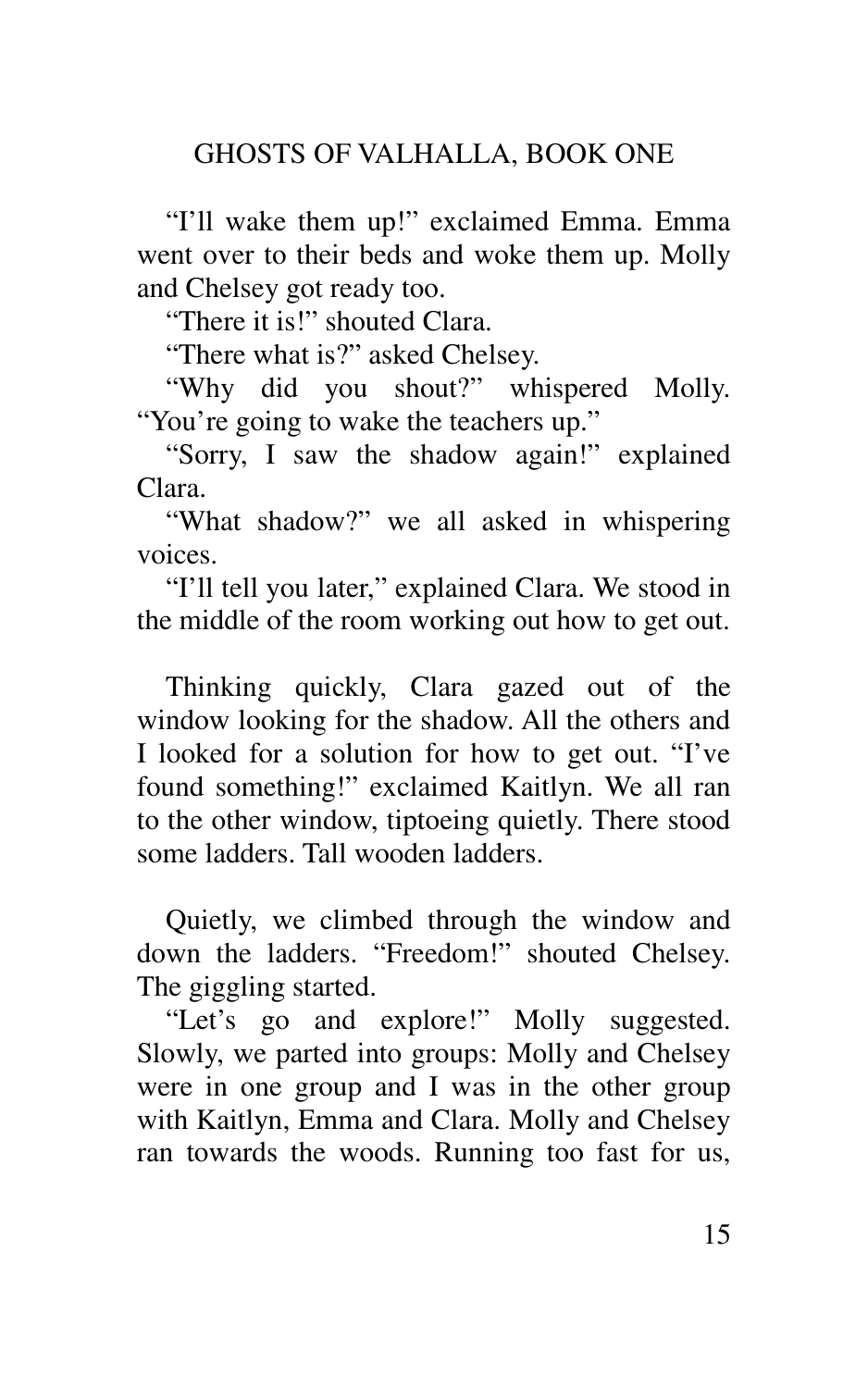"I'll wake them up!" exclaimed Emma. Emma went over to their beds and woke them up. Molly and Chelsey got ready too.

"There it is!" shouted Clara.

"There what is?" asked Chelsey.

"Why did you shout?" whispered Molly. "You're going to wake the teachers up."

"Sorry, I saw the shadow again!" explained Clara.

"What shadow?" we all asked in whispering voices.

"I'll tell you later," explained Clara. We stood in the middle of the room working out how to get out.

Thinking quickly, Clara gazed out of the window looking for the shadow. All the others and I looked for a solution for how to get out. "I've found something!" exclaimed Kaitlyn. We all ran to the other window, tiptoeing quietly. There stood some ladders. Tall wooden ladders.

Quietly, we climbed through the window and down the ladders. "Freedom!" shouted Chelsey. The giggling started.

"Let's go and explore!" Molly suggested. Slowly, we parted into groups: Molly and Chelsey were in one group and I was in the other group with Kaitlyn, Emma and Clara. Molly and Chelsey ran towards the woods. Running too fast for us,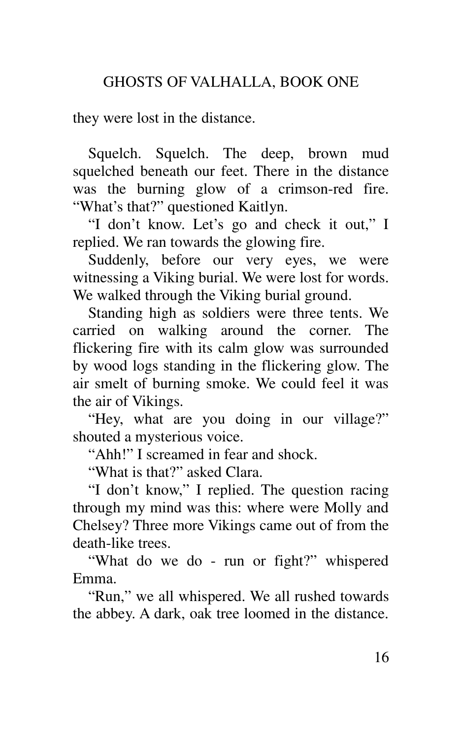they were lost in the distance.

Squelch. Squelch. The deep, brown mud squelched beneath our feet. There in the distance was the burning glow of a crimson-red fire. "What's that?" questioned Kaitlyn.

"I don't know. Let's go and check it out," I replied. We ran towards the glowing fire.

Suddenly, before our very eyes, we were witnessing a Viking burial. We were lost for words. We walked through the Viking burial ground.

Standing high as soldiers were three tents. We carried on walking around the corner. The flickering fire with its calm glow was surrounded by wood logs standing in the flickering glow. The air smelt of burning smoke. We could feel it was the air of Vikings.

"Hey, what are you doing in our village?" shouted a mysterious voice.

"Ahh!" I screamed in fear and shock.

"What is that?" asked Clara.

"I don't know," I replied. The question racing through my mind was this: where were Molly and Chelsey? Three more Vikings came out of from the death-like trees.

"What do we do - run or fight?" whispered Emma.

"Run," we all whispered. We all rushed towards the abbey. A dark, oak tree loomed in the distance.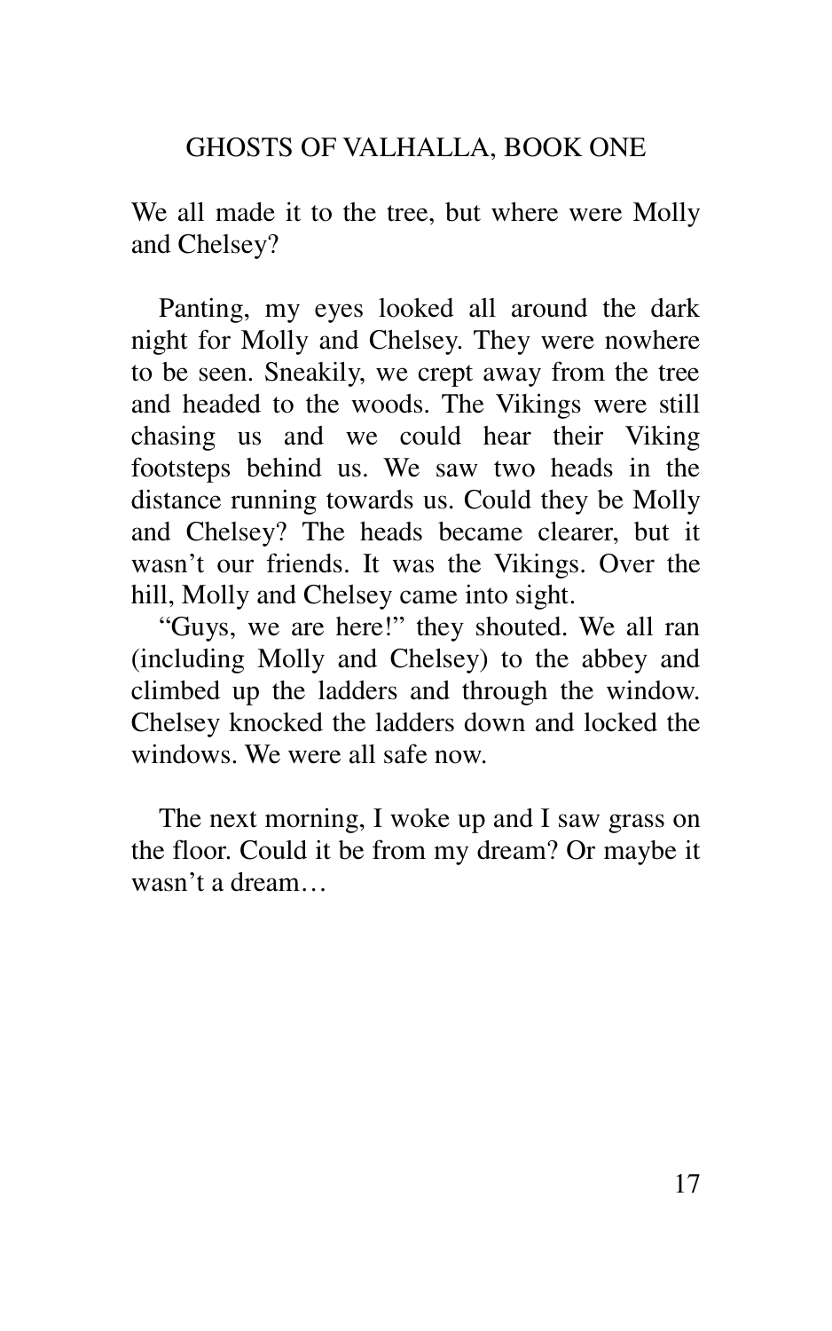We all made it to the tree, but where were Molly and Chelsey?

Panting, my eyes looked all around the dark night for Molly and Chelsey. They were nowhere to be seen. Sneakily, we crept away from the tree and headed to the woods. The Vikings were still chasing us and we could hear their Viking footsteps behind us. We saw two heads in the distance running towards us. Could they be Molly and Chelsey? The heads became clearer, but it wasn't our friends. It was the Vikings. Over the hill, Molly and Chelsey came into sight.

"Guys, we are here!" they shouted. We all ran (including Molly and Chelsey) to the abbey and climbed up the ladders and through the window. Chelsey knocked the ladders down and locked the windows. We were all safe now.

The next morning, I woke up and I saw grass on the floor. Could it be from my dream? Or maybe it wasn't a dream…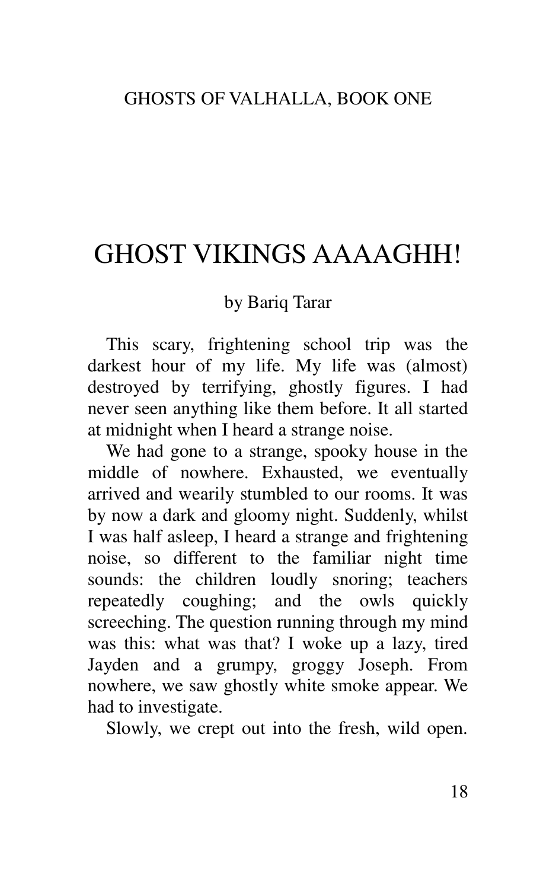# GHOST VIKINGS AAAAGHH!

by Bariq Tarar

This scary, frightening school trip was the darkest hour of my life. My life was (almost) destroyed by terrifying, ghostly figures. I had never seen anything like them before. It all started at midnight when I heard a strange noise.

We had gone to a strange, spooky house in the middle of nowhere. Exhausted, we eventually arrived and wearily stumbled to our rooms. It was by now a dark and gloomy night. Suddenly, whilst I was half asleep, I heard a strange and frightening noise, so different to the familiar night time sounds: the children loudly snoring; teachers repeatedly coughing; and the owls quickly screeching. The question running through my mind was this: what was that? I woke up a lazy, tired Jayden and a grumpy, groggy Joseph. From nowhere, we saw ghostly white smoke appear. We had to investigate.

Slowly, we crept out into the fresh, wild open.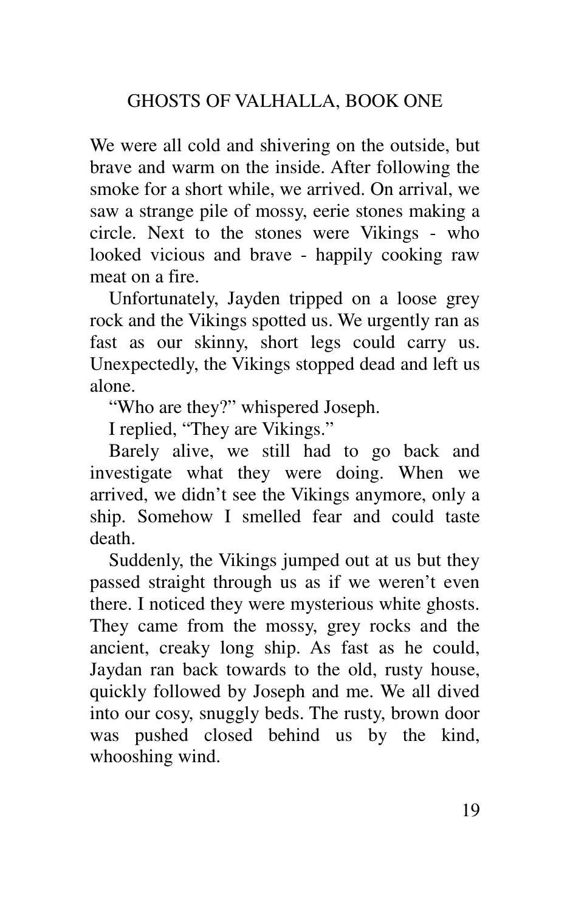We were all cold and shivering on the outside, but brave and warm on the inside. After following the smoke for a short while, we arrived. On arrival, we saw a strange pile of mossy, eerie stones making a circle. Next to the stones were Vikings - who looked vicious and brave - happily cooking raw meat on a fire.

Unfortunately, Jayden tripped on a loose grey rock and the Vikings spotted us. We urgently ran as fast as our skinny, short legs could carry us. Unexpectedly, the Vikings stopped dead and left us alone.

"Who are they?" whispered Joseph.

I replied, "They are Vikings."

Barely alive, we still had to go back and investigate what they were doing. When we arrived, we didn't see the Vikings anymore, only a ship. Somehow I smelled fear and could taste death.

Suddenly, the Vikings jumped out at us but they passed straight through us as if we weren't even there. I noticed they were mysterious white ghosts. They came from the mossy, grey rocks and the ancient, creaky long ship. As fast as he could, Jaydan ran back towards to the old, rusty house, quickly followed by Joseph and me. We all dived into our cosy, snuggly beds. The rusty, brown door was pushed closed behind us by the kind, whooshing wind.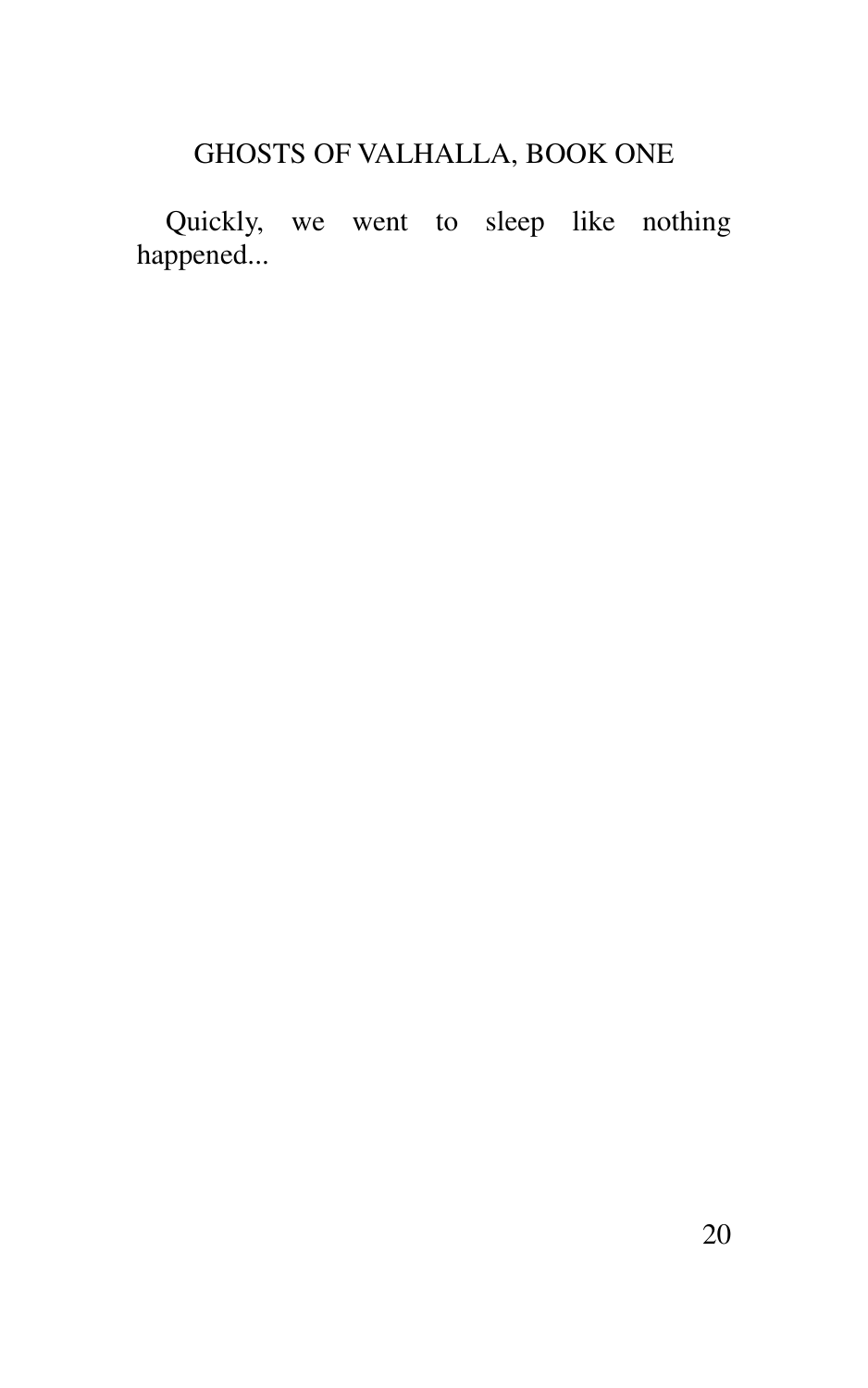Quickly, we went to sleep like nothing happened...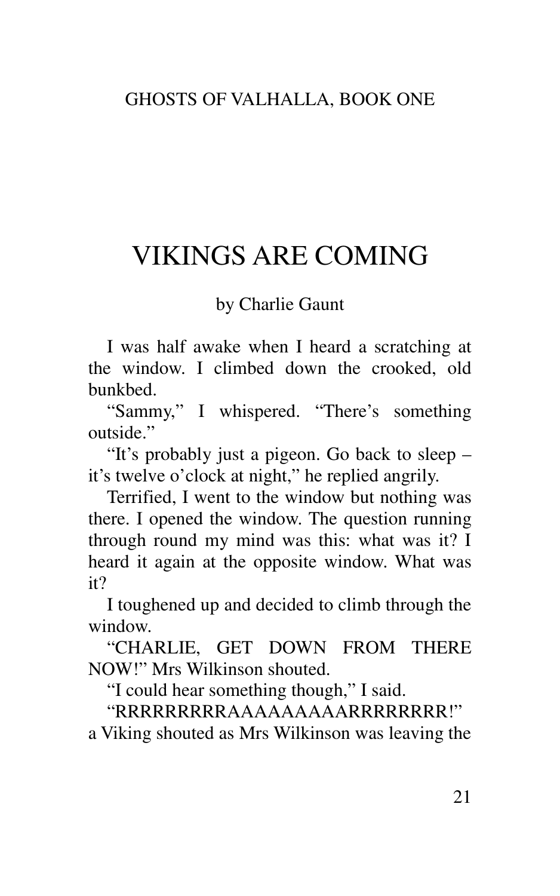GHOSTS OF VALHALLA, BOOK ONE

# VIKINGS ARE COMING

by Charlie Gaunt

I was half awake when I heard a scratching at the window. I climbed down the crooked, old bunkbed.

"Sammy," I whispered. "There's something outside."

"It's probably just a pigeon. Go back to sleep – it's twelve o'clock at night," he replied angrily.

Terrified, I went to the window but nothing was there. I opened the window. The question running through round my mind was this: what was it? I heard it again at the opposite window. What was it?

I toughened up and decided to climb through the window.

"CHARLIE, GET DOWN FROM THERE NOW!" Mrs Wilkinson shouted.

"I could hear something though," I said.

"RRRRRRRRRAAAAAAAAARRRRRRRR!" a Viking shouted as Mrs Wilkinson was leaving the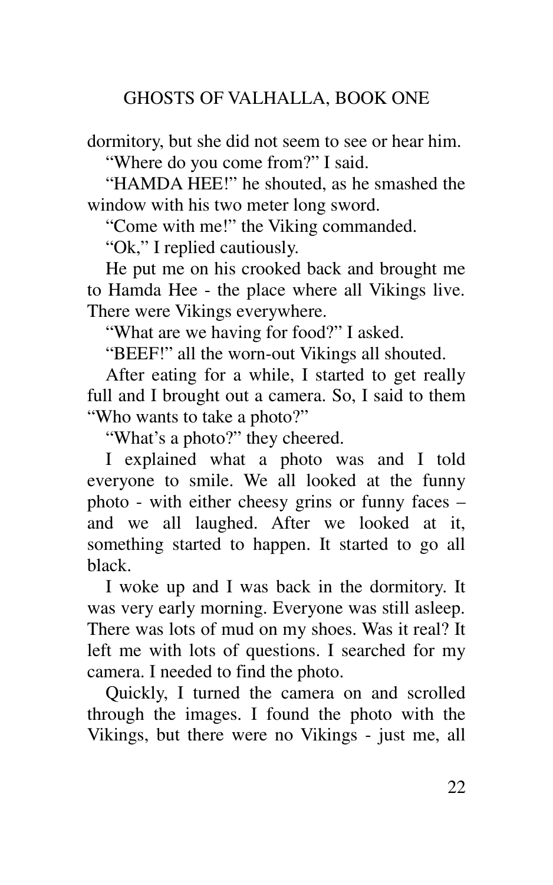dormitory, but she did not seem to see or hear him.

"Where do you come from?" I said.

"HAMDA HEE!" he shouted, as he smashed the window with his two meter long sword.

"Come with me!" the Viking commanded.

"Ok," I replied cautiously.

He put me on his crooked back and brought me to Hamda Hee - the place where all Vikings live. There were Vikings everywhere.

"What are we having for food?" I asked.

"BEEF!" all the worn-out Vikings all shouted.

After eating for a while, I started to get really full and I brought out a camera. So, I said to them "Who wants to take a photo?"

"What's a photo?" they cheered.

I explained what a photo was and I told everyone to smile. We all looked at the funny photo - with either cheesy grins or funny faces – and we all laughed. After we looked at it, something started to happen. It started to go all black.

I woke up and I was back in the dormitory. It was very early morning. Everyone was still asleep. There was lots of mud on my shoes. Was it real? It left me with lots of questions. I searched for my camera. I needed to find the photo.

Quickly, I turned the camera on and scrolled through the images. I found the photo with the Vikings, but there were no Vikings - just me, all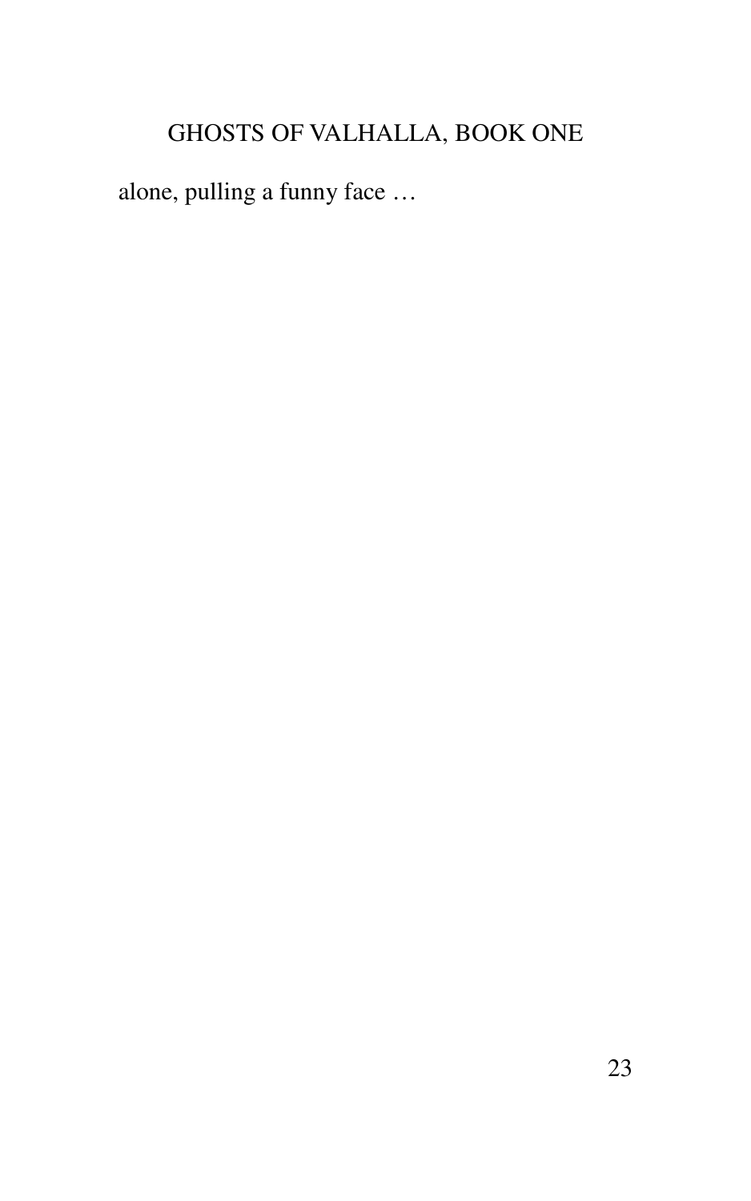alone, pulling a funny face …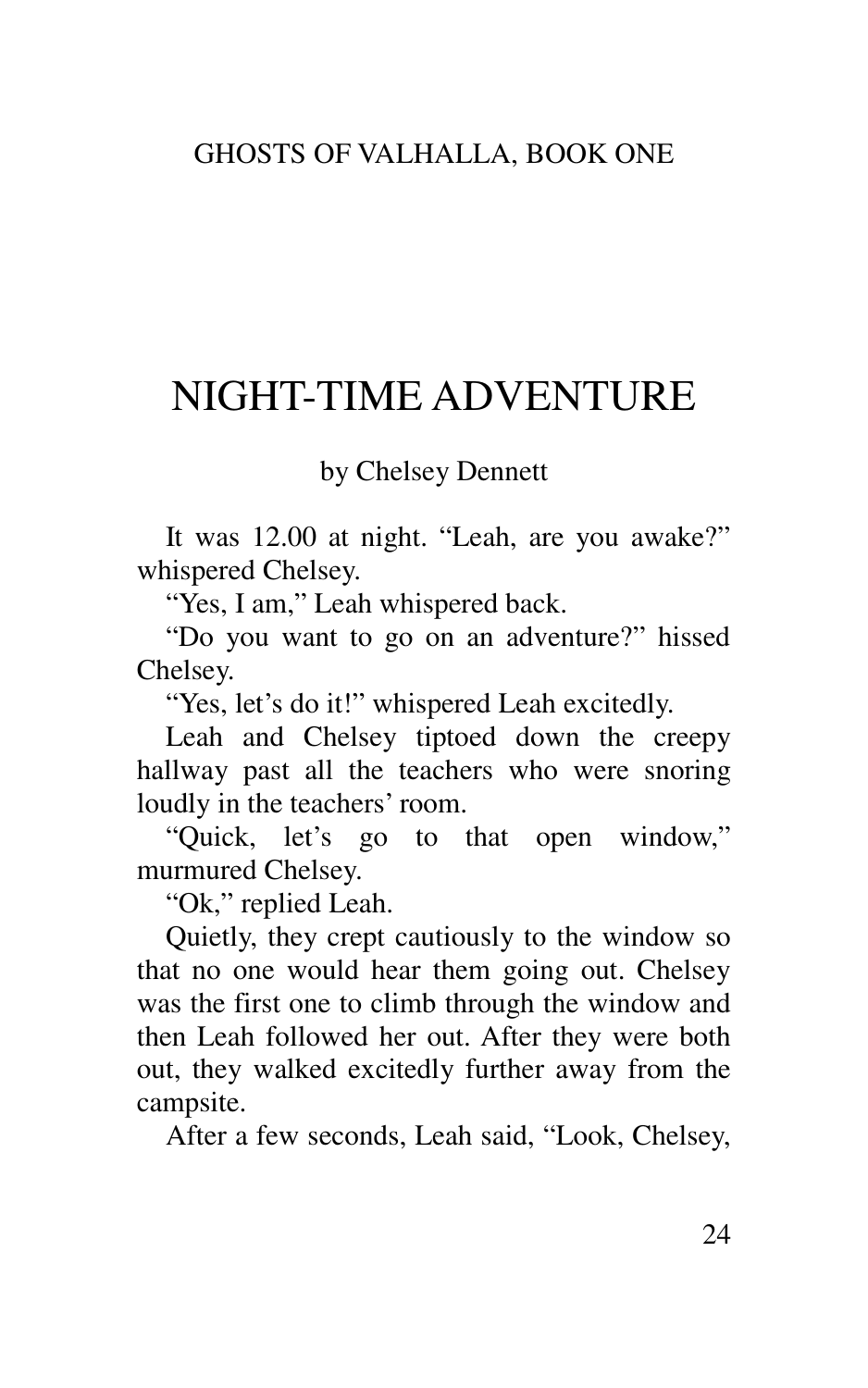# NIGHT-TIME ADVENTURE

by Chelsey Dennett

It was 12.00 at night. “Leah, are you awake?” whispered Chelsey.

“Yes, I am,” Leah whispered back.

“Do you want to go on an adventure?” hissed Chelsey.

“Yes, let’s do it!” whispered Leah excitedly.

Leah and Chelsey tiptoed down the creepy hallway past all the teachers who were snoring loudly in the teachers’ room.

“Quick, let’s go to that open window,” murmured Chelsey.

“Ok,” replied Leah.

Quietly, they crept cautiously to the window so that no one would hear them going out. Chelsey was the first one to climb through the window and then Leah followed her out. After they were both out, they walked excitedly further away from the campsite.

After a few seconds, Leah said, “Look, Chelsey,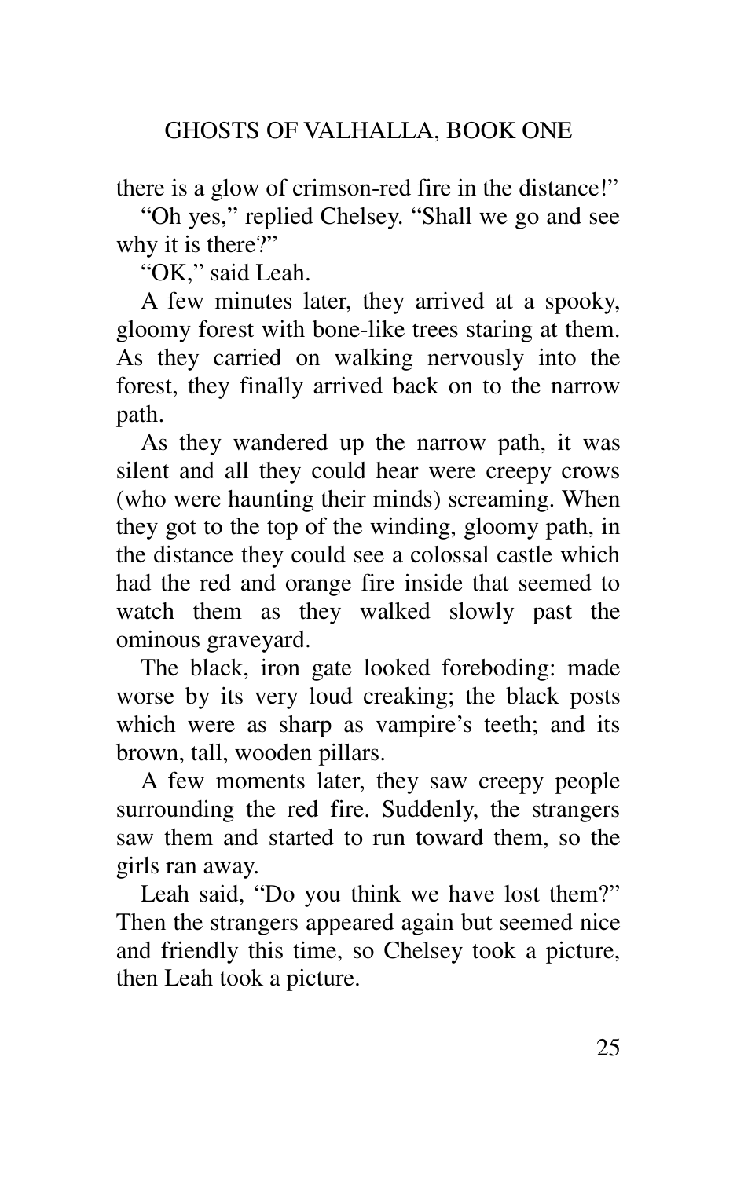there is a glow of crimson-red fire in the distance!"

"Oh yes," replied Chelsey. "Shall we go and see why it is there?"

"OK," said Leah.

A few minutes later, they arrived at a spooky, gloomy forest with bone-like trees staring at them. As they carried on walking nervously into the forest, they finally arrived back on to the narrow path.

As they wandered up the narrow path, it was silent and all they could hear were creepy crows (who were haunting their minds) screaming. When they got to the top of the winding, gloomy path, in the distance they could see a colossal castle which had the red and orange fire inside that seemed to watch them as they walked slowly past the ominous graveyard.

The black, iron gate looked foreboding: made worse by its very loud creaking; the black posts which were as sharp as vampire's teeth; and its brown, tall, wooden pillars.

A few moments later, they saw creepy people surrounding the red fire. Suddenly, the strangers saw them and started to run toward them, so the girls ran away.

Leah said, "Do you think we have lost them?" Then the strangers appeared again but seemed nice and friendly this time, so Chelsey took a picture, then Leah took a picture.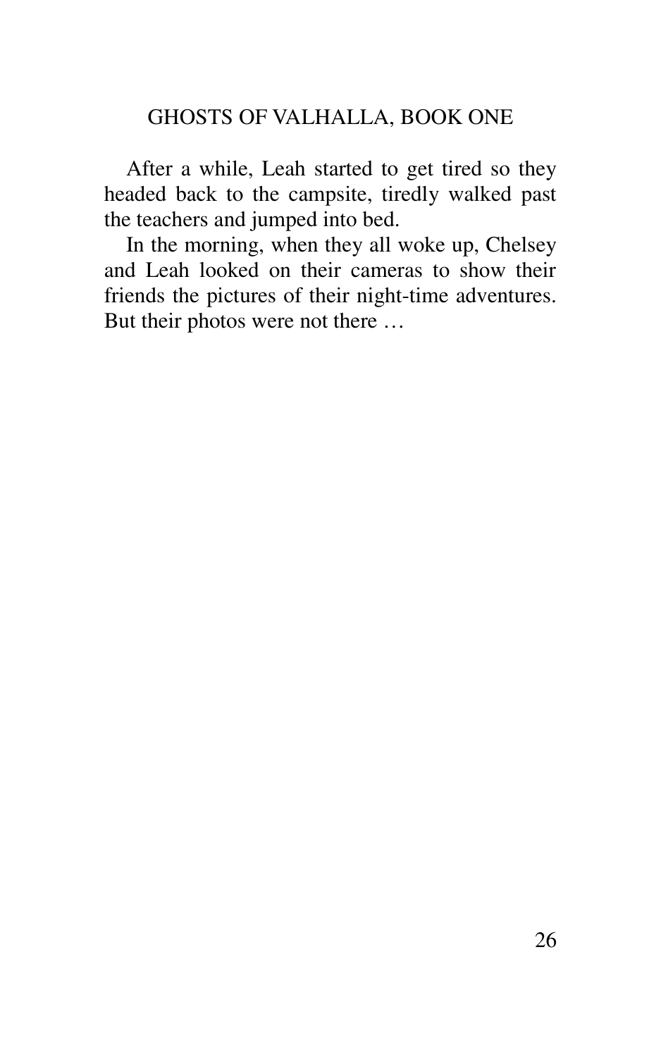After a while, Leah started to get tired so they headed back to the campsite, tiredly walked past the teachers and jumped into bed.

In the morning, when they all woke up, Chelsey and Leah looked on their cameras to show their friends the pictures of their night-time adventures. But their photos were not there …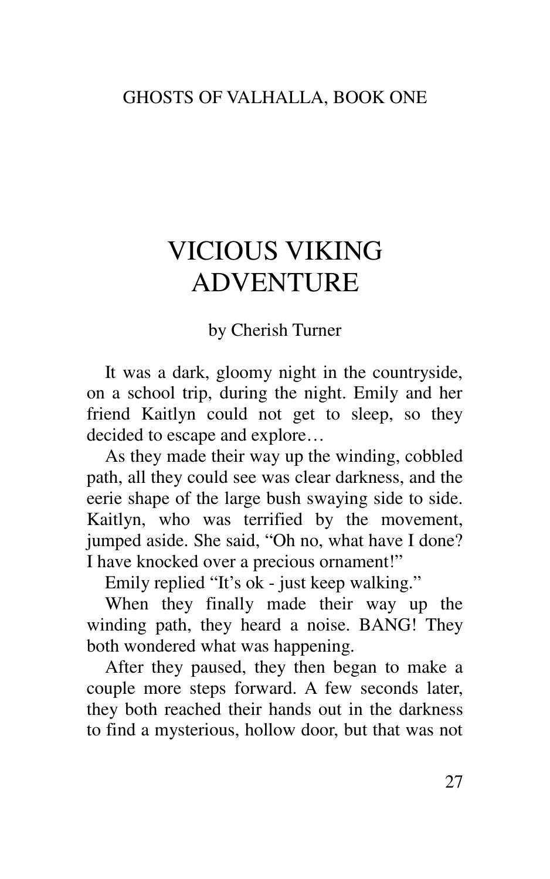# VICIOUS VIKING ADVENTURE

by Cherish Turner

It was a dark, gloomy night in the countryside, on a school trip, during the night. Emily and her friend Kaitlyn could not get to sleep, so they decided to escape and explore…

As they made their way up the winding, cobbled path, all they could see was clear darkness, and the eerie shape of the large bush swaying side to side. Kaitlyn, who was terrified by the movement, jumped aside. She said, "Oh no, what have I done? I have knocked over a precious ornament!"

Emily replied "It's ok - just keep walking."

When they finally made their way up the winding path, they heard a noise. BANG! They both wondered what was happening.

After they paused, they then began to make a couple more steps forward. A few seconds later, they both reached their hands out in the darkness to find a mysterious, hollow door, but that was not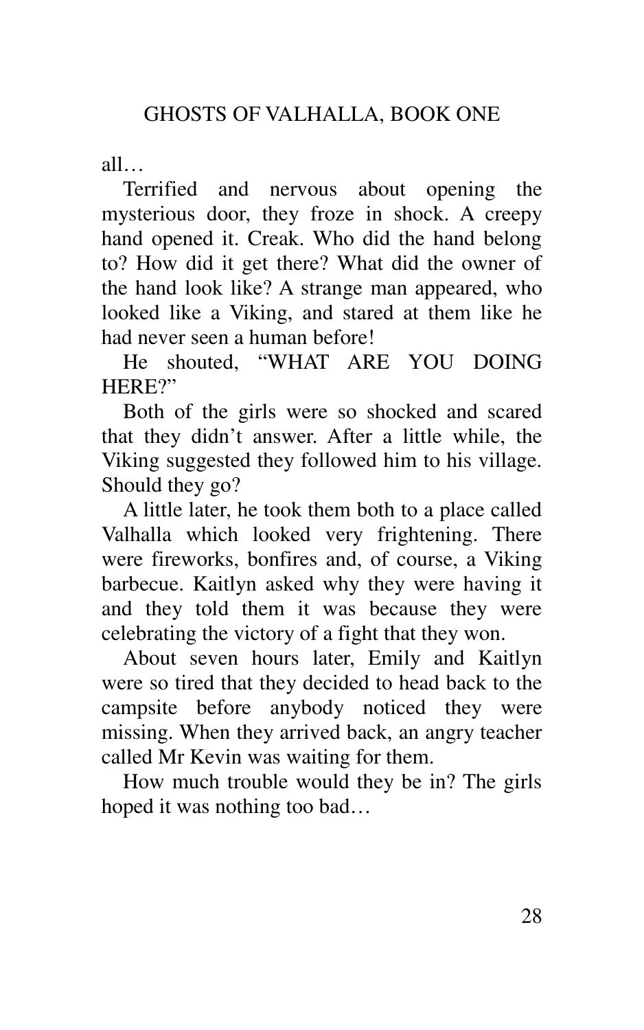all…

Terrified and nervous about opening the mysterious door, they froze in shock. A creepy hand opened it. Creak. Who did the hand belong to? How did it get there? What did the owner of the hand look like? A strange man appeared, who looked like a Viking, and stared at them like he had never seen a human before!

He shouted, "WHAT ARE YOU DOING HERE?"

Both of the girls were so shocked and scared that they didn't answer. After a little while, the Viking suggested they followed him to his village. Should they go?

A little later, he took them both to a place called Valhalla which looked very frightening. There were fireworks, bonfires and, of course, a Viking barbecue. Kaitlyn asked why they were having it and they told them it was because they were celebrating the victory of a fight that they won.

About seven hours later, Emily and Kaitlyn were so tired that they decided to head back to the campsite before anybody noticed they were missing. When they arrived back, an angry teacher called Mr Kevin was waiting for them.

How much trouble would they be in? The girls hoped it was nothing too bad…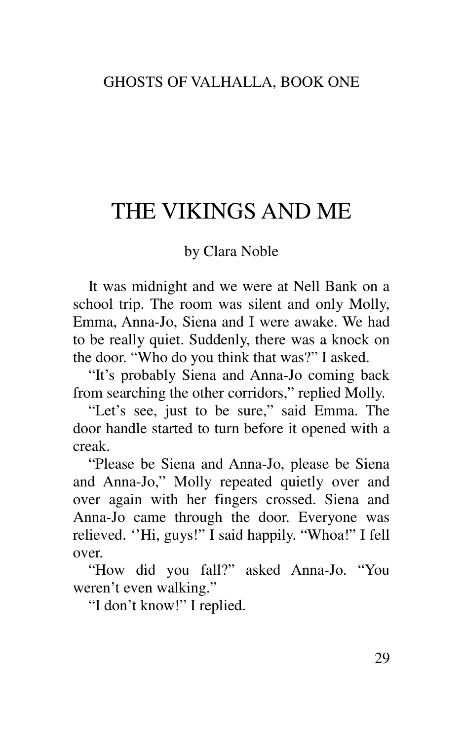# THE VIKINGS AND ME

by Clara Noble

It was midnight and we were at Nell Bank on a school trip. The room was silent and only Molly, Emma, Anna-Jo, Siena and I were awake. We had to be really quiet. Suddenly, there was a knock on the door. "Who do you think that was?" I asked.

"It's probably Siena and Anna-Jo coming back from searching the other corridors," replied Molly.

"Let's see, just to be sure," said Emma. The door handle started to turn before it opened with a creak.

"Please be Siena and Anna-Jo, please be Siena and Anna-Jo," Molly repeated quietly over and over again with her fingers crossed. Siena and Anna-Jo came through the door. Everyone was relieved. ''Hi, guys!" I said happily. "Whoa!" I fell over.

"How did you fall?" asked Anna-Jo. "You weren't even walking."

"I don't know!" I replied.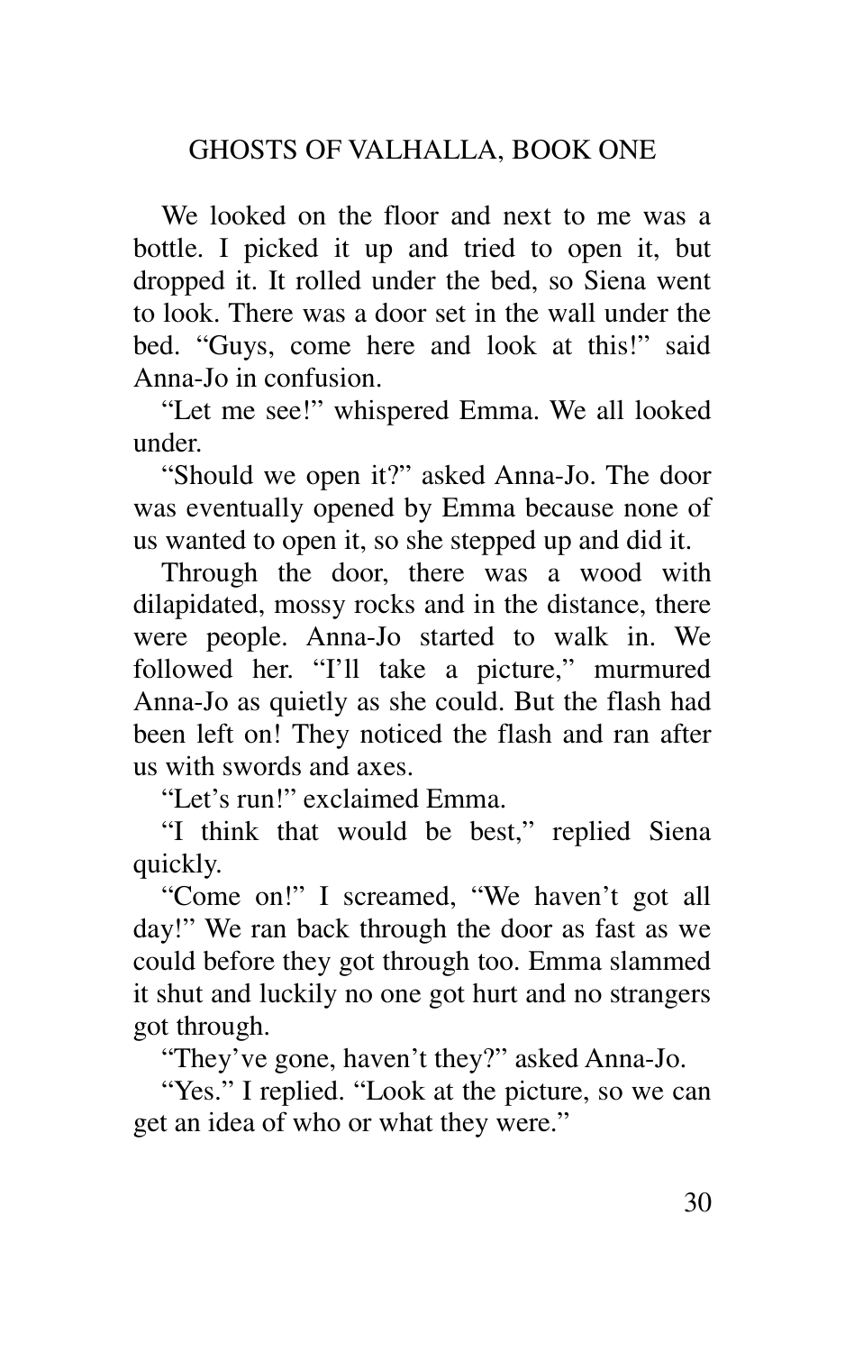We looked on the floor and next to me was a bottle. I picked it up and tried to open it, but dropped it. It rolled under the bed, so Siena went to look. There was a door set in the wall under the bed. "Guys, come here and look at this!" said Anna-Jo in confusion.

"Let me see!" whispered Emma. We all looked under.

"Should we open it?" asked Anna-Jo. The door was eventually opened by Emma because none of us wanted to open it, so she stepped up and did it.

Through the door, there was a wood with dilapidated, mossy rocks and in the distance, there were people. Anna-Jo started to walk in. We followed her. "I'll take a picture," murmured Anna-Jo as quietly as she could. But the flash had been left on! They noticed the flash and ran after us with swords and axes.

"Let's run!" exclaimed Emma.

"I think that would be best," replied Siena quickly.

"Come on!" I screamed, "We haven't got all day!" We ran back through the door as fast as we could before they got through too. Emma slammed it shut and luckily no one got hurt and no strangers got through.

"They've gone, haven't they?" asked Anna-Jo.

"Yes." I replied. "Look at the picture, so we can get an idea of who or what they were."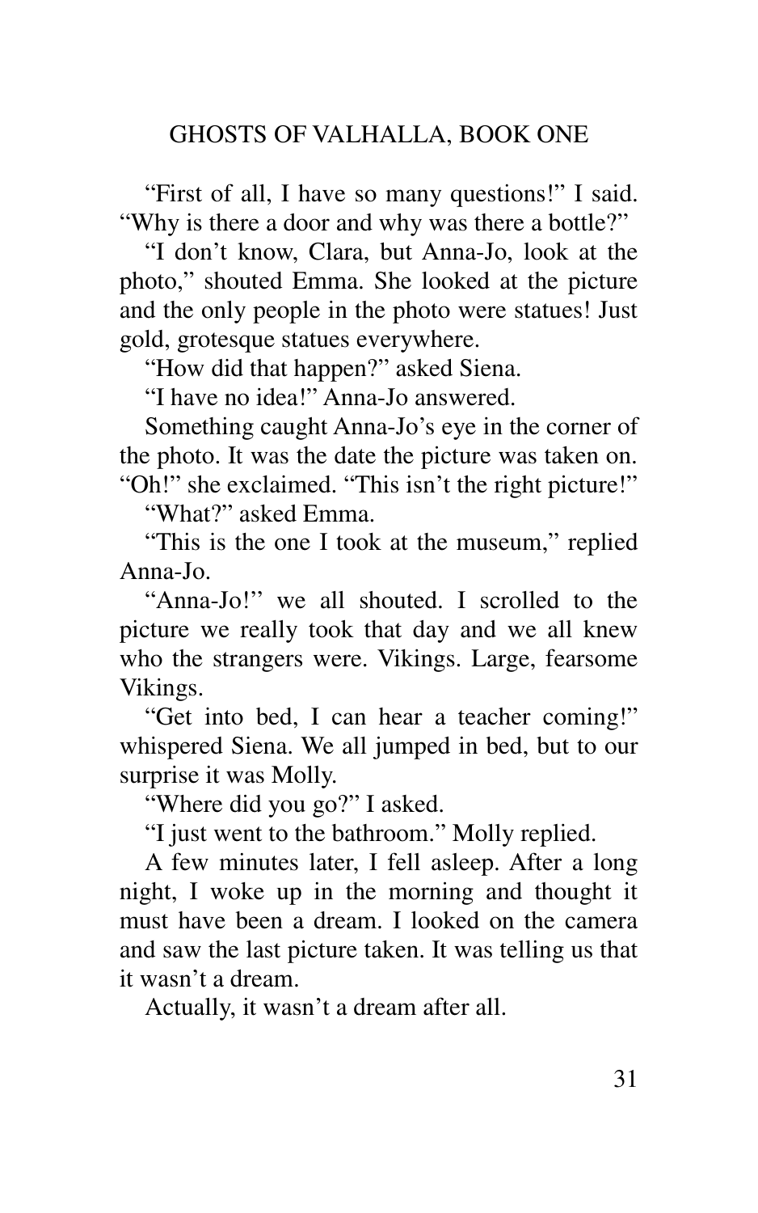"First of all, I have so many questions!" I said. "Why is there a door and why was there a bottle?"

"I don't know, Clara, but Anna-Jo, look at the photo," shouted Emma. She looked at the picture and the only people in the photo were statues! Just gold, grotesque statues everywhere.

"How did that happen?" asked Siena.

"I have no idea!" Anna-Jo answered.

Something caught Anna-Jo's eye in the corner of the photo. It was the date the picture was taken on. "Oh!" she exclaimed. "This isn't the right picture!"

"What?" asked Emma.

"This is the one I took at the museum," replied Anna-Jo.

"Anna-Jo!" we all shouted. I scrolled to the picture we really took that day and we all knew who the strangers were. Vikings. Large, fearsome Vikings.

"Get into bed, I can hear a teacher coming!" whispered Siena. We all jumped in bed, but to our surprise it was Molly.

"Where did you go?" I asked.

"I just went to the bathroom." Molly replied.

A few minutes later, I fell asleep. After a long night, I woke up in the morning and thought it must have been a dream. I looked on the camera and saw the last picture taken. It was telling us that it wasn't a dream.

Actually, it wasn't a dream after all.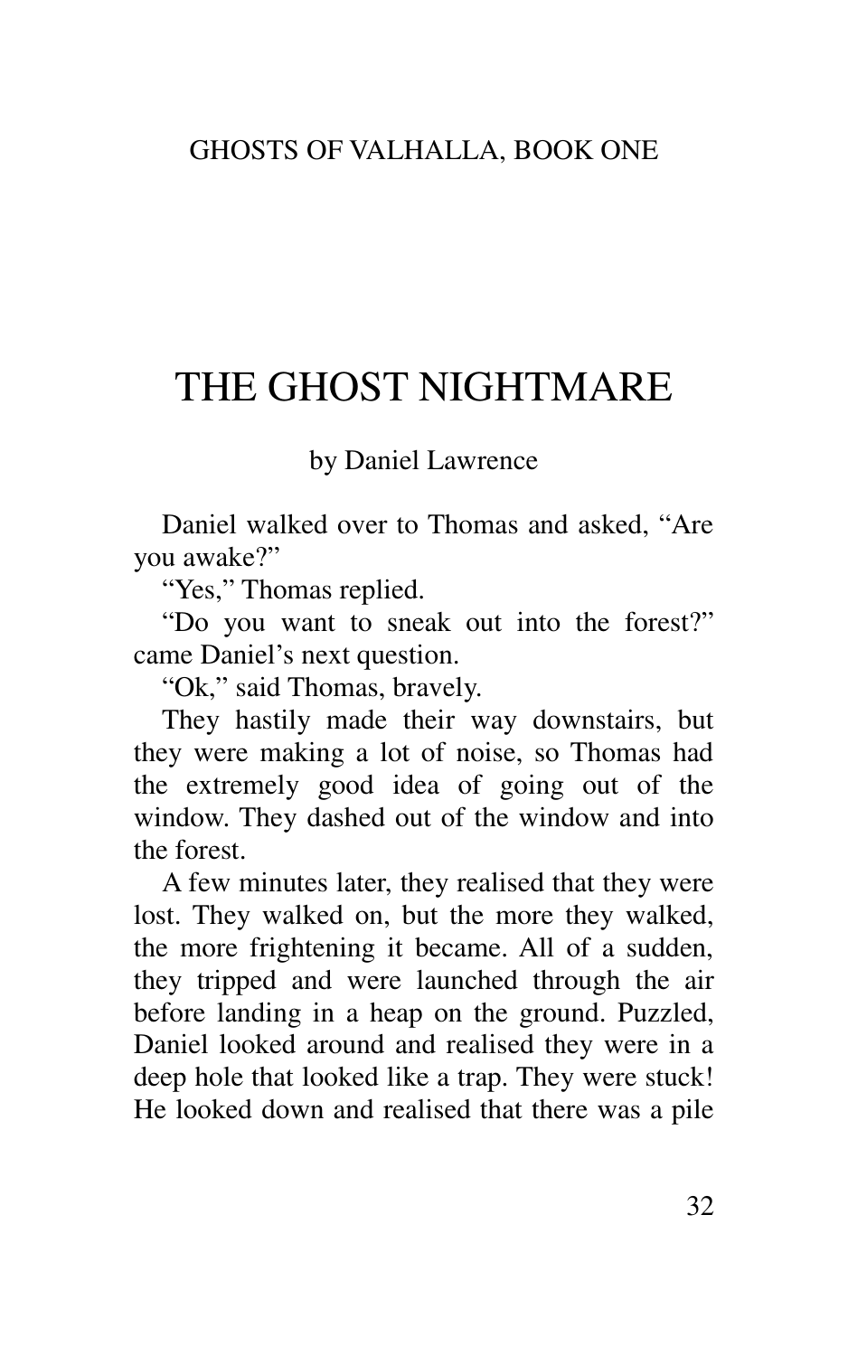# THE GHOST NIGHTMARE

by Daniel Lawrence

Daniel walked over to Thomas and asked, "Are you awake?"

"Yes," Thomas replied.

"Do you want to sneak out into the forest?" came Daniel's next question.

"Ok," said Thomas, bravely.

They hastily made their way downstairs, but they were making a lot of noise, so Thomas had the extremely good idea of going out of the window. They dashed out of the window and into the forest.

A few minutes later, they realised that they were lost. They walked on, but the more they walked, the more frightening it became. All of a sudden, they tripped and were launched through the air before landing in a heap on the ground. Puzzled, Daniel looked around and realised they were in a deep hole that looked like a trap. They were stuck! He looked down and realised that there was a pile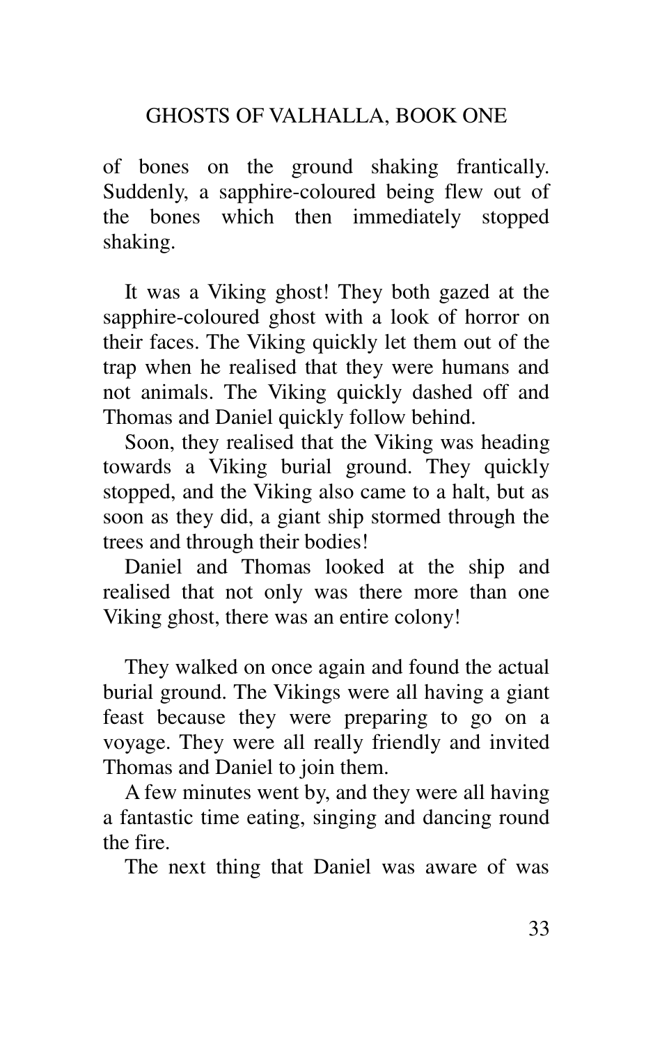of bones on the ground shaking frantically. Suddenly, a sapphire-coloured being flew out of the bones which then immediately stopped shaking.

It was a Viking ghost! They both gazed at the sapphire-coloured ghost with a look of horror on their faces. The Viking quickly let them out of the trap when he realised that they were humans and not animals. The Viking quickly dashed off and Thomas and Daniel quickly follow behind.

Soon, they realised that the Viking was heading towards a Viking burial ground. They quickly stopped, and the Viking also came to a halt, but as soon as they did, a giant ship stormed through the trees and through their bodies!

Daniel and Thomas looked at the ship and realised that not only was there more than one Viking ghost, there was an entire colony!

They walked on once again and found the actual burial ground. The Vikings were all having a giant feast because they were preparing to go on a voyage. They were all really friendly and invited Thomas and Daniel to join them.

A few minutes went by, and they were all having a fantastic time eating, singing and dancing round the fire.

The next thing that Daniel was aware of was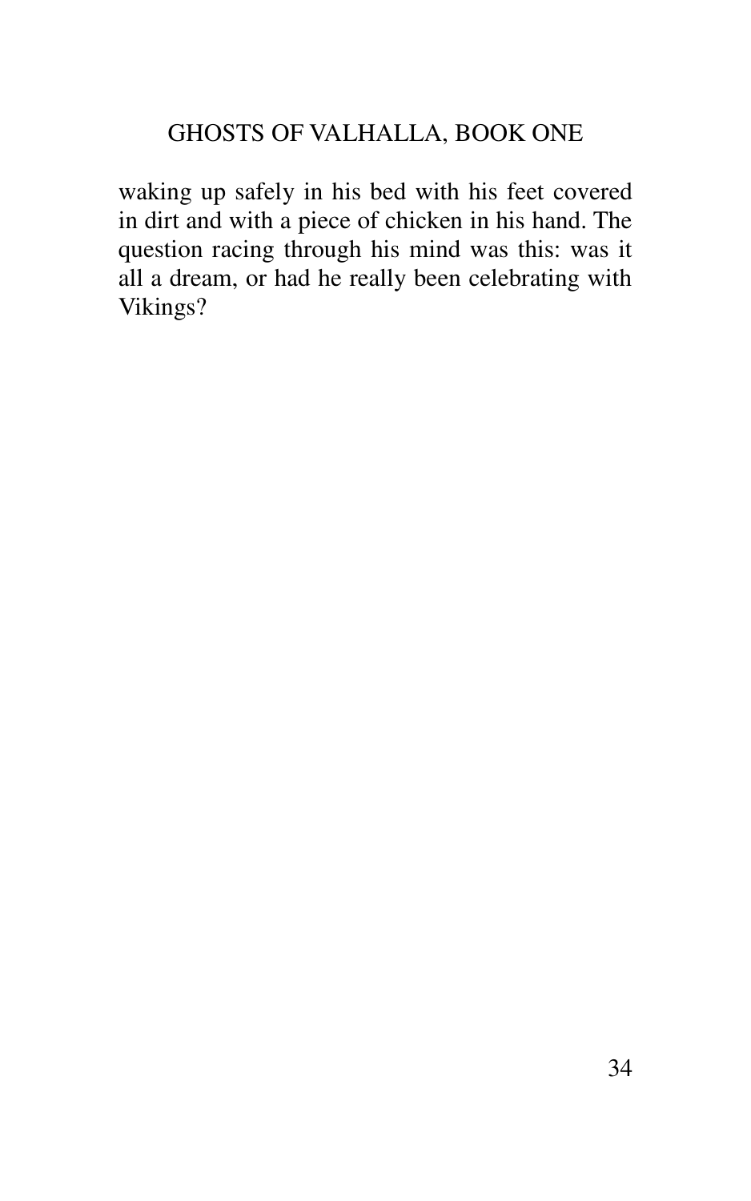waking up safely in his bed with his feet covered in dirt and with a piece of chicken in his hand. The question racing through his mind was this: was it all a dream, or had he really been celebrating with Vikings?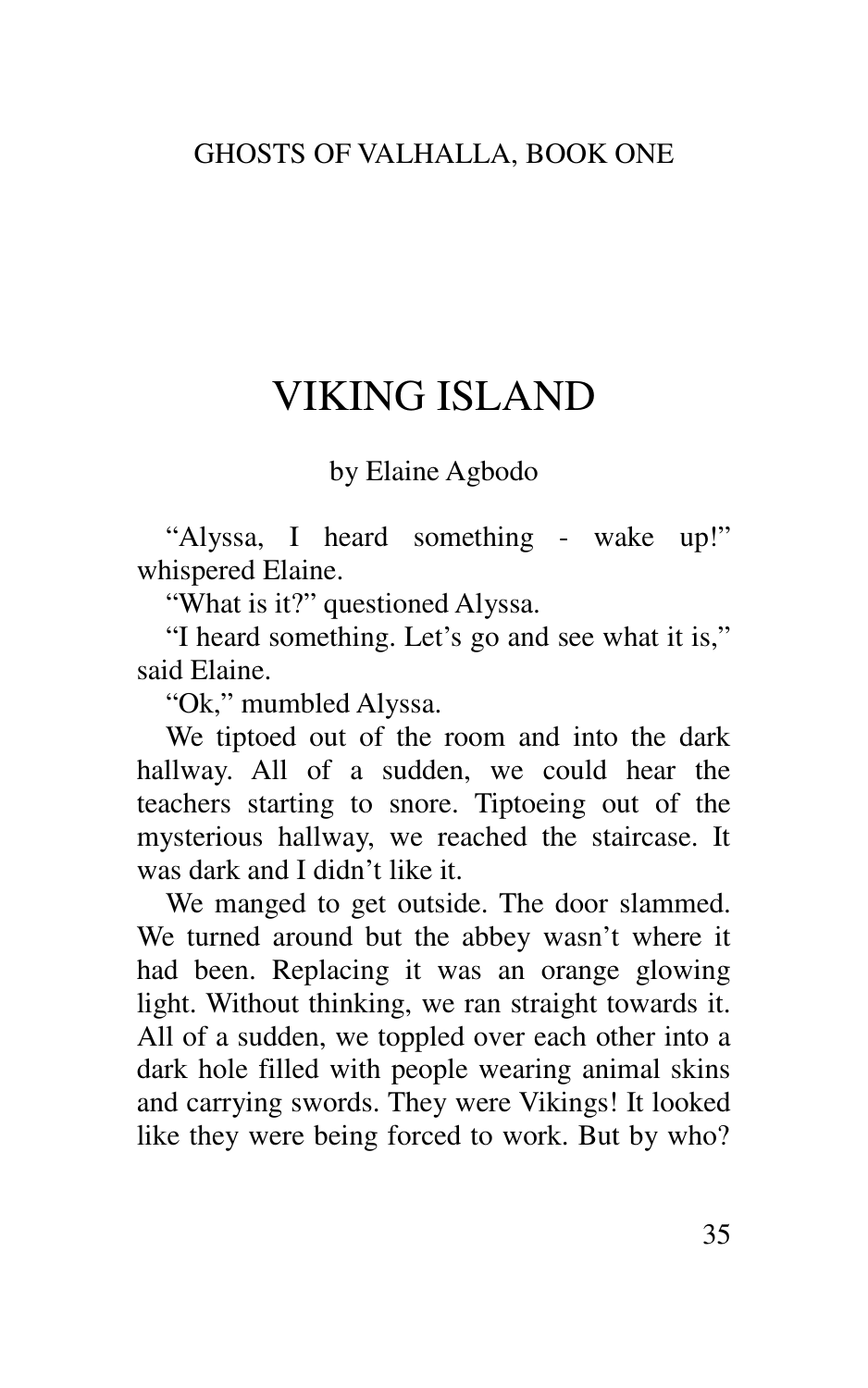GHOSTS OF VALHALLA, BOOK ONE

# VIKING ISLAND

by Elaine Agbodo

"Alyssa, I heard something - wake up!" whispered Elaine.

"What is it?" questioned Alyssa.

"I heard something. Let's go and see what it is," said Elaine.

"Ok," mumbled Alyssa.

We tiptoed out of the room and into the dark hallway. All of a sudden, we could hear the teachers starting to snore. Tiptoeing out of the mysterious hallway, we reached the staircase. It was dark and I didn't like it.

We manged to get outside. The door slammed. We turned around but the abbey wasn't where it had been. Replacing it was an orange glowing light. Without thinking, we ran straight towards it. All of a sudden, we toppled over each other into a dark hole filled with people wearing animal skins and carrying swords. They were Vikings! It looked like they were being forced to work. But by who?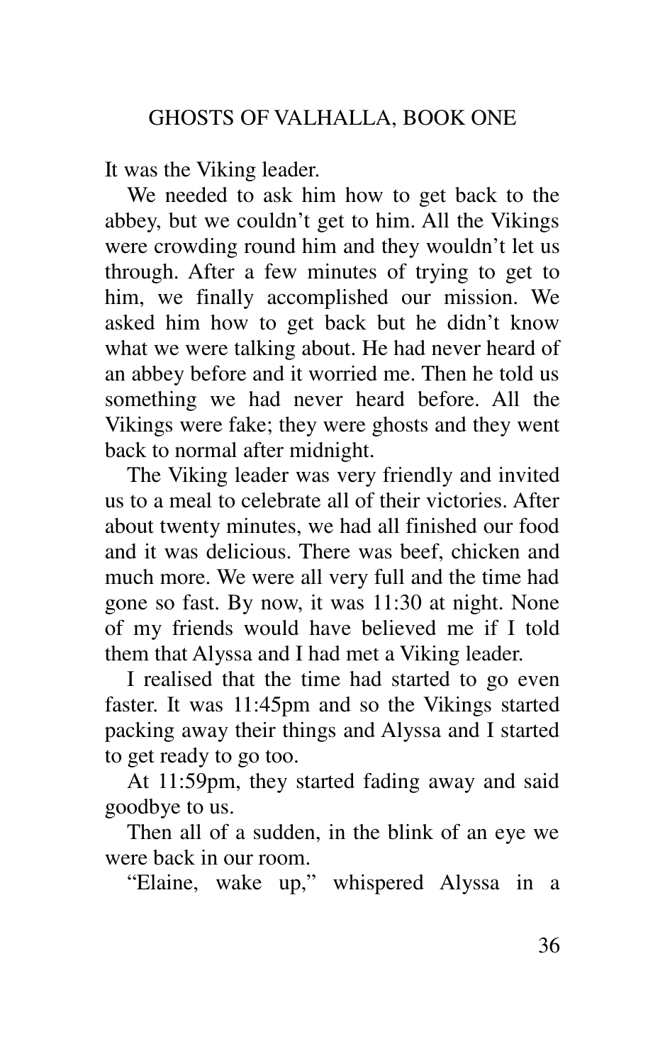It was the Viking leader.

We needed to ask him how to get back to the abbey, but we couldn't get to him. All the Vikings were crowding round him and they wouldn't let us through. After a few minutes of trying to get to him, we finally accomplished our mission. We asked him how to get back but he didn't know what we were talking about. He had never heard of an abbey before and it worried me. Then he told us something we had never heard before. All the Vikings were fake; they were ghosts and they went back to normal after midnight.

The Viking leader was very friendly and invited us to a meal to celebrate all of their victories. After about twenty minutes, we had all finished our food and it was delicious. There was beef, chicken and much more. We were all very full and the time had gone so fast. By now, it was 11:30 at night. None of my friends would have believed me if I told them that Alyssa and I had met a Viking leader.

I realised that the time had started to go even faster. It was 11:45pm and so the Vikings started packing away their things and Alyssa and I started to get ready to go too.

At 11:59pm, they started fading away and said goodbye to us.

Then all of a sudden, in the blink of an eye we were back in our room.

"Elaine, wake up," whispered Alyssa in a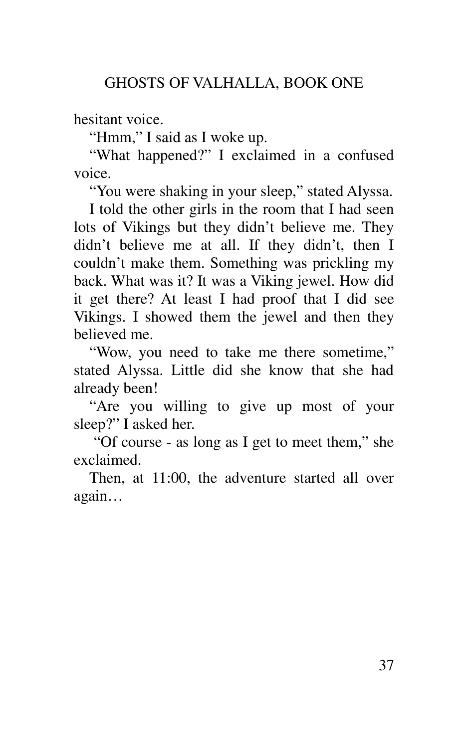hesitant voice.

"Hmm," I said as I woke up.

"What happened?" I exclaimed in a confused voice.

"You were shaking in your sleep," stated Alyssa.

I told the other girls in the room that I had seen lots of Vikings but they didn't believe me. They didn't believe me at all. If they didn't, then I couldn't make them. Something was prickling my back. What was it? It was a Viking jewel. How did it get there? At least I had proof that I did see Vikings. I showed them the jewel and then they believed me.

"Wow, you need to take me there sometime," stated Alyssa. Little did she know that she had already been!

"Are you willing to give up most of your sleep?" I asked her.

"Of course - as long as I get to meet them," she exclaimed.

Then, at 11:00, the adventure started all over again…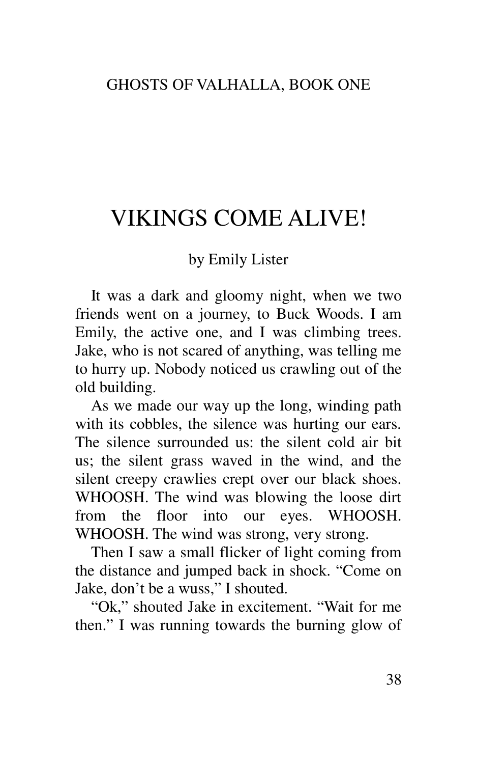# VIKINGS COME ALIVE!

by Emily Lister

It was a dark and gloomy night, when we two friends went on a journey, to Buck Woods. I am Emily, the active one, and I was climbing trees. Jake, who is not scared of anything, was telling me to hurry up. Nobody noticed us crawling out of the old building.

As we made our way up the long, winding path with its cobbles, the silence was hurting our ears. The silence surrounded us: the silent cold air bit us; the silent grass waved in the wind, and the silent creepy crawlies crept over our black shoes. WHOOSH. The wind was blowing the loose dirt from the floor into our eyes. WHOOSH. WHOOSH. The wind was strong, very strong.

Then I saw a small flicker of light coming from the distance and jumped back in shock. "Come on Jake, don't be a wuss," I shouted.

"Ok," shouted Jake in excitement. "Wait for me then." I was running towards the burning glow of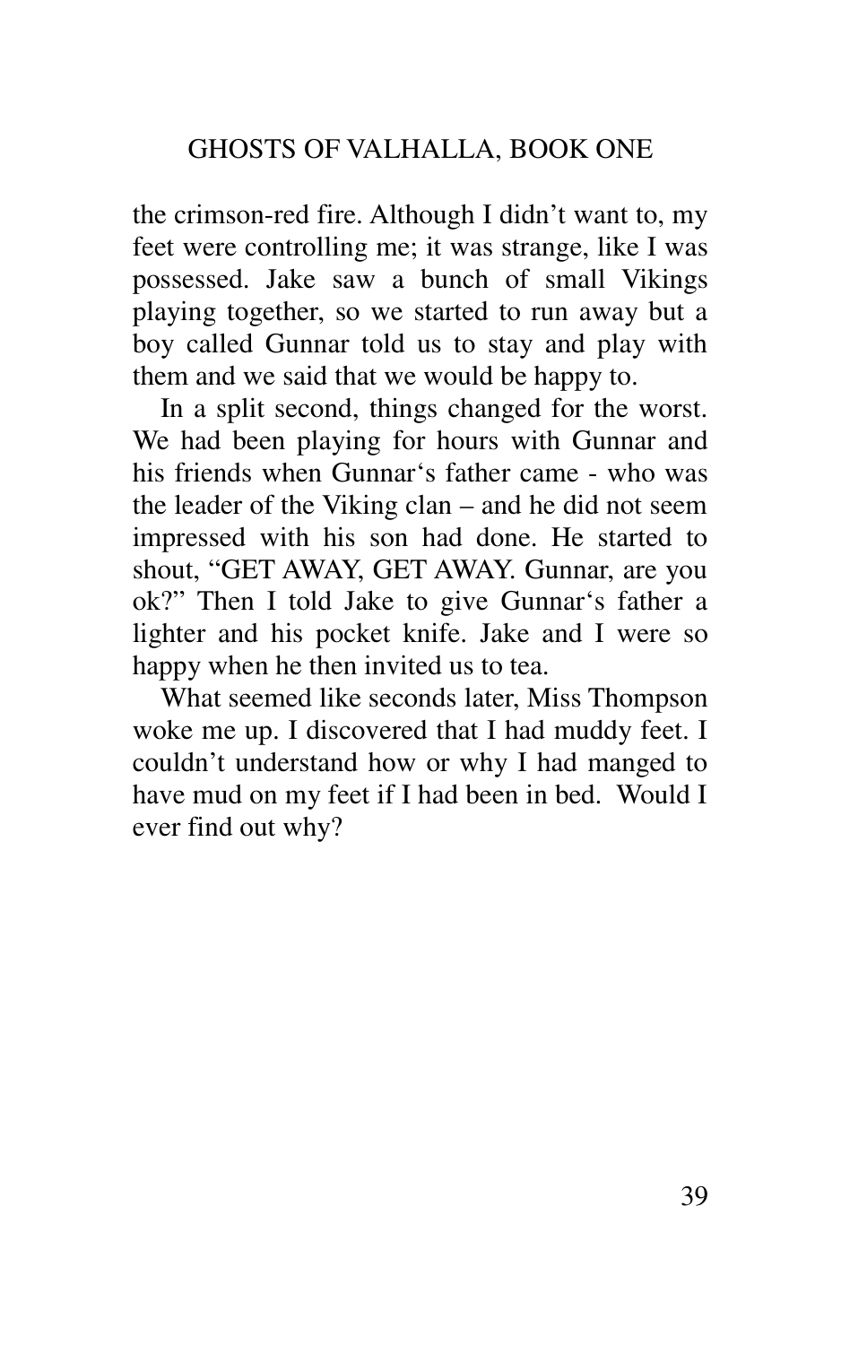the crimson-red fire. Although I didn't want to, my feet were controlling me; it was strange, like I was possessed. Jake saw a bunch of small Vikings playing together, so we started to run away but a boy called Gunnar told us to stay and play with them and we said that we would be happy to.

In a split second, things changed for the worst. We had been playing for hours with Gunnar and his friends when Gunnar's father came - who was the leader of the Viking clan – and he did not seem impressed with his son had done. He started to shout, "GET AWAY, GET AWAY. Gunnar, are you ok?" Then I told Jake to give Gunnar's father a lighter and his pocket knife. Jake and I were so happy when he then invited us to tea.

What seemed like seconds later, Miss Thompson woke me up. I discovered that I had muddy feet. I couldn't understand how or why I had manged to have mud on my feet if I had been in bed. Would I ever find out why?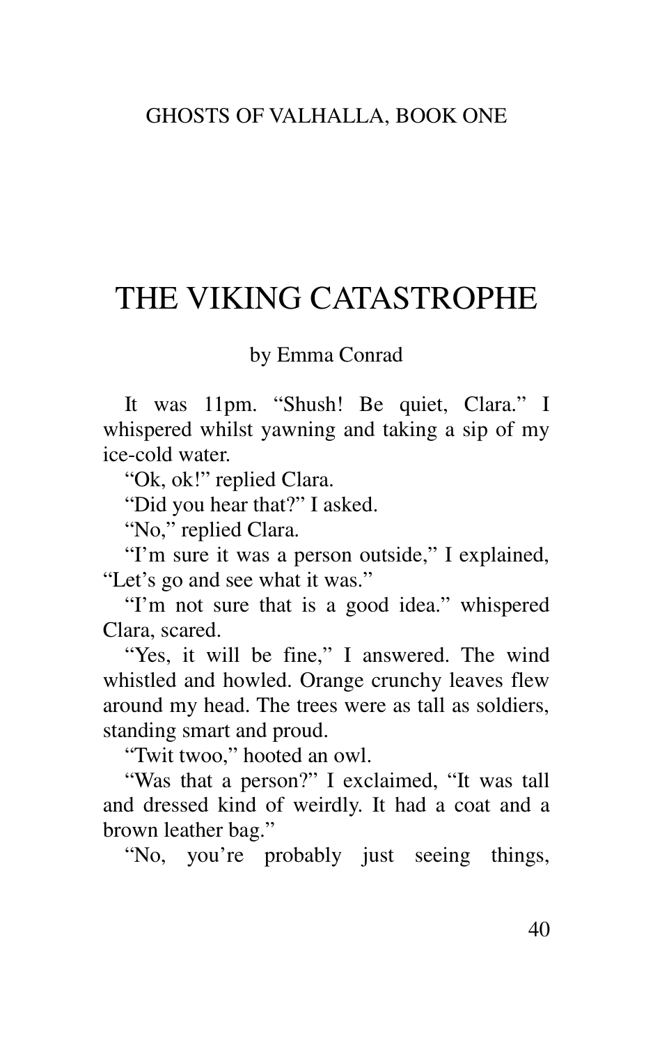# THE VIKING CATASTROPHE

by Emma Conrad

It was 11pm. "Shush! Be quiet, Clara." I whispered whilst yawning and taking a sip of my ice-cold water.

"Ok, ok!" replied Clara.

"Did you hear that?" I asked.

"No," replied Clara.

"I'm sure it was a person outside," I explained, "Let's go and see what it was."

"I'm not sure that is a good idea." whispered Clara, scared.

"Yes, it will be fine," I answered. The wind whistled and howled. Orange crunchy leaves flew around my head. The trees were as tall as soldiers, standing smart and proud.

"Twit twoo," hooted an owl.

"Was that a person?" I exclaimed, "It was tall and dressed kind of weirdly. It had a coat and a brown leather bag."

"No, you're probably just seeing things,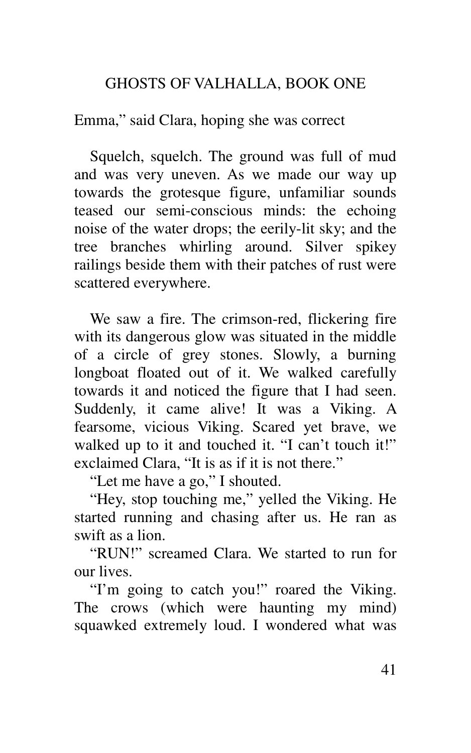Emma," said Clara, hoping she was correct

Squelch, squelch. The ground was full of mud and was very uneven. As we made our way up towards the grotesque figure, unfamiliar sounds teased our semi-conscious minds: the echoing noise of the water drops; the eerily-lit sky; and the tree branches whirling around. Silver spikey railings beside them with their patches of rust were scattered everywhere.

We saw a fire. The crimson-red, flickering fire with its dangerous glow was situated in the middle of a circle of grey stones. Slowly, a burning longboat floated out of it. We walked carefully towards it and noticed the figure that I had seen. Suddenly, it came alive! It was a Viking. A fearsome, vicious Viking. Scared yet brave, we walked up to it and touched it. "I can't touch it!" exclaimed Clara, "It is as if it is not there."

"Let me have a go," I shouted.

"Hey, stop touching me," yelled the Viking. He started running and chasing after us. He ran as swift as a lion.

"RUN!" screamed Clara. We started to run for our lives.

"I'm going to catch you!" roared the Viking. The crows (which were haunting my mind) squawked extremely loud. I wondered what was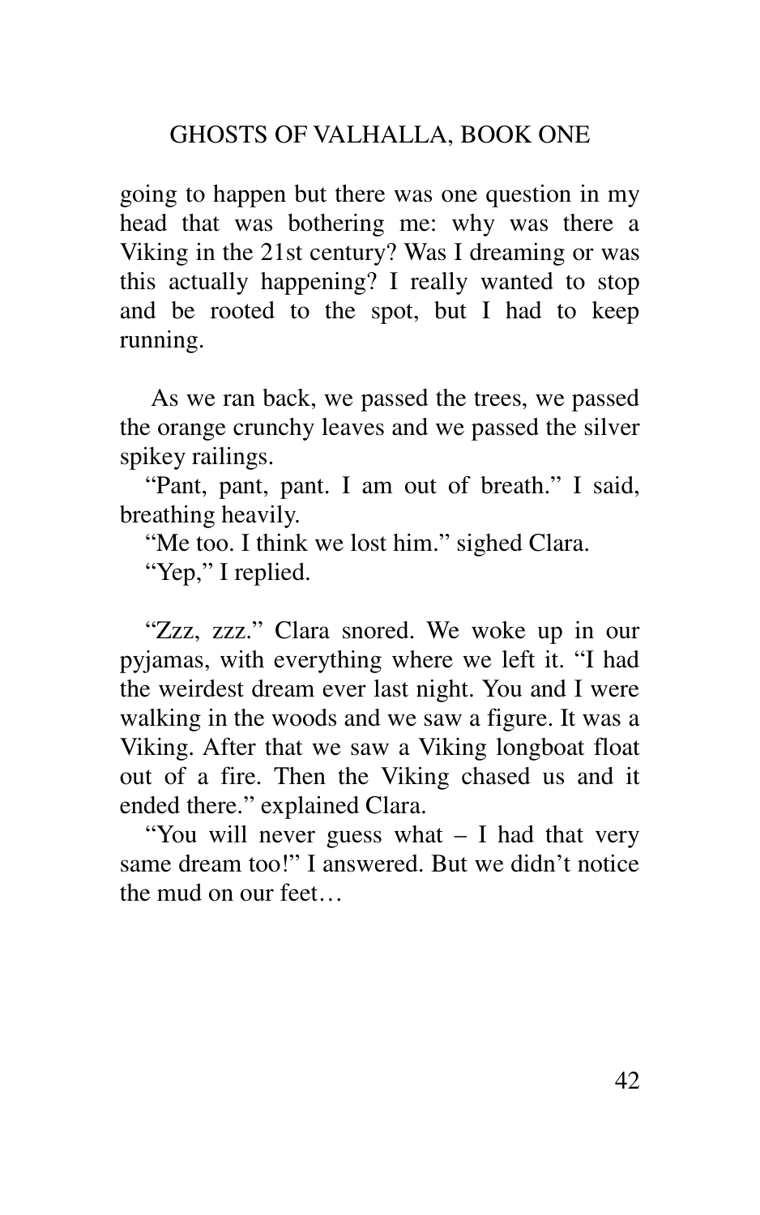going to happen but there was one question in my head that was bothering me: why was there a Viking in the 21st century? Was I dreaming or was this actually happening? I really wanted to stop and be rooted to the spot, but I had to keep running.

As we ran back, we passed the trees, we passed the orange crunchy leaves and we passed the silver spikey railings.

"Pant, pant, pant. I am out of breath." I said, breathing heavily.

"Me too. I think we lost him." sighed Clara.

"Yep," I replied.

"Zzz, zzz." Clara snored. We woke up in our pyjamas, with everything where we left it. "I had the weirdest dream ever last night. You and I were walking in the woods and we saw a figure. It was a Viking. After that we saw a Viking longboat float out of a fire. Then the Viking chased us and it ended there." explained Clara.

"You will never guess what – I had that very same dream too!" I answered. But we didn't notice the mud on our feet…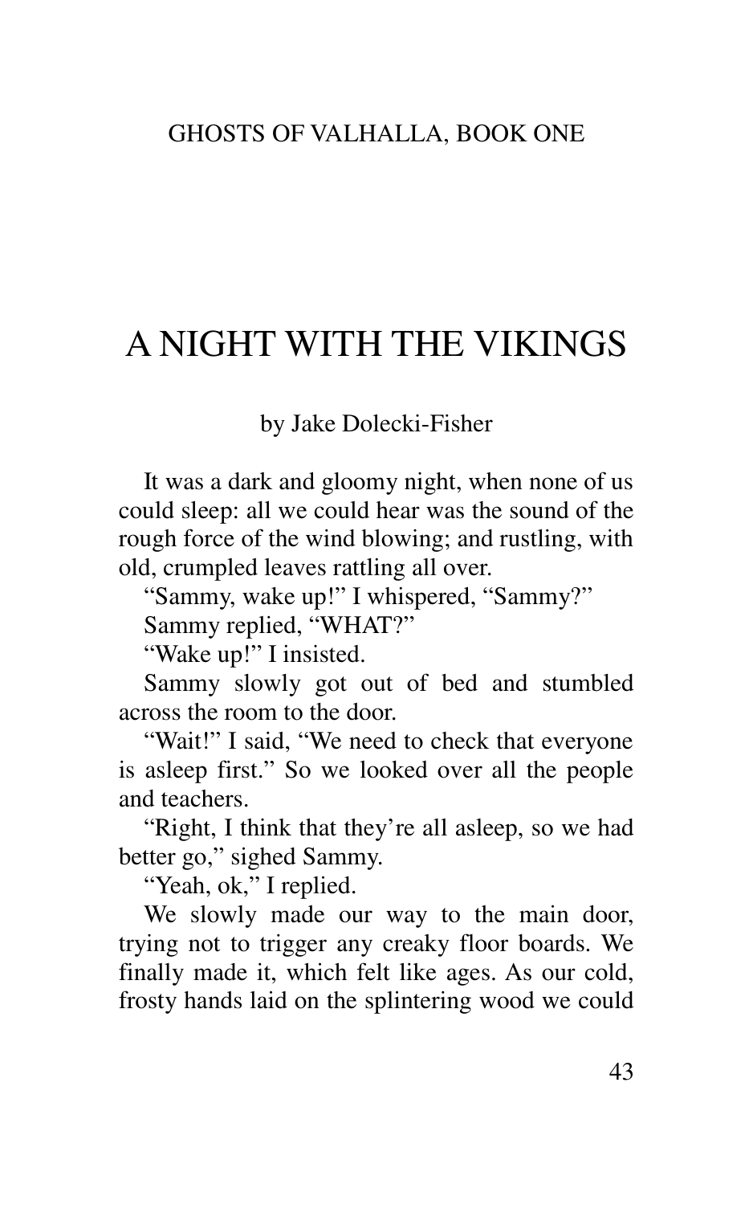# A NIGHT WITH THE VIKINGS

by Jake Dolecki-Fisher

It was a dark and gloomy night, when none of us could sleep: all we could hear was the sound of the rough force of the wind blowing; and rustling, with old, crumpled leaves rattling all over.

"Sammy, wake up!" I whispered, "Sammy?"

Sammy replied, "WHAT?"

"Wake up!" I insisted.

Sammy slowly got out of bed and stumbled across the room to the door.

"Wait!" I said, "We need to check that everyone is asleep first." So we looked over all the people and teachers.

"Right, I think that they're all asleep, so we had better go," sighed Sammy.

"Yeah, ok," I replied.

We slowly made our way to the main door, trying not to trigger any creaky floor boards. We finally made it, which felt like ages. As our cold, frosty hands laid on the splintering wood we could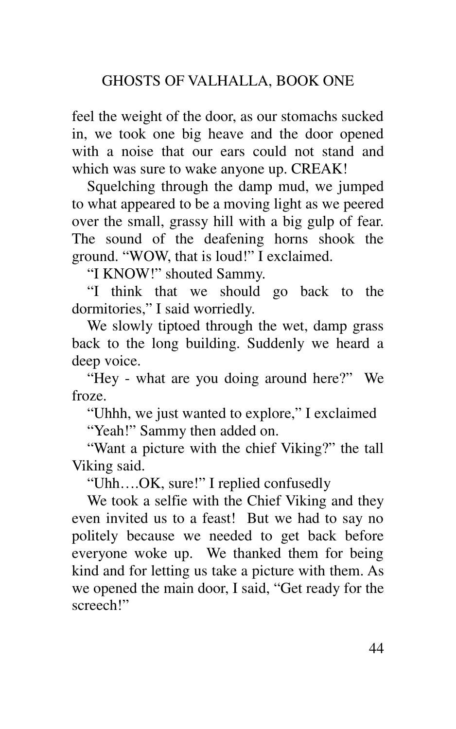feel the weight of the door, as our stomachs sucked in, we took one big heave and the door opened with a noise that our ears could not stand and which was sure to wake anyone up. CREAK!

Squelching through the damp mud, we jumped to what appeared to be a moving light as we peered over the small, grassy hill with a big gulp of fear. The sound of the deafening horns shook the ground. "WOW, that is loud!" I exclaimed.

"I KNOW!" shouted Sammy.

"I think that we should go back to the dormitories," I said worriedly.

We slowly tiptoed through the wet, damp grass back to the long building. Suddenly we heard a deep voice.

"Hey - what are you doing around here?" We froze.

"Uhhh, we just wanted to explore," I exclaimed

"Yeah!" Sammy then added on.

"Want a picture with the chief Viking?" the tall Viking said.

"Uhh….OK, sure!" I replied confusedly

We took a selfie with the Chief Viking and they even invited us to a feast! But we had to say no politely because we needed to get back before everyone woke up. We thanked them for being kind and for letting us take a picture with them. As we opened the main door, I said, "Get ready for the screech!"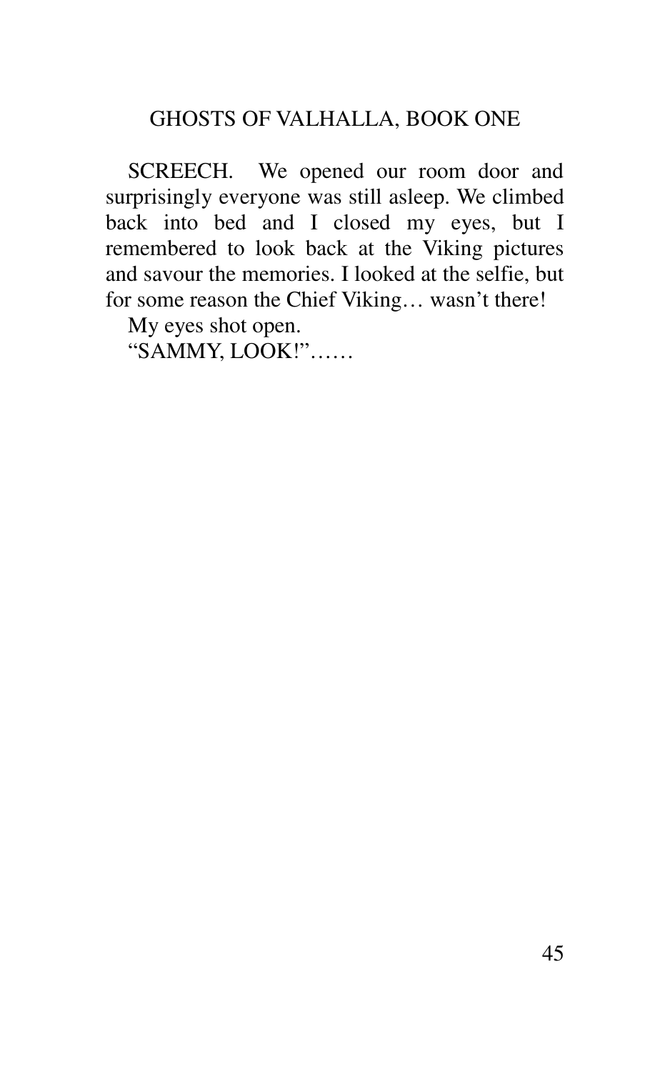SCREECH. We opened our room door and surprisingly everyone was still asleep. We climbed back into bed and I closed my eyes, but I remembered to look back at the Viking pictures and savour the memories. I looked at the selfie, but for some reason the Chief Viking… wasn't there!

My eyes shot open.

"SAMMY, LOOK!"……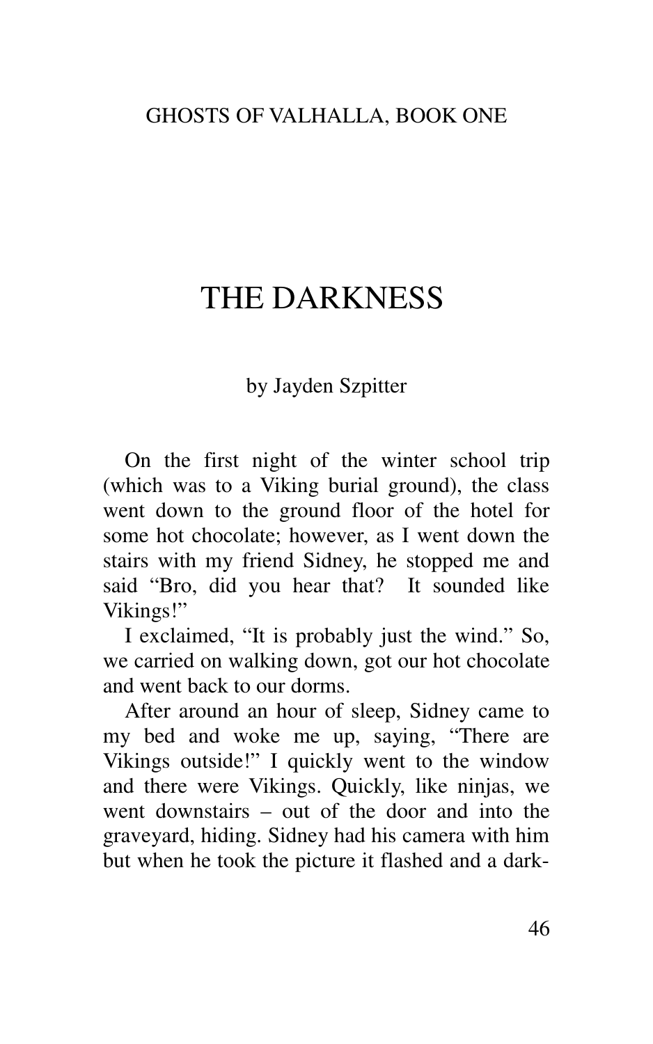GHOSTS OF VALHALLA, BOOK ONE

# THE DARKNESS

by Jayden Szpitter

On the first night of the winter school trip (which was to a Viking burial ground), the class went down to the ground floor of the hotel for some hot chocolate; however, as I went down the stairs with my friend Sidney, he stopped me and said "Bro, did you hear that? It sounded like Vikings!"

I exclaimed, "It is probably just the wind." So, we carried on walking down, got our hot chocolate and went back to our dorms.

After around an hour of sleep, Sidney came to my bed and woke me up, saying, "There are Vikings outside!" I quickly went to the window and there were Vikings. Quickly, like ninjas, we went downstairs – out of the door and into the graveyard, hiding. Sidney had his camera with him but when he took the picture it flashed and a dark-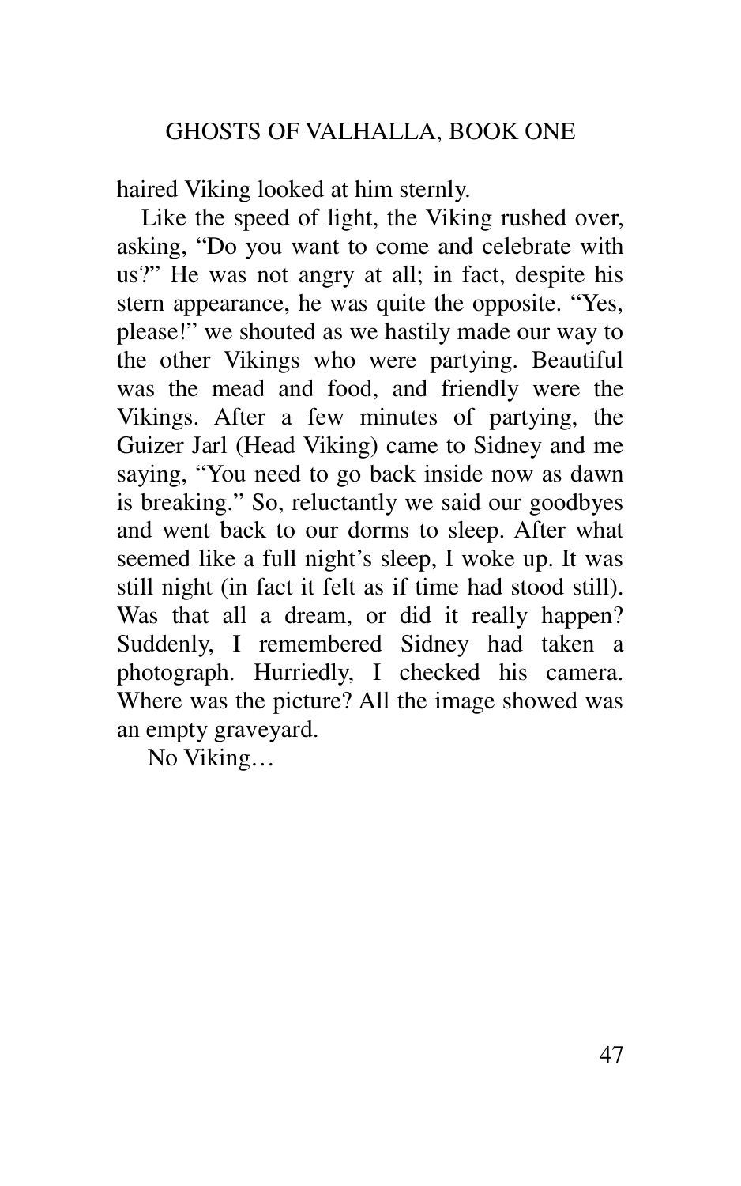haired Viking looked at him sternly.

Like the speed of light, the Viking rushed over, asking, “Do you want to come and celebrate with us?” He was not angry at all; in fact, despite his stern appearance, he was quite the opposite. “Yes, please!” we shouted as we hastily made our way to the other Vikings who were partying. Beautiful was the mead and food, and friendly were the Vikings. After a few minutes of partying, the Guizer Jarl (Head Viking) came to Sidney and me saying, “You need to go back inside now as dawn is breaking.” So, reluctantly we said our goodbyes and went back to our dorms to sleep. After what seemed like a full night’s sleep, I woke up. It was still night (in fact it felt as if time had stood still). Was that all a dream, or did it really happen? Suddenly, I remembered Sidney had taken a photograph. Hurriedly, I checked his camera. Where was the picture? All the image showed was an empty graveyard.

No Viking…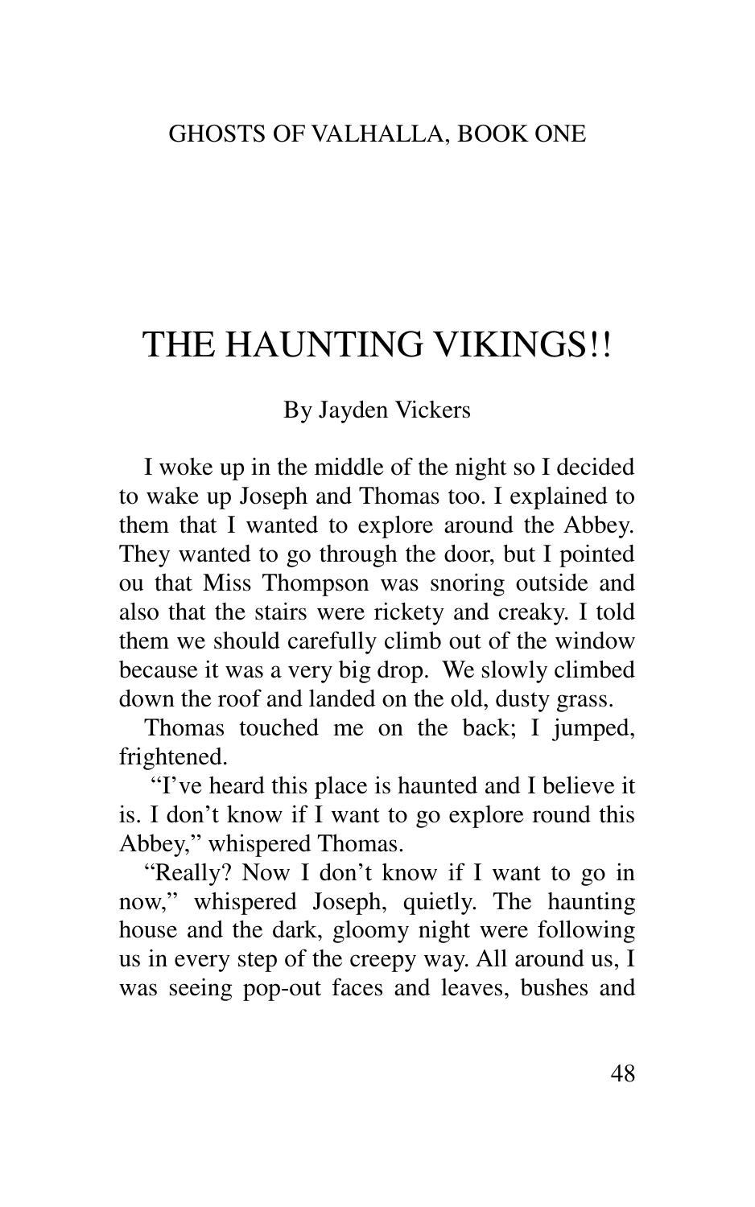# THE HAUNTING VIKINGS!!

By Jayden Vickers

I woke up in the middle of the night so I decided to wake up Joseph and Thomas too. I explained to them that I wanted to explore around the Abbey. They wanted to go through the door, but I pointed ou that Miss Thompson was snoring outside and also that the stairs were rickety and creaky. I told them we should carefully climb out of the window because it was a very big drop. We slowly climbed down the roof and landed on the old, dusty grass.

Thomas touched me on the back; I jumped, frightened.

"I've heard this place is haunted and I believe it is. I don't know if I want to go explore round this Abbey," whispered Thomas.

"Really? Now I don't know if I want to go in now," whispered Joseph, quietly. The haunting house and the dark, gloomy night were following us in every step of the creepy way. All around us, I was seeing pop-out faces and leaves, bushes and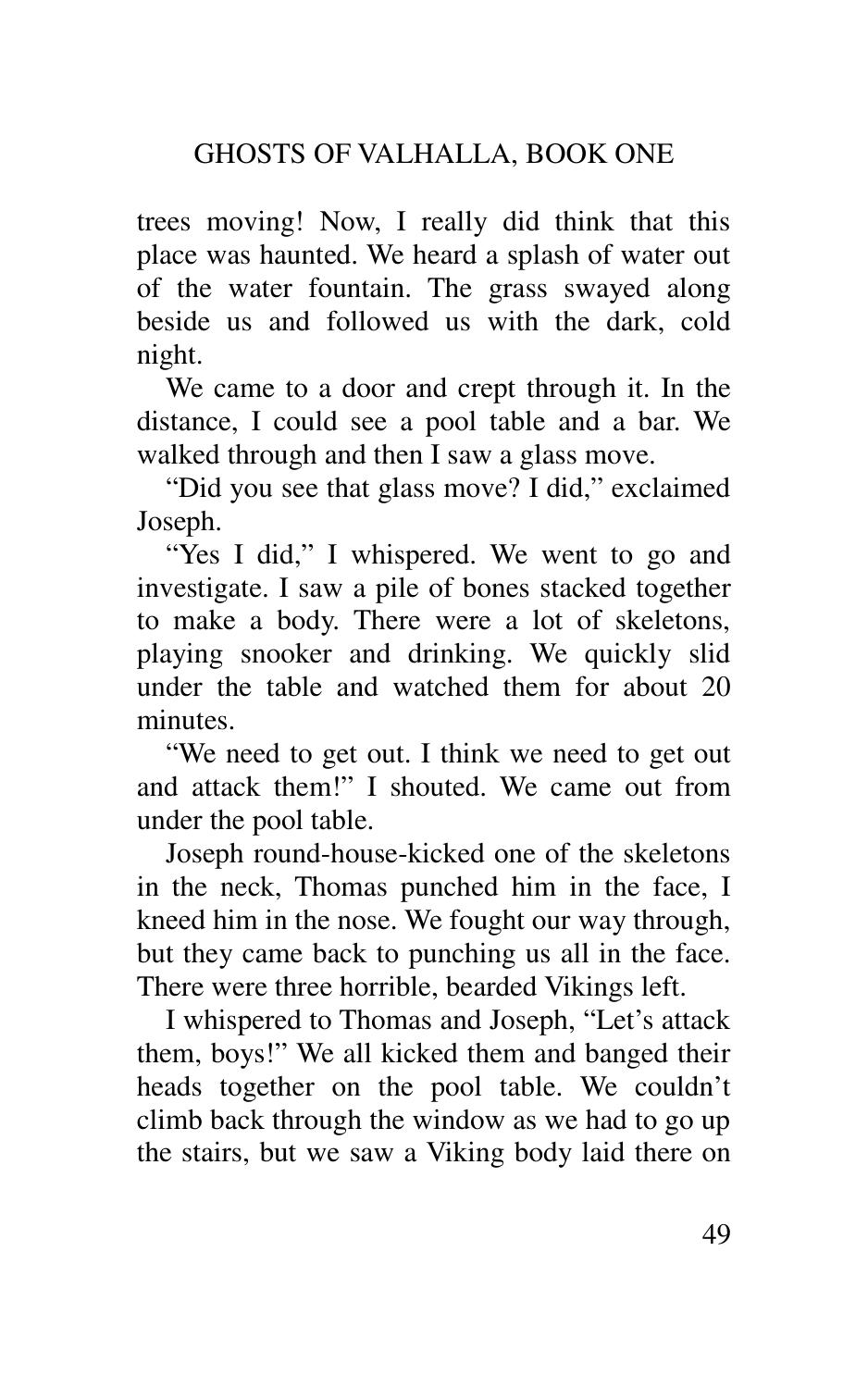trees moving! Now, I really did think that this place was haunted. We heard a splash of water out of the water fountain. The grass swayed along beside us and followed us with the dark, cold night.

We came to a door and crept through it. In the distance, I could see a pool table and a bar. We walked through and then I saw a glass move.

"Did you see that glass move? I did," exclaimed Joseph.

"Yes I did," I whispered. We went to go and investigate. I saw a pile of bones stacked together to make a body. There were a lot of skeletons, playing snooker and drinking. We quickly slid under the table and watched them for about 20 minutes.

"We need to get out. I think we need to get out and attack them!" I shouted. We came out from under the pool table.

Joseph round-house-kicked one of the skeletons in the neck, Thomas punched him in the face, I kneed him in the nose. We fought our way through, but they came back to punching us all in the face. There were three horrible, bearded Vikings left.

I whispered to Thomas and Joseph, "Let's attack them, boys!" We all kicked them and banged their heads together on the pool table. We couldn't climb back through the window as we had to go up the stairs, but we saw a Viking body laid there on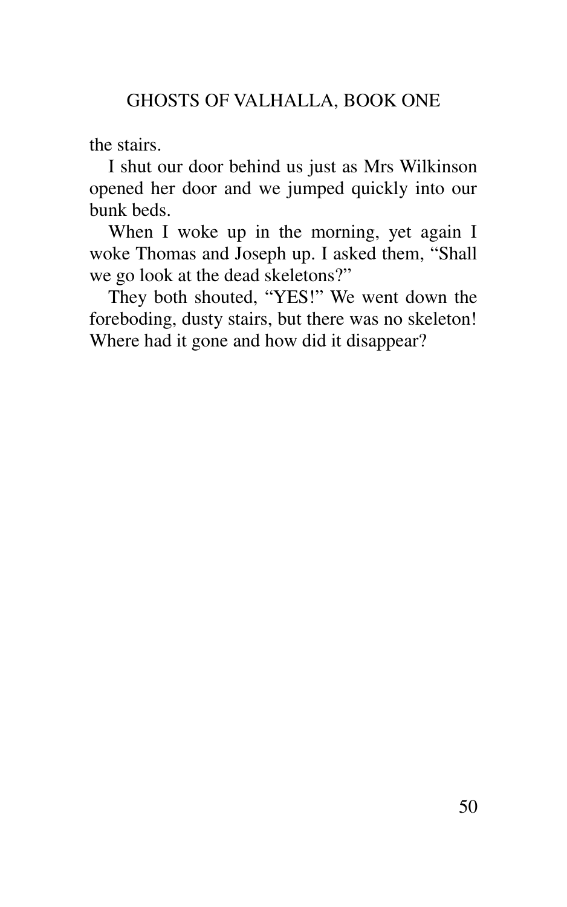the stairs.

I shut our door behind us just as Mrs Wilkinson opened her door and we jumped quickly into our bunk beds.

When I woke up in the morning, yet again I woke Thomas and Joseph up. I asked them, "Shall we go look at the dead skeletons?"

They both shouted, "YES!" We went down the foreboding, dusty stairs, but there was no skeleton! Where had it gone and how did it disappear?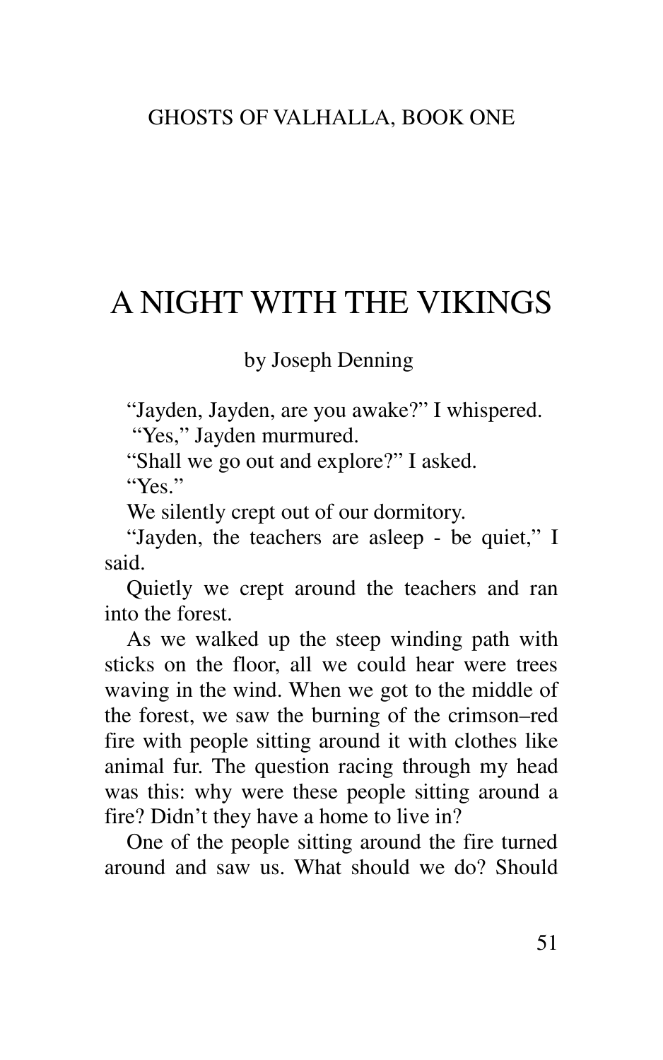# A NIGHT WITH THE VIKINGS

by Joseph Denning

"Jayden, Jayden, are you awake?" I whispered.

"Yes," Jayden murmured.

"Shall we go out and explore?" I asked.

"Yes."

We silently crept out of our dormitory.

"Jayden, the teachers are asleep - be quiet," I said.

Quietly we crept around the teachers and ran into the forest.

As we walked up the steep winding path with sticks on the floor, all we could hear were trees waving in the wind. When we got to the middle of the forest, we saw the burning of the crimson–red fire with people sitting around it with clothes like animal fur. The question racing through my head was this: why were these people sitting around a fire? Didn't they have a home to live in?

One of the people sitting around the fire turned around and saw us. What should we do? Should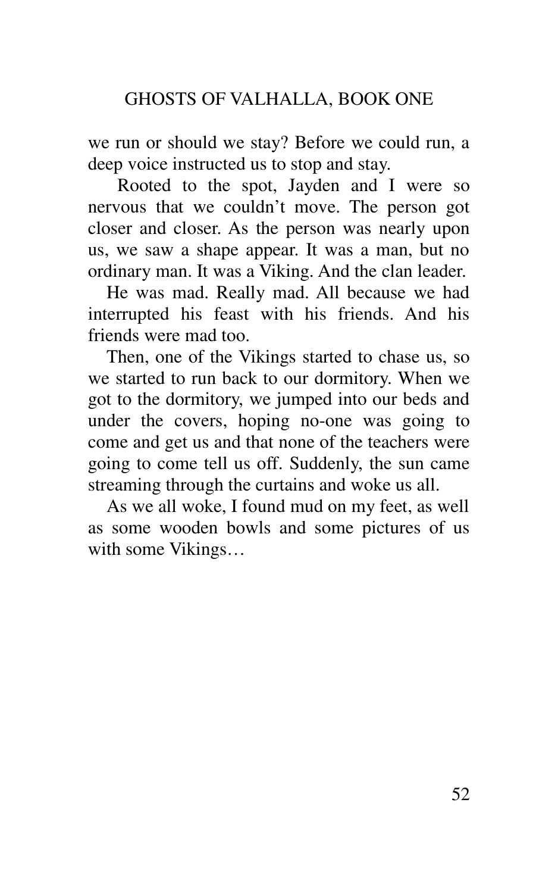we run or should we stay? Before we could run, a deep voice instructed us to stop and stay.

Rooted to the spot, Jayden and I were so nervous that we couldn't move. The person got closer and closer. As the person was nearly upon us, we saw a shape appear. It was a man, but no ordinary man. It was a Viking. And the clan leader.

He was mad. Really mad. All because we had interrupted his feast with his friends. And his friends were mad too.

Then, one of the Vikings started to chase us, so we started to run back to our dormitory. When we got to the dormitory, we jumped into our beds and under the covers, hoping no-one was going to come and get us and that none of the teachers were going to come tell us off. Suddenly, the sun came streaming through the curtains and woke us all.

As we all woke, I found mud on my feet, as well as some wooden bowls and some pictures of us with some Vikings…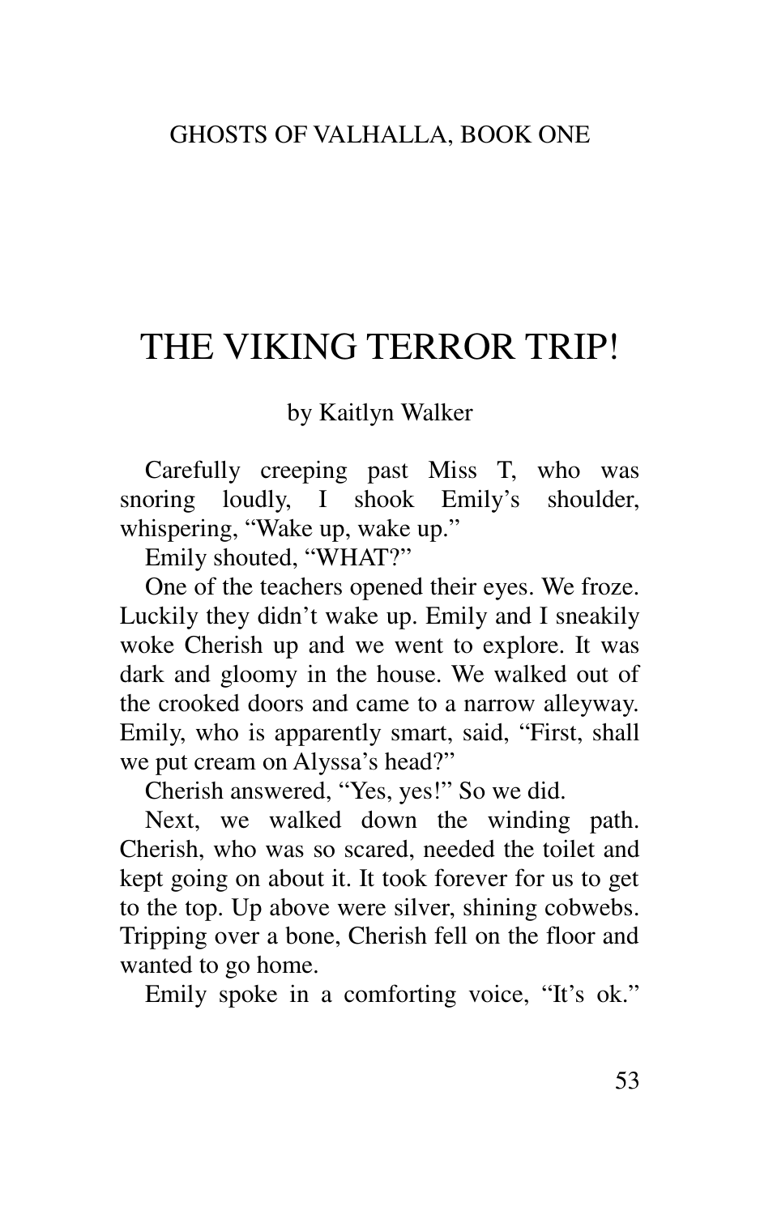# THE VIKING TERROR TRIP!

by Kaitlyn Walker

Carefully creeping past Miss T, who was snoring loudly, I shook Emily's shoulder, whispering, "Wake up, wake up."

Emily shouted, "WHAT?"

One of the teachers opened their eyes. We froze. Luckily they didn't wake up. Emily and I sneakily woke Cherish up and we went to explore. It was dark and gloomy in the house. We walked out of the crooked doors and came to a narrow alleyway. Emily, who is apparently smart, said, "First, shall we put cream on Alyssa's head?"

Cherish answered, "Yes, yes!" So we did.

Next, we walked down the winding path. Cherish, who was so scared, needed the toilet and kept going on about it. It took forever for us to get to the top. Up above were silver, shining cobwebs. Tripping over a bone, Cherish fell on the floor and wanted to go home.

Emily spoke in a comforting voice, "It's ok."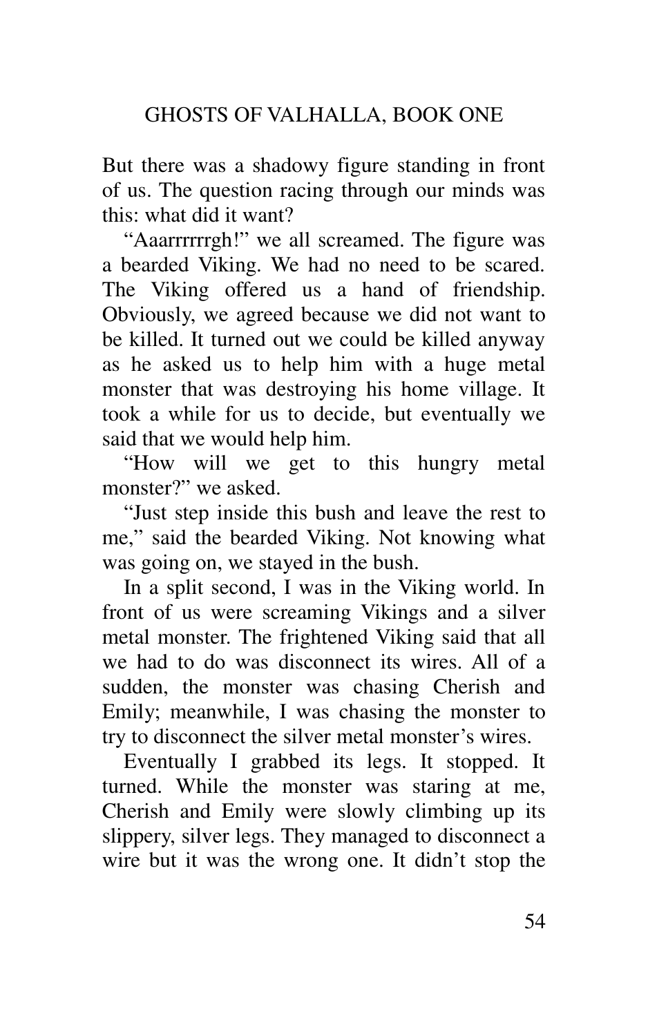But there was a shadowy figure standing in front of us. The question racing through our minds was this: what did it want?

"Aaarrrrrrgh!" we all screamed. The figure was a bearded Viking. We had no need to be scared. The Viking offered us a hand of friendship. Obviously, we agreed because we did not want to be killed. It turned out we could be killed anyway as he asked us to help him with a huge metal monster that was destroying his home village. It took a while for us to decide, but eventually we said that we would help him.

"How will we get to this hungry metal monster?" we asked.

"Just step inside this bush and leave the rest to me," said the bearded Viking. Not knowing what was going on, we stayed in the bush.

In a split second, I was in the Viking world. In front of us were screaming Vikings and a silver metal monster. The frightened Viking said that all we had to do was disconnect its wires. All of a sudden, the monster was chasing Cherish and Emily; meanwhile, I was chasing the monster to try to disconnect the silver metal monster's wires.

Eventually I grabbed its legs. It stopped. It turned. While the monster was staring at me, Cherish and Emily were slowly climbing up its slippery, silver legs. They managed to disconnect a wire but it was the wrong one. It didn't stop the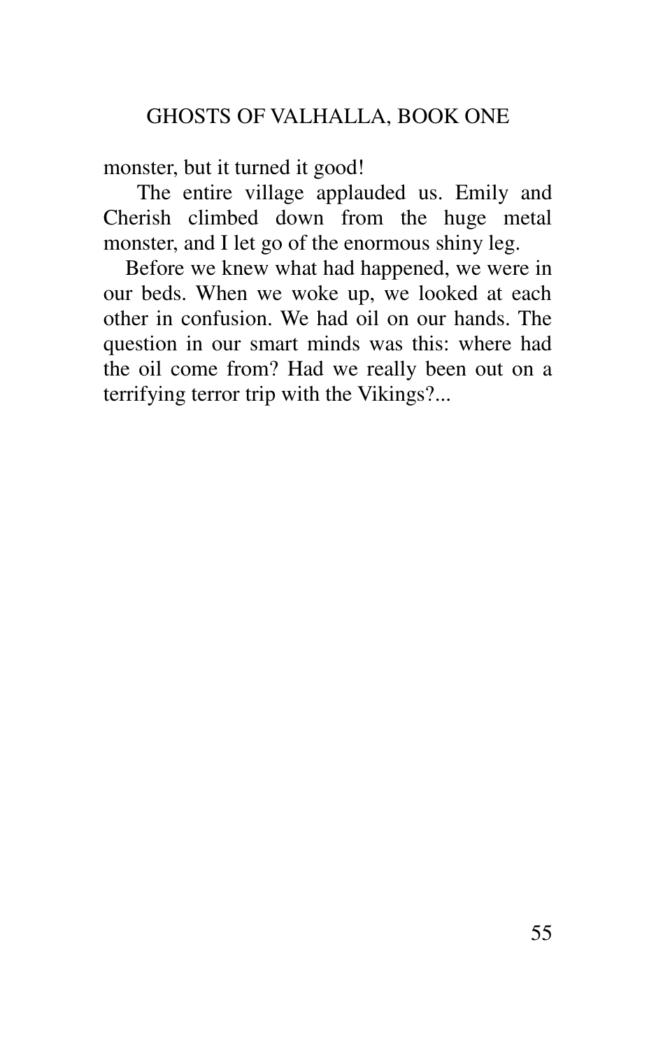monster, but it turned it good!

The entire village applauded us. Emily and Cherish climbed down from the huge metal monster, and I let go of the enormous shiny leg.

Before we knew what had happened, we were in our beds. When we woke up, we looked at each other in confusion. We had oil on our hands. The question in our smart minds was this: where had the oil come from? Had we really been out on a terrifying terror trip with the Vikings?...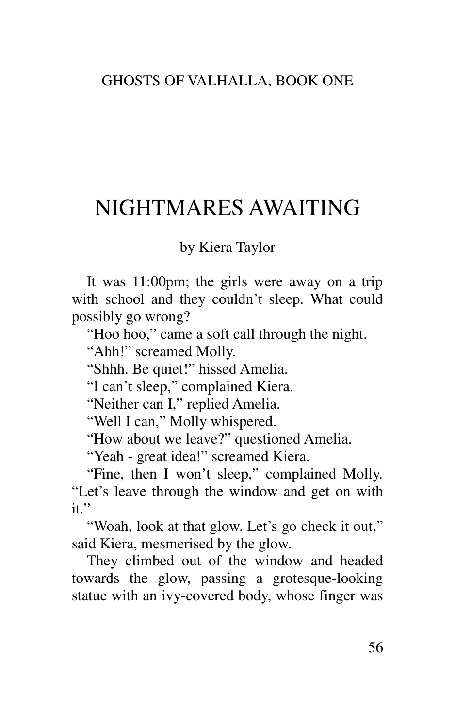# NIGHTMARES AWAITING

by Kiera Taylor

It was 11:00pm; the girls were away on a trip with school and they couldn't sleep. What could possibly go wrong?

"Hoo hoo," came a soft call through the night.

"Ahh!" screamed Molly.

"Shhh. Be quiet!" hissed Amelia.

"I can't sleep," complained Kiera.

"Neither can I," replied Amelia.

"Well I can," Molly whispered.

"How about we leave?" questioned Amelia.

"Yeah - great idea!" screamed Kiera.

"Fine, then I won't sleep," complained Molly. "Let's leave through the window and get on with it."

"Woah, look at that glow. Let's go check it out," said Kiera, mesmerised by the glow.

They climbed out of the window and headed towards the glow, passing a grotesque-looking statue with an ivy-covered body, whose finger was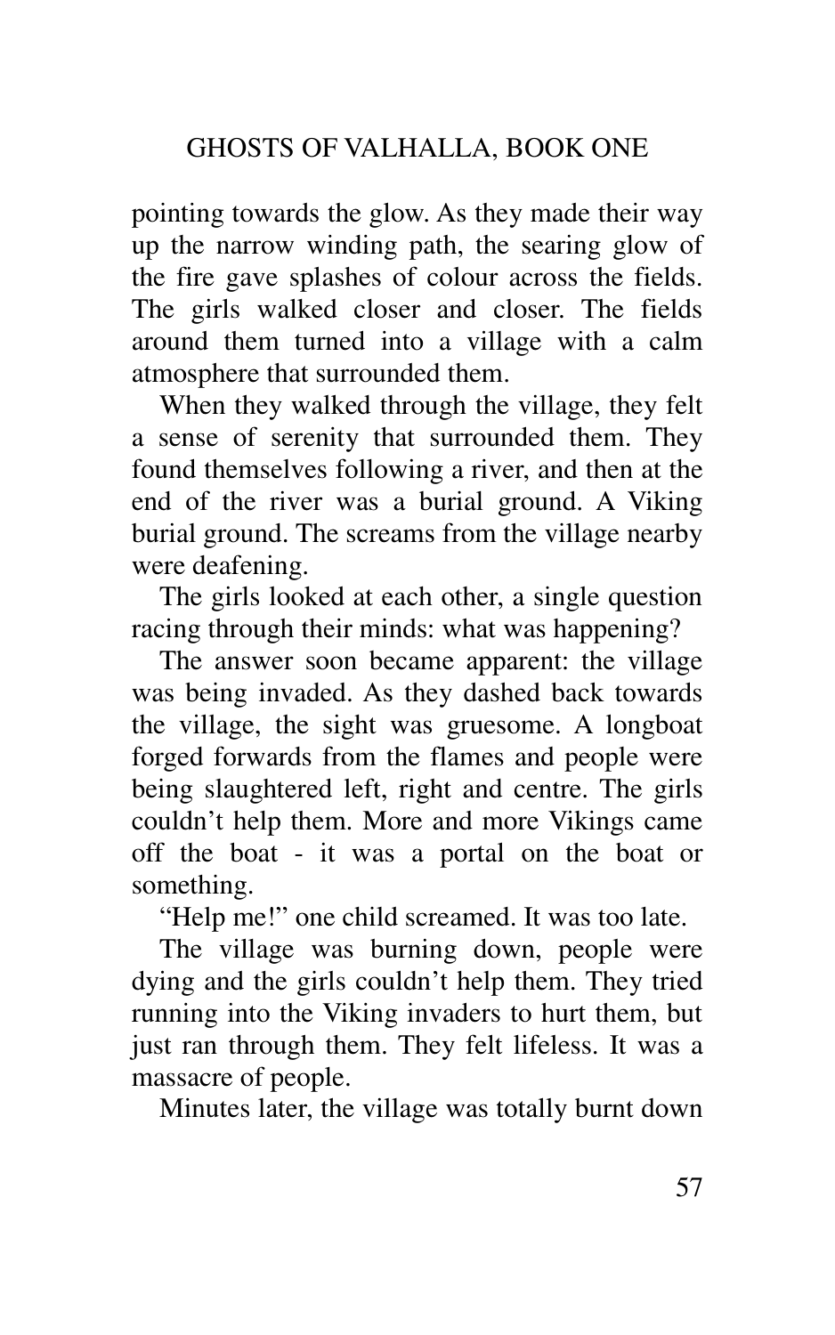pointing towards the glow. As they made their way up the narrow winding path, the searing glow of the fire gave splashes of colour across the fields. The girls walked closer and closer. The fields around them turned into a village with a calm atmosphere that surrounded them.

When they walked through the village, they felt a sense of serenity that surrounded them. They found themselves following a river, and then at the end of the river was a burial ground. A Viking burial ground. The screams from the village nearby were deafening.

The girls looked at each other, a single question racing through their minds: what was happening?

The answer soon became apparent: the village was being invaded. As they dashed back towards the village, the sight was gruesome. A longboat forged forwards from the flames and people were being slaughtered left, right and centre. The girls couldn't help them. More and more Vikings came off the boat - it was a portal on the boat or something.

"Help me!" one child screamed. It was too late.

The village was burning down, people were dying and the girls couldn't help them. They tried running into the Viking invaders to hurt them, but just ran through them. They felt lifeless. It was a massacre of people.

Minutes later, the village was totally burnt down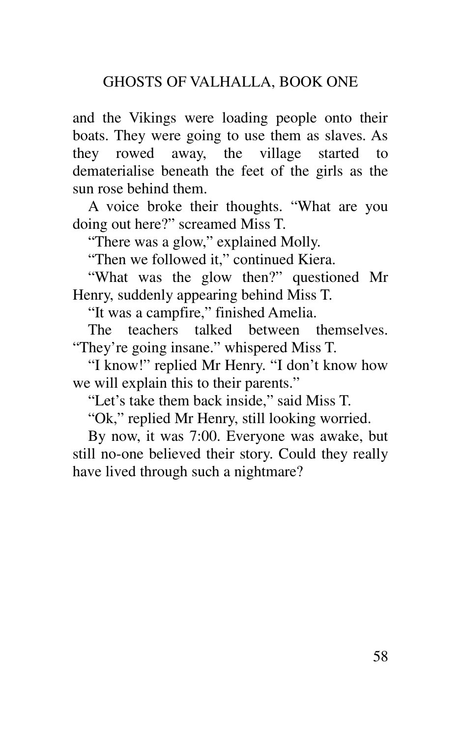and the Vikings were loading people onto their boats. They were going to use them as slaves. As they rowed away, the village started to dematerialise beneath the feet of the girls as the sun rose behind them.

A voice broke their thoughts. "What are you doing out here?" screamed Miss T.

"There was a glow," explained Molly.

"Then we followed it," continued Kiera.

"What was the glow then?" questioned Mr Henry, suddenly appearing behind Miss T.

"It was a campfire," finished Amelia.

The teachers talked between themselves. "They're going insane." whispered Miss T.

"I know!" replied Mr Henry. "I don't know how we will explain this to their parents."

"Let's take them back inside," said Miss T.

"Ok," replied Mr Henry, still looking worried.

By now, it was 7:00. Everyone was awake, but still no-one believed their story. Could they really have lived through such a nightmare?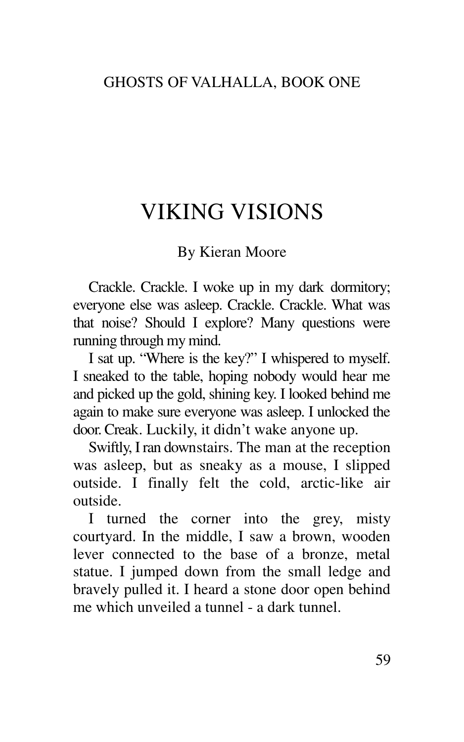# VIKING VISIONS

By Kieran Moore

Crackle. Crackle. I woke up in my dark dormitory; everyone else was asleep. Crackle. Crackle. What was that noise? Should I explore? Many questions were running through my mind.

I sat up. "Where is the key?" I whispered to myself. I sneaked to the table, hoping nobody would hear me and picked up the gold, shining key. I looked behind me again to make sure everyone was asleep. I unlocked the door. Creak. Luckily, it didn't wake anyone up.

Swiftly, I ran downstairs. The man at the reception was asleep, but as sneaky as a mouse, I slipped outside. I finally felt the cold, arctic-like air outside.

I turned the corner into the grey, misty courtyard. In the middle, I saw a brown, wooden lever connected to the base of a bronze, metal statue. I jumped down from the small ledge and bravely pulled it. I heard a stone door open behind me which unveiled a tunnel - a dark tunnel.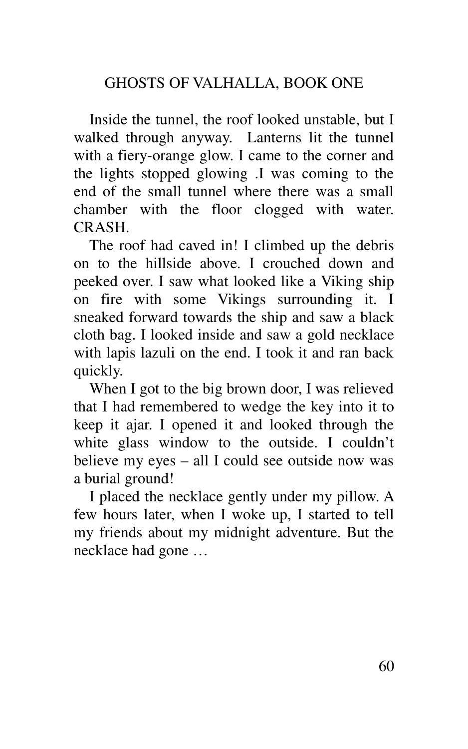Inside the tunnel, the roof looked unstable, but I walked through anyway.  Lanterns lit the tunnel with a fiery-orange glow. I came to the corner and the lights stopped glowing .I was coming to the end of the small tunnel where there was a small chamber with the floor clogged with water. CRASH.

The roof had caved in! I climbed up the debris on to the hillside above. I crouched down and peeked over. I saw what looked like a Viking ship on fire with some Vikings surrounding it. I sneaked forward towards the ship and saw a black cloth bag. I looked inside and saw a gold necklace with lapis lazuli on the end. I took it and ran back quickly.

When I got to the big brown door, I was relieved that I had remembered to wedge the key into it to keep it ajar. I opened it and looked through the white glass window to the outside. I couldn't believe my eyes – all I could see outside now was a burial ground!

I placed the necklace gently under my pillow. A few hours later, when I woke up, I started to tell my friends about my midnight adventure. But the necklace had gone …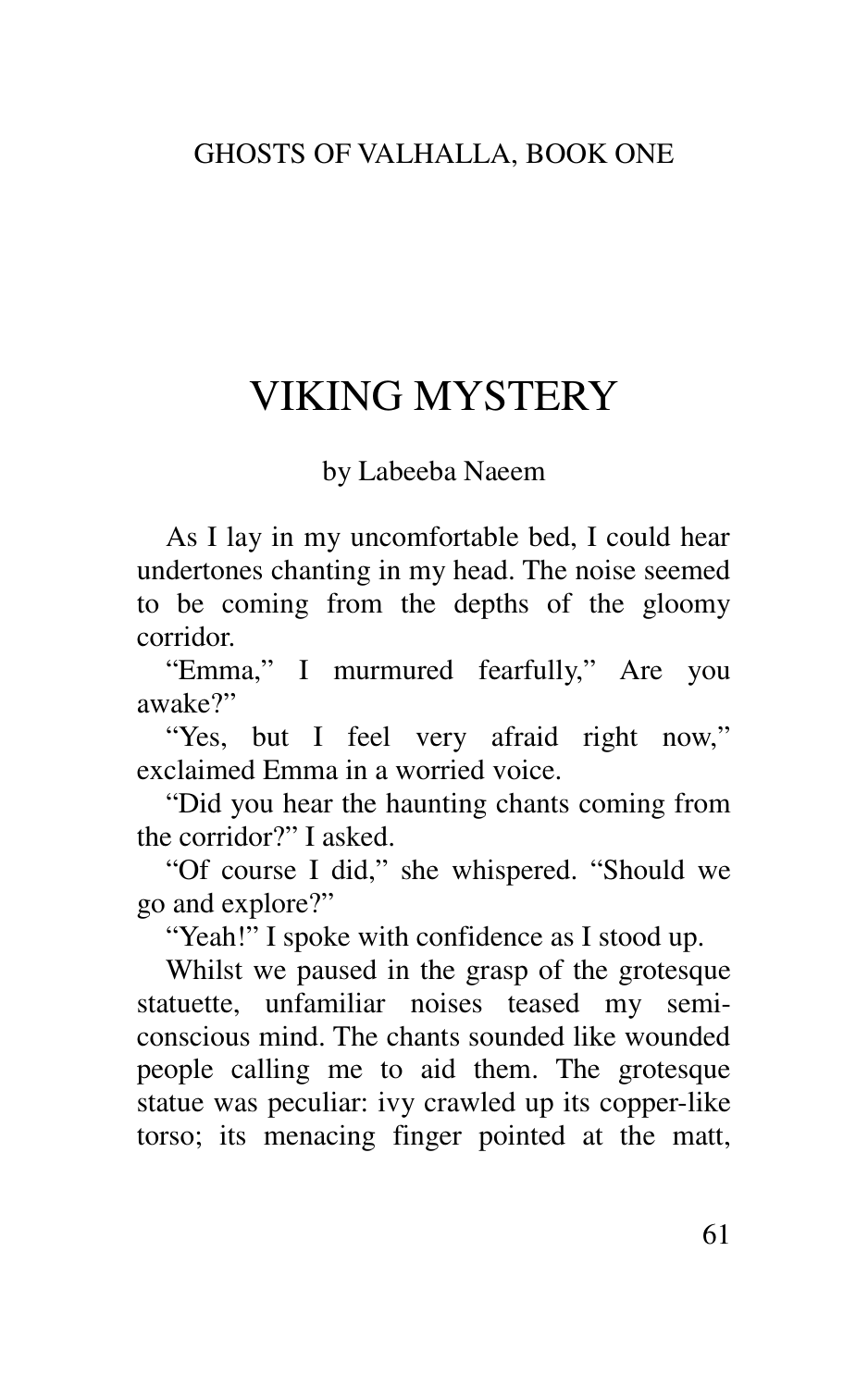# VIKING MYSTERY

by Labeeba Naeem

As I lay in my uncomfortable bed, I could hear undertones chanting in my head. The noise seemed to be coming from the depths of the gloomy corridor.

"Emma," I murmured fearfully," Are you awake?"

"Yes, but I feel very afraid right now," exclaimed Emma in a worried voice.

"Did you hear the haunting chants coming from the corridor?" I asked.

"Of course I did," she whispered. "Should we go and explore?"

"Yeah!" I spoke with confidence as I stood up.

Whilst we paused in the grasp of the grotesque statuette, unfamiliar noises teased my semi-conscious mind. The chants sounded like wounded people calling me to aid them. The grotesque statue was peculiar: ivy crawled up its copper-like torso; its menacing finger pointed at the matt,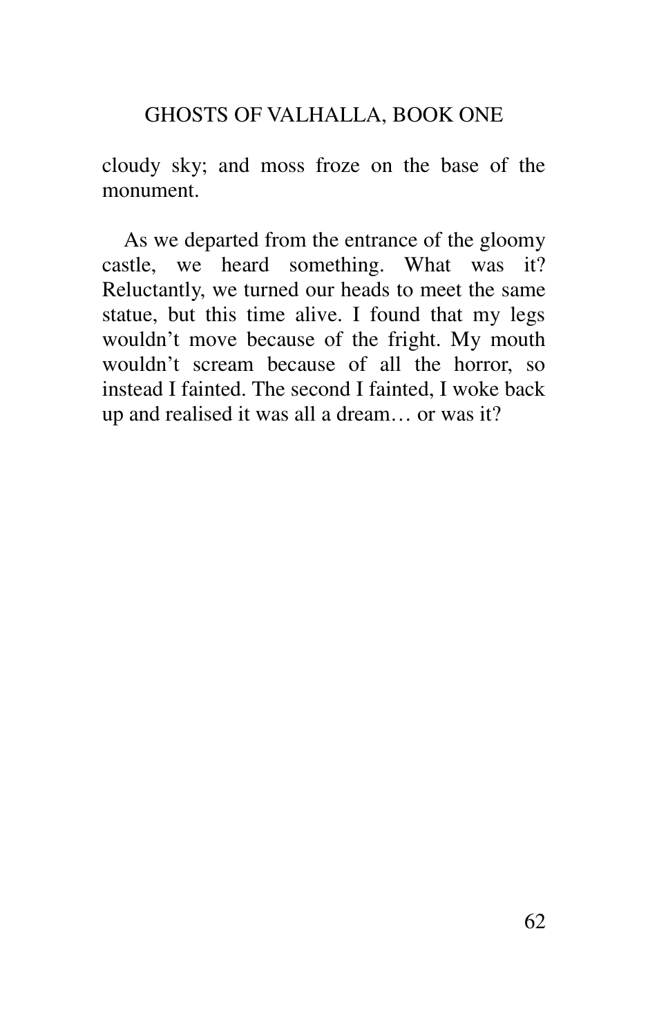cloudy sky; and moss froze on the base of the monument.

As we departed from the entrance of the gloomy castle, we heard something. What was it? Reluctantly, we turned our heads to meet the same statue, but this time alive. I found that my legs wouldn't move because of the fright. My mouth wouldn't scream because of all the horror, so instead I fainted. The second I fainted, I woke back up and realised it was all a dream… or was it?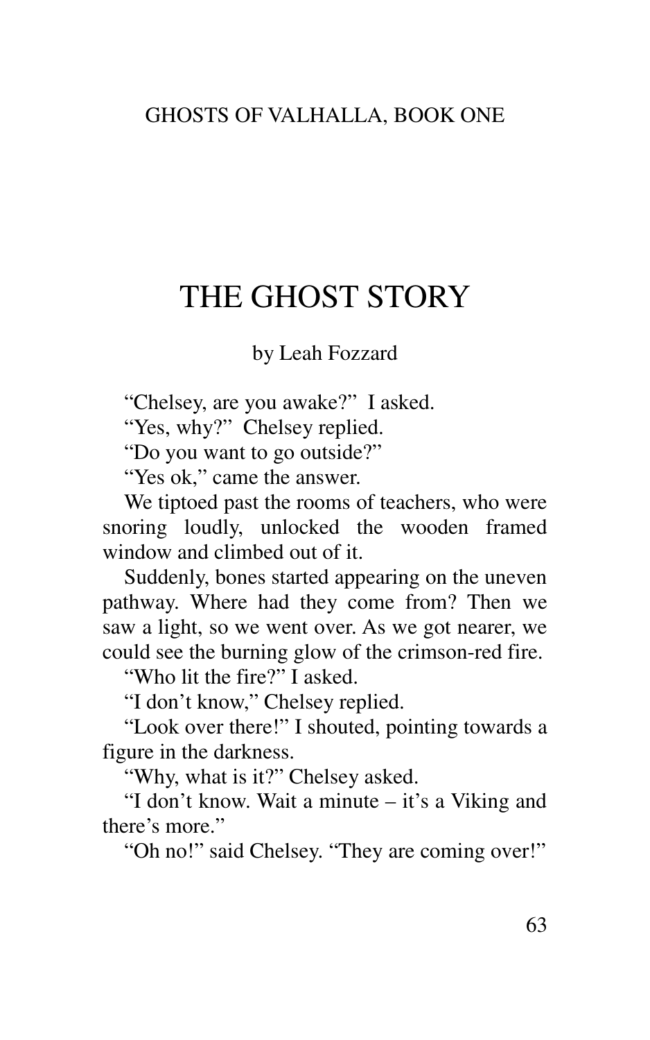# THE GHOST STORY

by Leah Fozzard

"Chelsey, are you awake?" I asked.

"Yes, why?" Chelsey replied.

"Do you want to go outside?"

"Yes ok," came the answer.

We tiptoed past the rooms of teachers, who were snoring loudly, unlocked the wooden framed window and climbed out of it.

Suddenly, bones started appearing on the uneven pathway. Where had they come from? Then we saw a light, so we went over. As we got nearer, we could see the burning glow of the crimson-red fire.

"Who lit the fire?" I asked.

"I don't know," Chelsey replied.

"Look over there!" I shouted, pointing towards a figure in the darkness.

"Why, what is it?" Chelsey asked.

"I don't know. Wait a minute – it's a Viking and there's more."

"Oh no!" said Chelsey. "They are coming over!"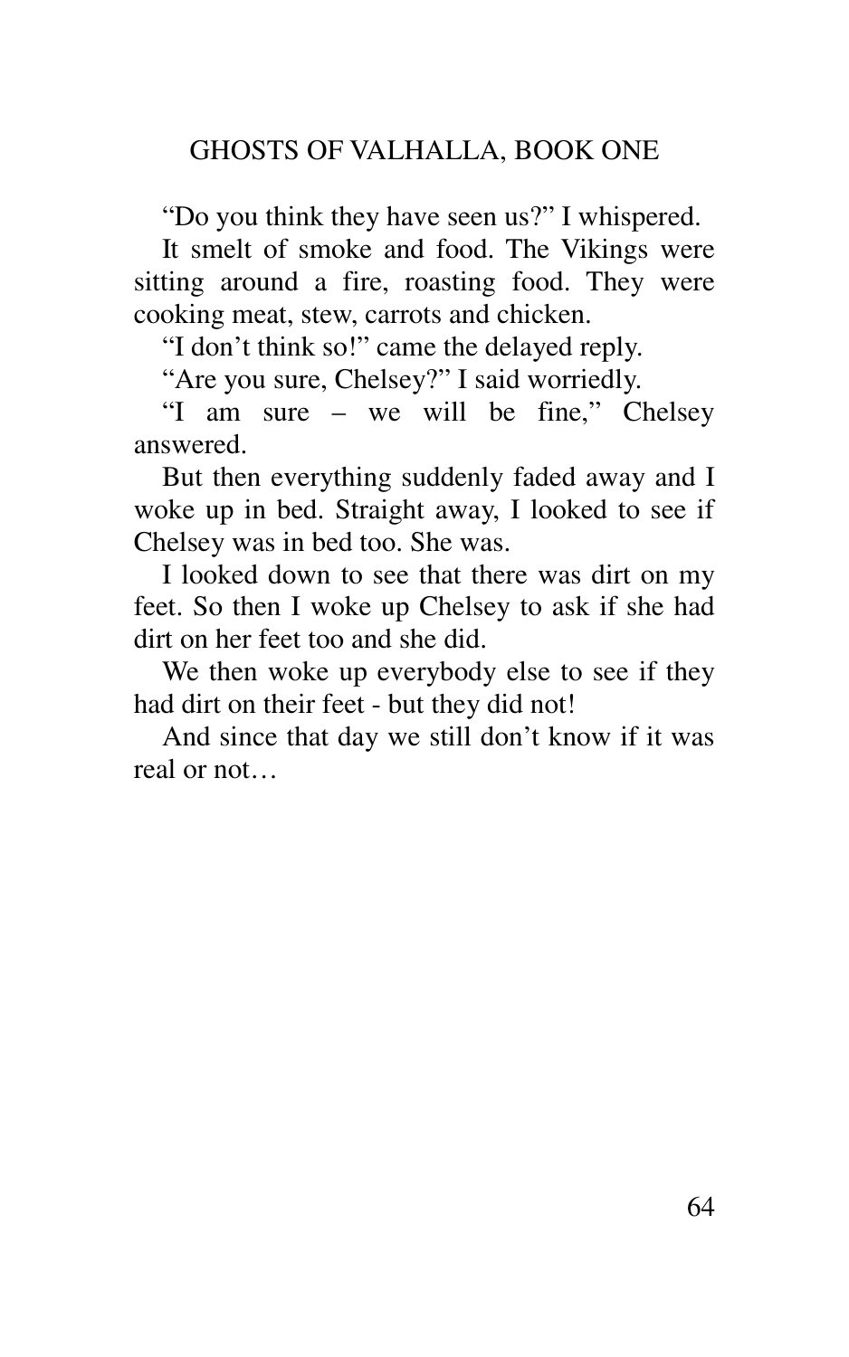"Do you think they have seen us?" I whispered.

It smelt of smoke and food. The Vikings were sitting around a fire, roasting food. They were cooking meat, stew, carrots and chicken.

"I don't think so!" came the delayed reply.

"Are you sure, Chelsey?" I said worriedly.

"I am sure – we will be fine," Chelsey answered.

But then everything suddenly faded away and I woke up in bed. Straight away, I looked to see if Chelsey was in bed too. She was.

I looked down to see that there was dirt on my feet. So then I woke up Chelsey to ask if she had dirt on her feet too and she did.

We then woke up everybody else to see if they had dirt on their feet - but they did not!

And since that day we still don't know if it was real or not…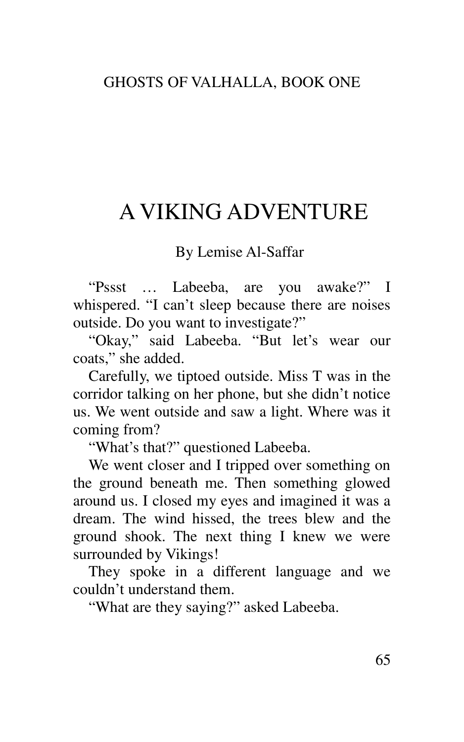# A VIKING ADVENTURE

By Lemise Al-Saffar

"Pssst … Labeeba, are you awake?" I whispered. "I can't sleep because there are noises outside. Do you want to investigate?"

"Okay," said Labeeba. "But let's wear our coats," she added.

Carefully, we tiptoed outside. Miss T was in the corridor talking on her phone, but she didn't notice us. We went outside and saw a light. Where was it coming from?

"What's that?" questioned Labeeba.

We went closer and I tripped over something on the ground beneath me. Then something glowed around us. I closed my eyes and imagined it was a dream. The wind hissed, the trees blew and the ground shook. The next thing I knew we were surrounded by Vikings!

They spoke in a different language and we couldn't understand them.

"What are they saying?" asked Labeeba.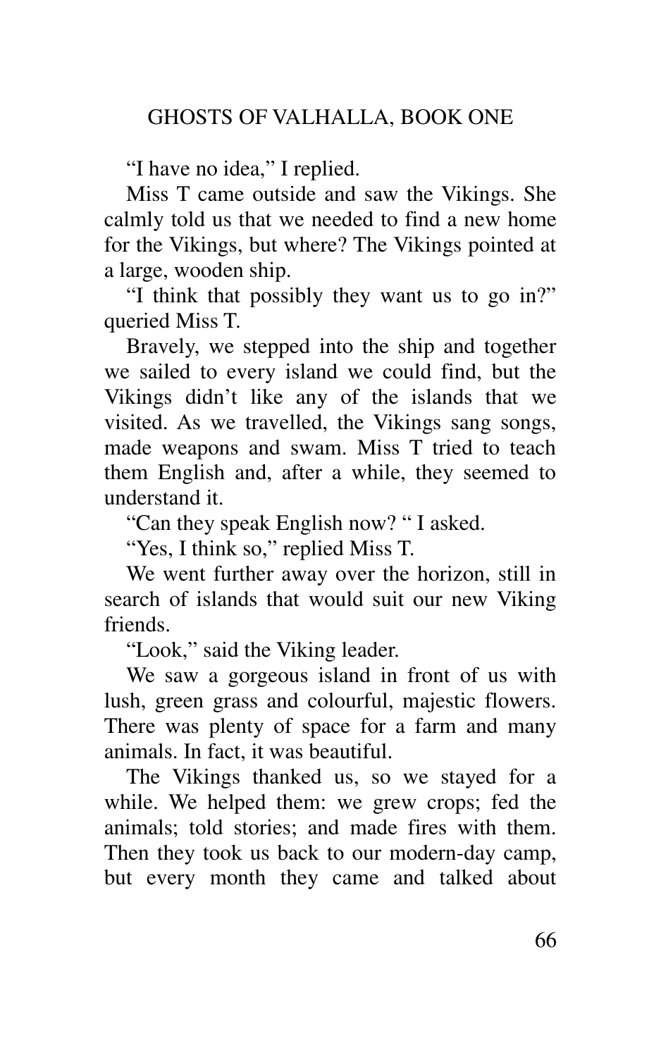“I have no idea,” I replied.

Miss T came outside and saw the Vikings. She calmly told us that we needed to find a new home for the Vikings, but where? The Vikings pointed at a large, wooden ship.

“I think that possibly they want us to go in?” queried Miss T.

Bravely, we stepped into the ship and together we sailed to every island we could find, but the Vikings didn’t like any of the islands that we visited. As we travelled, the Vikings sang songs, made weapons and swam. Miss T tried to teach them English and, after a while, they seemed to understand it.

“Can they speak English now? “ I asked.

“Yes, I think so,” replied Miss T.

We went further away over the horizon, still in search of islands that would suit our new Viking friends.

“Look,” said the Viking leader.

We saw a gorgeous island in front of us with lush, green grass and colourful, majestic flowers. There was plenty of space for a farm and many animals. In fact, it was beautiful.

The Vikings thanked us, so we stayed for a while. We helped them: we grew crops; fed the animals; told stories; and made fires with them. Then they took us back to our modern-day camp, but every month they came and talked about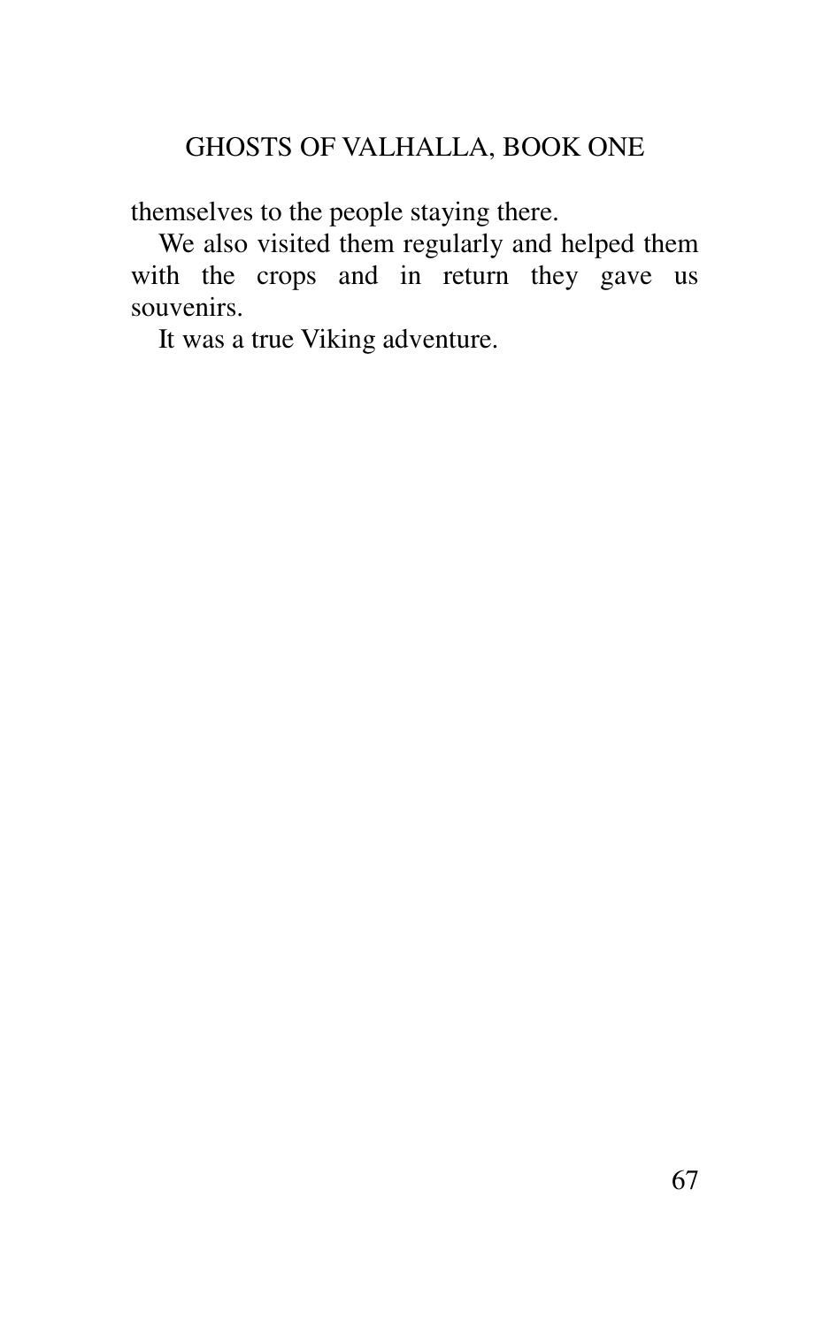themselves to the people staying there.

We also visited them regularly and helped them with the crops and in return they gave us souvenirs.

It was a true Viking adventure.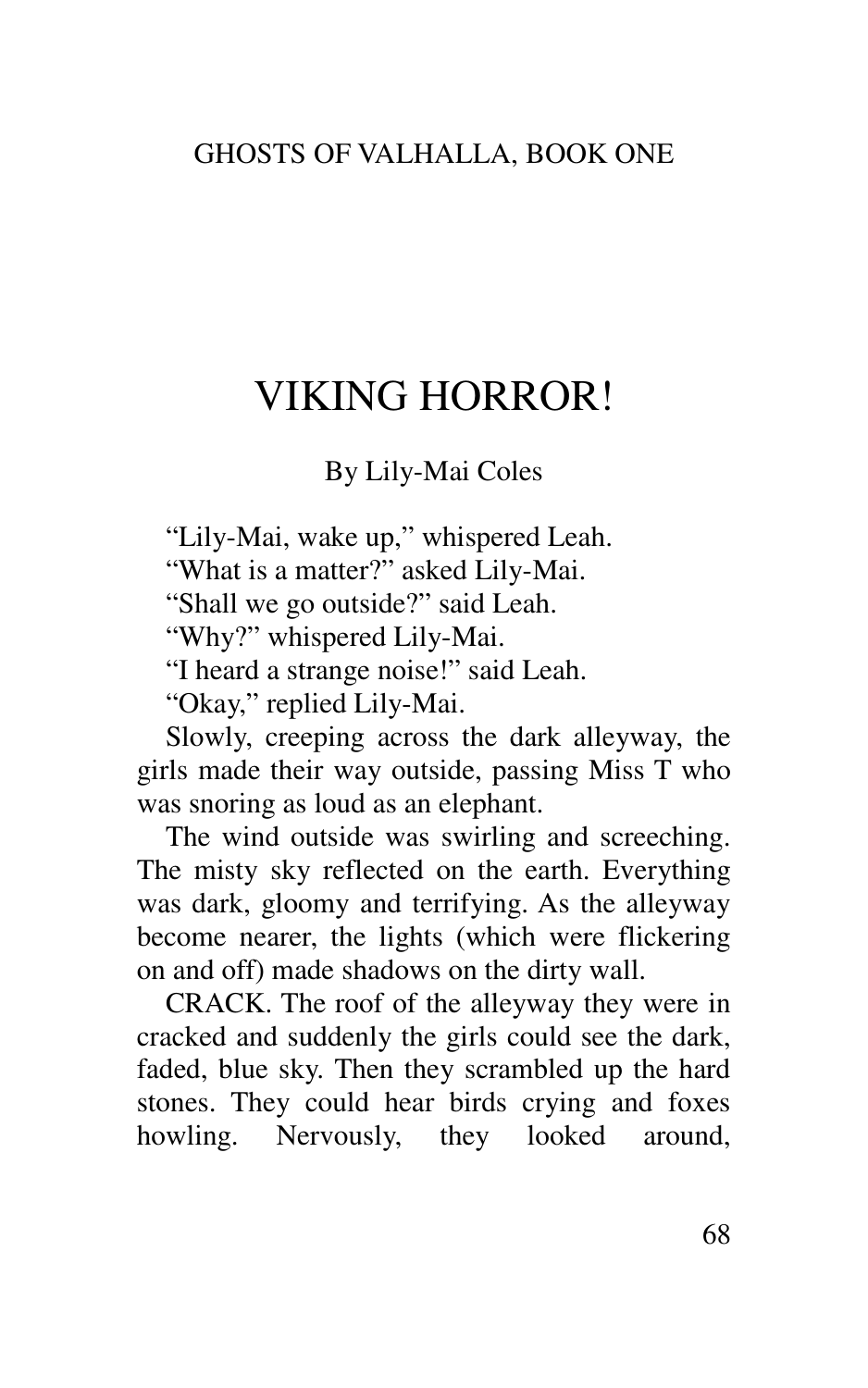# VIKING HORROR!

By Lily-Mai Coles

"Lily-Mai, wake up," whispered Leah.

"What is a matter?" asked Lily-Mai.

"Shall we go outside?" said Leah.

"Why?" whispered Lily-Mai.

"I heard a strange noise!" said Leah.

"Okay," replied Lily-Mai.

Slowly, creeping across the dark alleyway, the girls made their way outside, passing Miss T who was snoring as loud as an elephant.

The wind outside was swirling and screeching. The misty sky reflected on the earth. Everything was dark, gloomy and terrifying. As the alleyway become nearer, the lights (which were flickering on and off) made shadows on the dirty wall.

CRACK. The roof of the alleyway they were in cracked and suddenly the girls could see the dark, faded, blue sky. Then they scrambled up the hard stones. They could hear birds crying and foxes howling. Nervously, they looked around,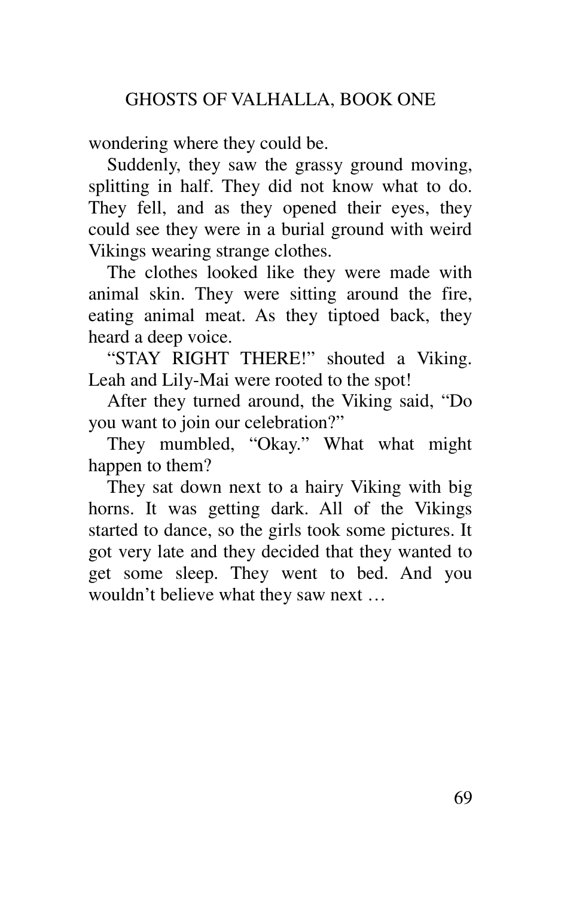wondering where they could be.

Suddenly, they saw the grassy ground moving, splitting in half. They did not know what to do. They fell, and as they opened their eyes, they could see they were in a burial ground with weird Vikings wearing strange clothes.

The clothes looked like they were made with animal skin. They were sitting around the fire, eating animal meat. As they tiptoed back, they heard a deep voice.

"STAY RIGHT THERE!" shouted a Viking. Leah and Lily-Mai were rooted to the spot!

After they turned around, the Viking said, "Do you want to join our celebration?"

They mumbled, "Okay." What what might happen to them?

They sat down next to a hairy Viking with big horns. It was getting dark. All of the Vikings started to dance, so the girls took some pictures. It got very late and they decided that they wanted to get some sleep. They went to bed. And you wouldn't believe what they saw next …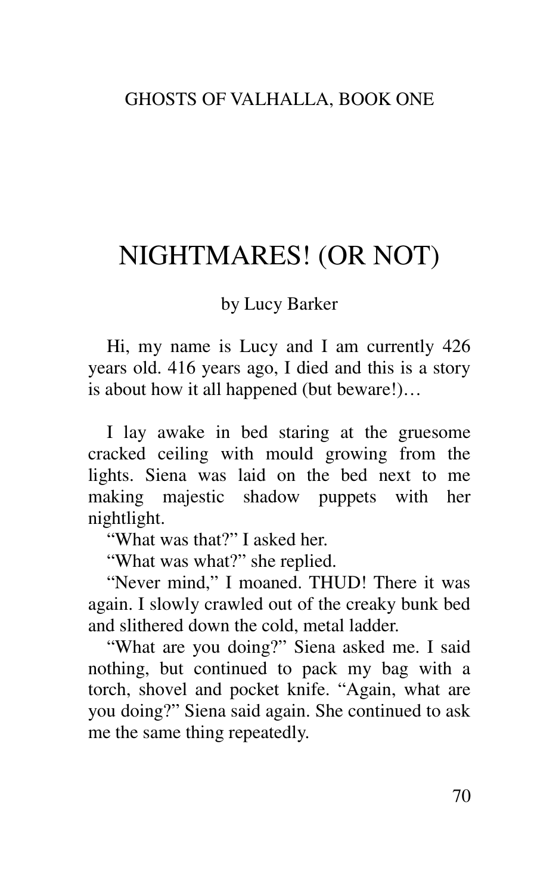# NIGHTMARES! (OR NOT)

by Lucy Barker

Hi, my name is Lucy and I am currently 426 years old. 416 years ago, I died and this is a story is about how it all happened (but beware!)…

I lay awake in bed staring at the gruesome cracked ceiling with mould growing from the lights. Siena was laid on the bed next to me making majestic shadow puppets with her nightlight.

"What was that?" I asked her.

"What was what?" she replied.

"Never mind," I moaned. THUD! There it was again. I slowly crawled out of the creaky bunk bed and slithered down the cold, metal ladder.

"What are you doing?" Siena asked me. I said nothing, but continued to pack my bag with a torch, shovel and pocket knife. "Again, what are you doing?" Siena said again. She continued to ask me the same thing repeatedly.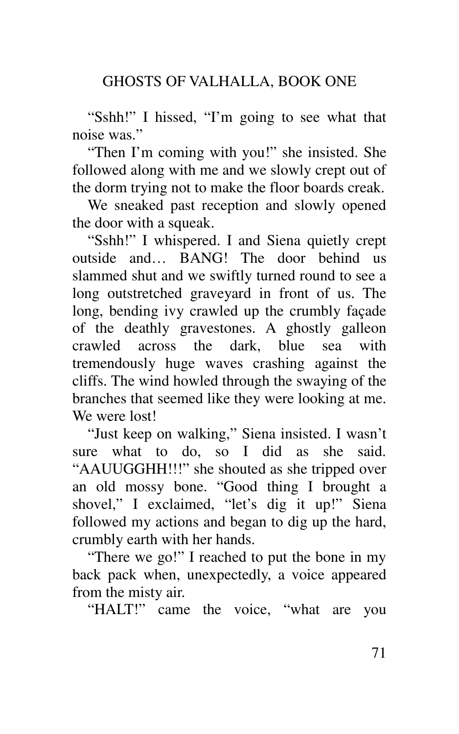"Sshh!" I hissed, "I'm going to see what that noise was."

"Then I'm coming with you!" she insisted. She followed along with me and we slowly crept out of the dorm trying not to make the floor boards creak.

We sneaked past reception and slowly opened the door with a squeak.

"Sshh!" I whispered. I and Siena quietly crept outside and… BANG! The door behind us slammed shut and we swiftly turned round to see a long outstretched graveyard in front of us. The long, bending ivy crawled up the crumbly façade of the deathly gravestones. A ghostly galleon crawled across the dark, blue sea with tremendously huge waves crashing against the cliffs. The wind howled through the swaying of the branches that seemed like they were looking at me. We were lost!

"Just keep on walking," Siena insisted. I wasn't sure what to do, so I did as she said. "AAUUGGHH!!!" she shouted as she tripped over an old mossy bone. "Good thing I brought a shovel," I exclaimed, "let's dig it up!" Siena followed my actions and began to dig up the hard, crumbly earth with her hands.

"There we go!" I reached to put the bone in my back pack when, unexpectedly, a voice appeared from the misty air.

"HALT!" came the voice, "what are you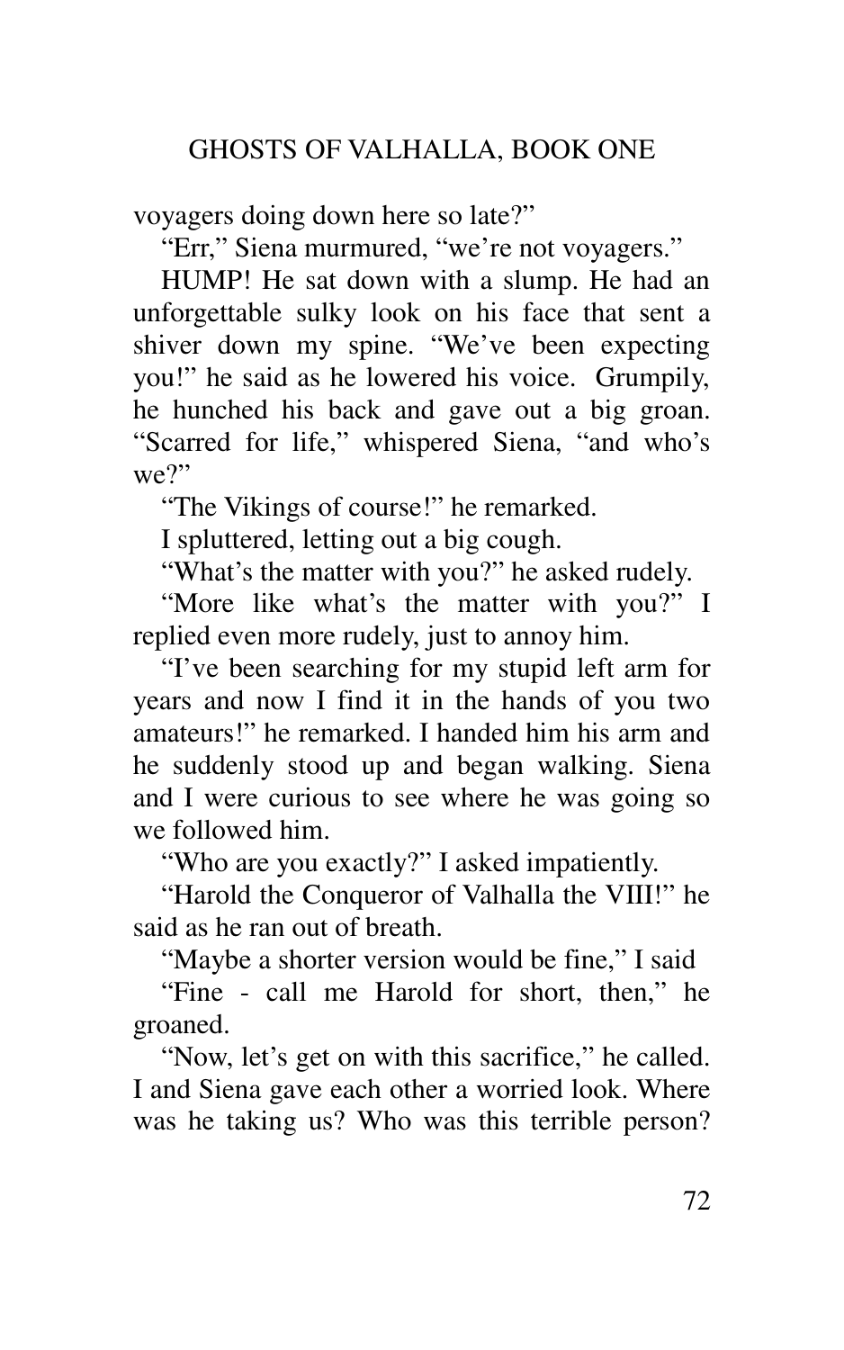voyagers doing down here so late?"

"Err," Siena murmured, "we're not voyagers."

HUMP! He sat down with a slump. He had an unforgettable sulky look on his face that sent a shiver down my spine. "We've been expecting you!" he said as he lowered his voice. Grumpily, he hunched his back and gave out a big groan. "Scarred for life," whispered Siena, "and who's we?"

"The Vikings of course!" he remarked.

I spluttered, letting out a big cough.

"What's the matter with you?" he asked rudely.

"More like what's the matter with you?" I replied even more rudely, just to annoy him.

"I've been searching for my stupid left arm for years and now I find it in the hands of you two amateurs!" he remarked. I handed him his arm and he suddenly stood up and began walking. Siena and I were curious to see where he was going so we followed him.

"Who are you exactly?" I asked impatiently.

"Harold the Conqueror of Valhalla the VIII!" he said as he ran out of breath.

"Maybe a shorter version would be fine," I said

"Fine - call me Harold for short, then," he groaned.

"Now, let's get on with this sacrifice," he called. I and Siena gave each other a worried look. Where was he taking us? Who was this terrible person?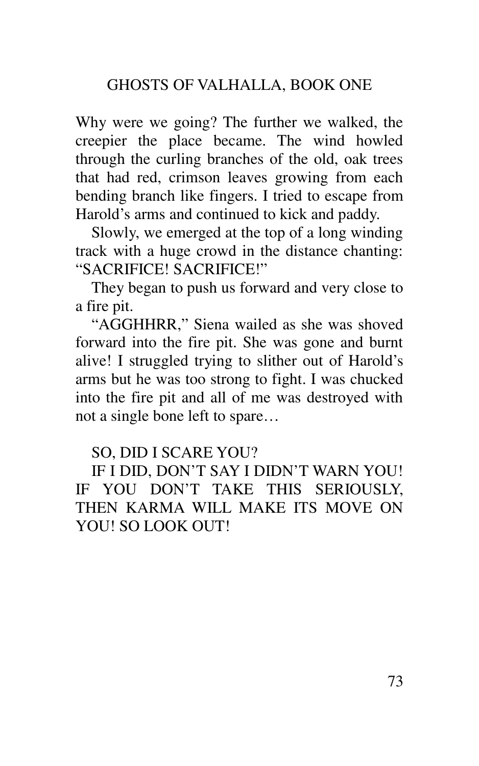Why were we going? The further we walked, the creepier the place became. The wind howled through the curling branches of the old, oak trees that had red, crimson leaves growing from each bending branch like fingers. I tried to escape from Harold's arms and continued to kick and paddy.

Slowly, we emerged at the top of a long winding track with a huge crowd in the distance chanting: "SACRIFICE! SACRIFICE!"

They began to push us forward and very close to a fire pit.

"AGGHHRR," Siena wailed as she was shoved forward into the fire pit. She was gone and burnt alive! I struggled trying to slither out of Harold's arms but he was too strong to fight. I was chucked into the fire pit and all of me was destroyed with not a single bone left to spare…

SO, DID I SCARE YOU?

IF I DID, DON'T SAY I DIDN'T WARN YOU! IF YOU DON'T TAKE THIS SERIOUSLY, THEN KARMA WILL MAKE ITS MOVE ON YOU! SO LOOK OUT!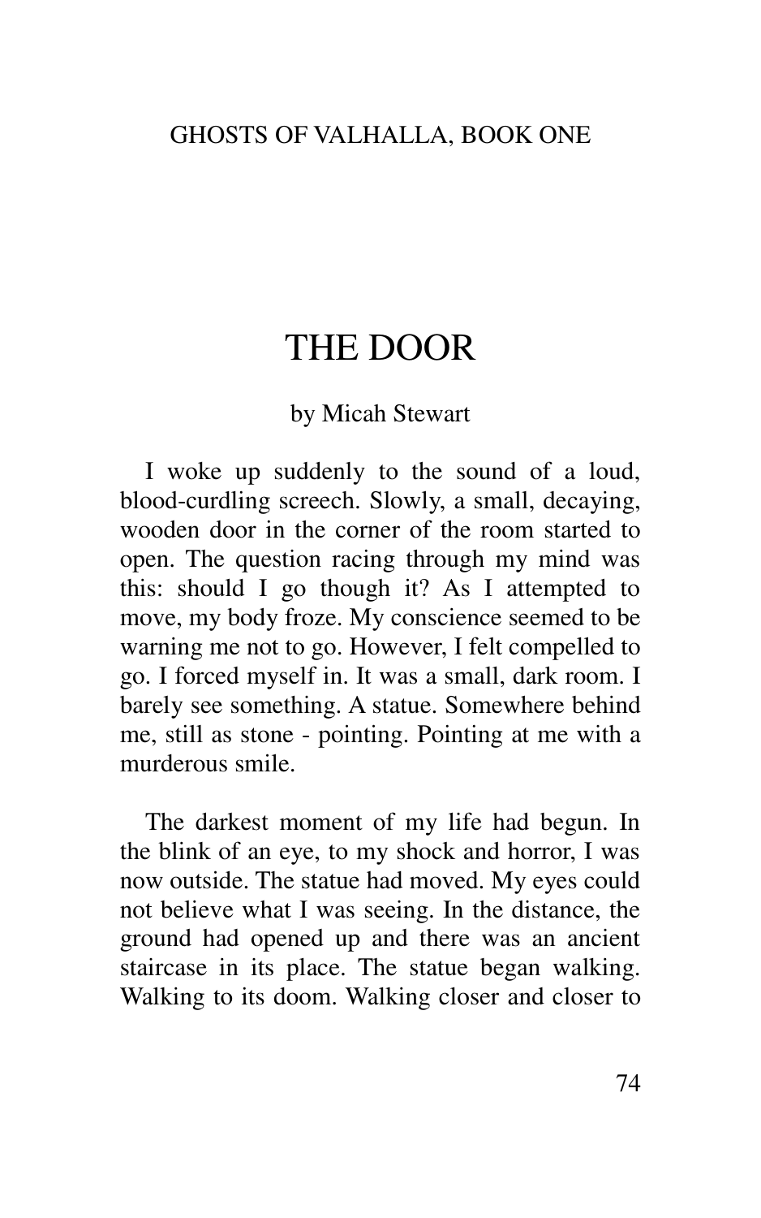# THE DOOR

by Micah Stewart

I woke up suddenly to the sound of a loud, blood-curdling screech. Slowly, a small, decaying, wooden door in the corner of the room started to open. The question racing through my mind was this: should I go though it? As I attempted to move, my body froze. My conscience seemed to be warning me not to go. However, I felt compelled to go. I forced myself in. It was a small, dark room. I barely see something. A statue. Somewhere behind me, still as stone - pointing. Pointing at me with a murderous smile.

The darkest moment of my life had begun. In the blink of an eye, to my shock and horror, I was now outside. The statue had moved. My eyes could not believe what I was seeing. In the distance, the ground had opened up and there was an ancient staircase in its place. The statue began walking. Walking to its doom. Walking closer and closer to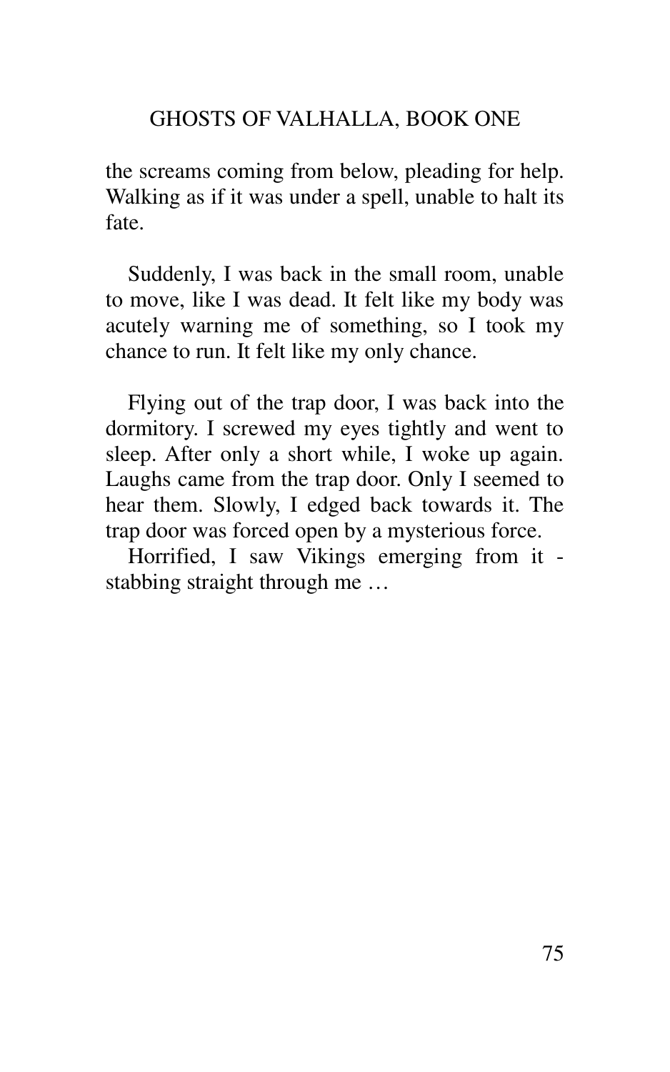the screams coming from below, pleading for help. Walking as if it was under a spell, unable to halt its fate.

Suddenly, I was back in the small room, unable to move, like I was dead. It felt like my body was acutely warning me of something, so I took my chance to run. It felt like my only chance.

Flying out of the trap door, I was back into the dormitory. I screwed my eyes tightly and went to sleep. After only a short while, I woke up again. Laughs came from the trap door. Only I seemed to hear them. Slowly, I edged back towards it. The trap door was forced open by a mysterious force.

Horrified, I saw Vikings emerging from it - stabbing straight through me …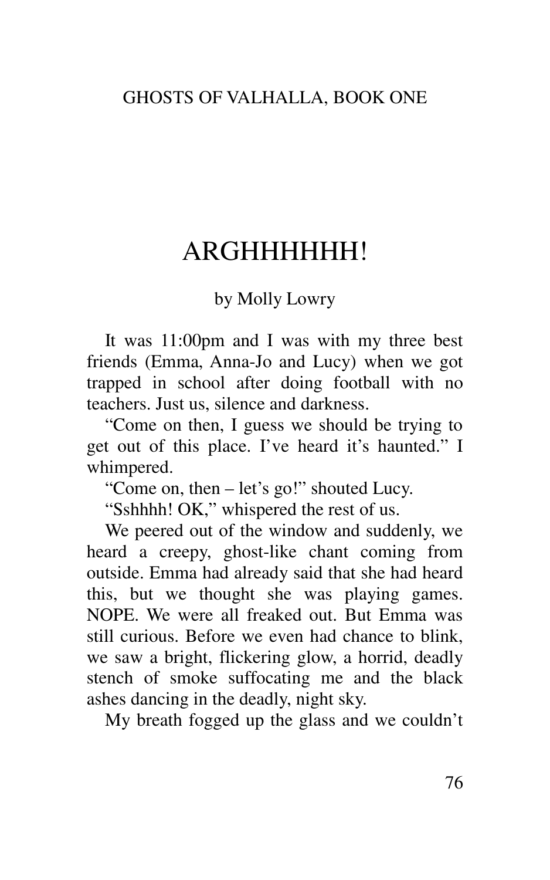# ARGHHHHHH!

by Molly Lowry

It was 11:00pm and I was with my three best friends (Emma, Anna-Jo and Lucy) when we got trapped in school after doing football with no teachers. Just us, silence and darkness.

"Come on then, I guess we should be trying to get out of this place. I've heard it's haunted." I whimpered.

"Come on, then – let's go!" shouted Lucy.

"Sshhhh! OK," whispered the rest of us.

We peered out of the window and suddenly, we heard a creepy, ghost-like chant coming from outside. Emma had already said that she had heard this, but we thought she was playing games. NOPE. We were all freaked out. But Emma was still curious. Before we even had chance to blink, we saw a bright, flickering glow, a horrid, deadly stench of smoke suffocating me and the black ashes dancing in the deadly, night sky.

My breath fogged up the glass and we couldn't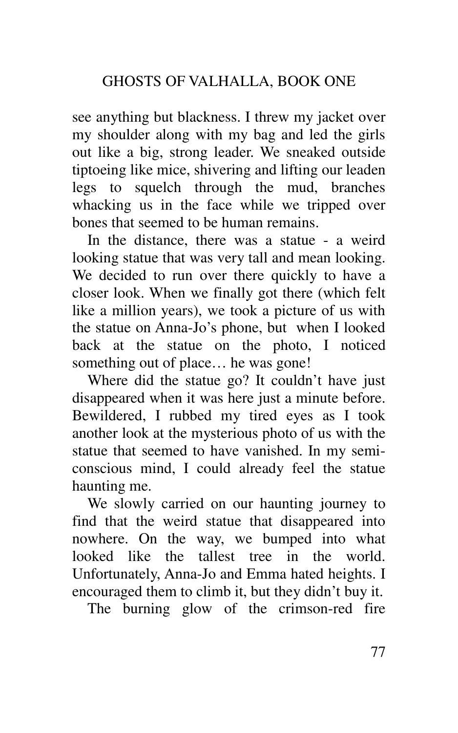see anything but blackness. I threw my jacket over my shoulder along with my bag and led the girls out like a big, strong leader. We sneaked outside tiptoeing like mice, shivering and lifting our leaden legs to squelch through the mud, branches whacking us in the face while we tripped over bones that seemed to be human remains.

In the distance, there was a statue - a weird looking statue that was very tall and mean looking. We decided to run over there quickly to have a closer look. When we finally got there (which felt like a million years), we took a picture of us with the statue on Anna-Jo's phone, but when I looked back at the statue on the photo, I noticed something out of place… he was gone!

Where did the statue go? It couldn't have just disappeared when it was here just a minute before. Bewildered, I rubbed my tired eyes as I took another look at the mysterious photo of us with the statue that seemed to have vanished. In my semi-conscious mind, I could already feel the statue haunting me.

We slowly carried on our haunting journey to find that the weird statue that disappeared into nowhere. On the way, we bumped into what looked like the tallest tree in the world. Unfortunately, Anna-Jo and Emma hated heights. I encouraged them to climb it, but they didn't buy it.

The burning glow of the crimson-red fire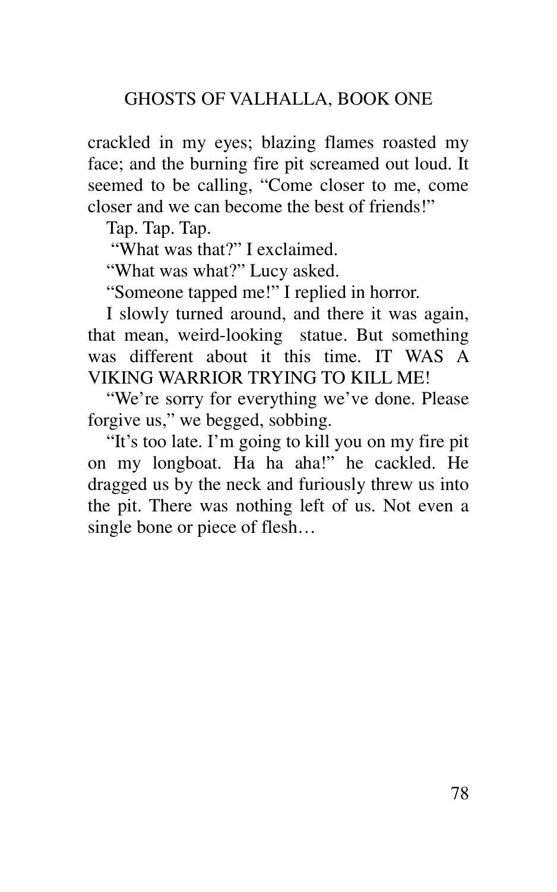crackled in my eyes; blazing flames roasted my face; and the burning fire pit screamed out loud. It seemed to be calling, "Come closer to me, come closer and we can become the best of friends!"

Tap. Tap. Tap.

"What was that?" I exclaimed.

"What was what?" Lucy asked.

"Someone tapped me!" I replied in horror.

I slowly turned around, and there it was again, that mean, weird-looking statue. But something was different about it this time. IT WAS A VIKING WARRIOR TRYING TO KILL ME!

"We're sorry for everything we've done. Please forgive us," we begged, sobbing.

"It's too late. I'm going to kill you on my fire pit on my longboat. Ha ha aha!" he cackled. He dragged us by the neck and furiously threw us into the pit. There was nothing left of us. Not even a single bone or piece of flesh…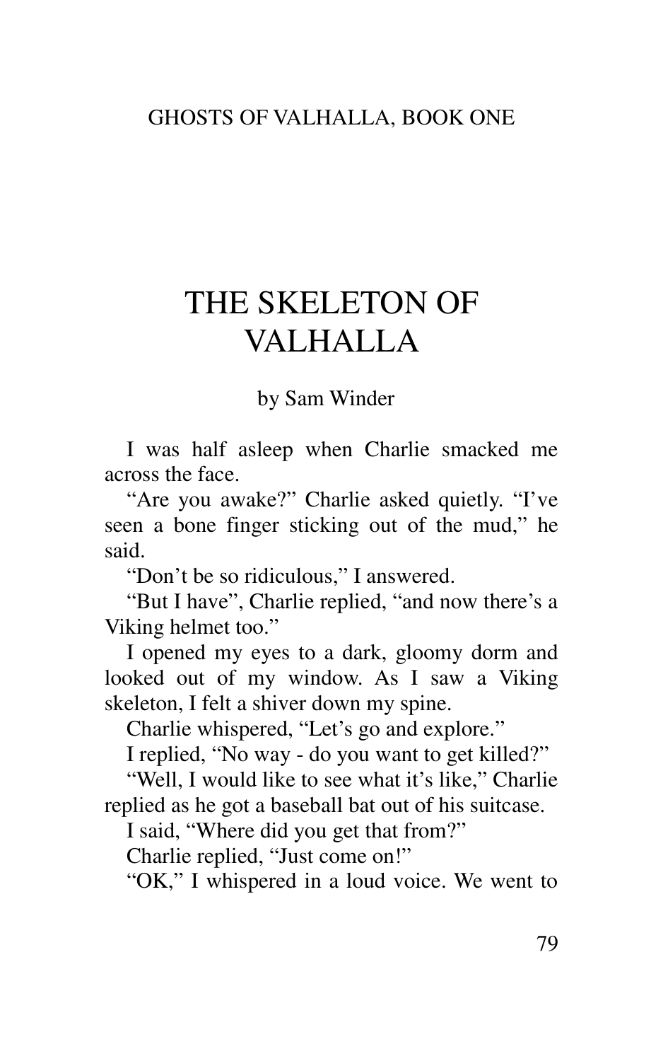# THE SKELETON OF VALHALLA

by Sam Winder

I was half asleep when Charlie smacked me across the face.

"Are you awake?" Charlie asked quietly. "I've seen a bone finger sticking out of the mud," he said.

"Don't be so ridiculous," I answered.

"But I have", Charlie replied, "and now there's a Viking helmet too."

I opened my eyes to a dark, gloomy dorm and looked out of my window. As I saw a Viking skeleton, I felt a shiver down my spine.

Charlie whispered, "Let's go and explore."

I replied, "No way - do you want to get killed?"

"Well, I would like to see what it's like," Charlie replied as he got a baseball bat out of his suitcase.

I said, "Where did you get that from?"

Charlie replied, "Just come on!"

"OK," I whispered in a loud voice. We went to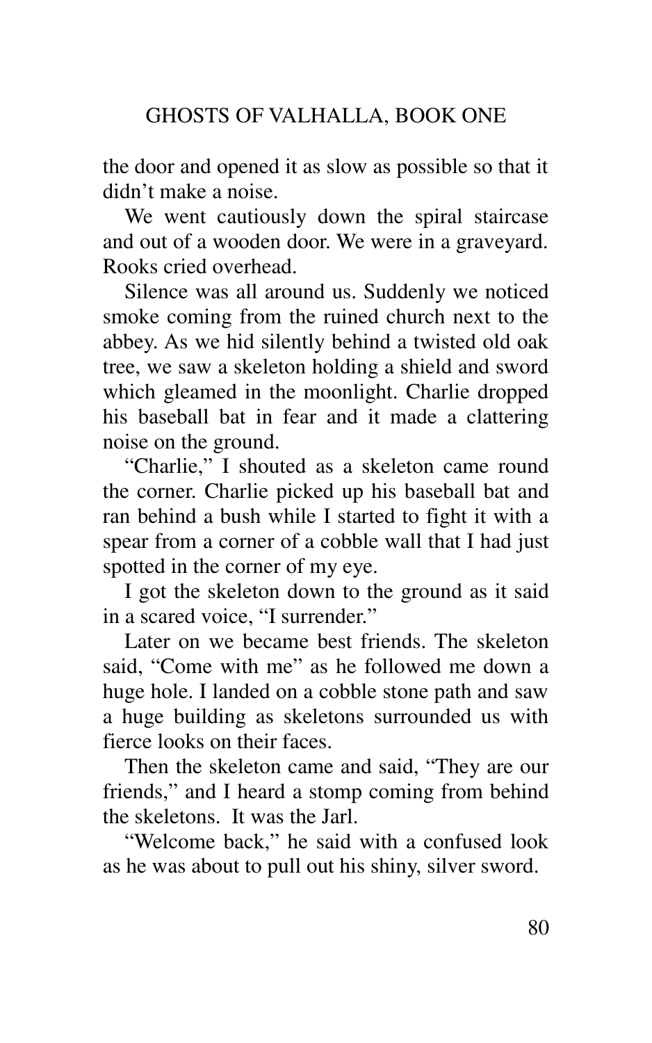the door and opened it as slow as possible so that it didn't make a noise.

We went cautiously down the spiral staircase and out of a wooden door. We were in a graveyard. Rooks cried overhead.

Silence was all around us. Suddenly we noticed smoke coming from the ruined church next to the abbey. As we hid silently behind a twisted old oak tree, we saw a skeleton holding a shield and sword which gleamed in the moonlight. Charlie dropped his baseball bat in fear and it made a clattering noise on the ground.

"Charlie," I shouted as a skeleton came round the corner. Charlie picked up his baseball bat and ran behind a bush while I started to fight it with a spear from a corner of a cobble wall that I had just spotted in the corner of my eye.

I got the skeleton down to the ground as it said in a scared voice, "I surrender."

Later on we became best friends. The skeleton said, "Come with me" as he followed me down a huge hole. I landed on a cobble stone path and saw a huge building as skeletons surrounded us with fierce looks on their faces.

Then the skeleton came and said, "They are our friends," and I heard a stomp coming from behind the skeletons. It was the Jarl.

"Welcome back," he said with a confused look as he was about to pull out his shiny, silver sword.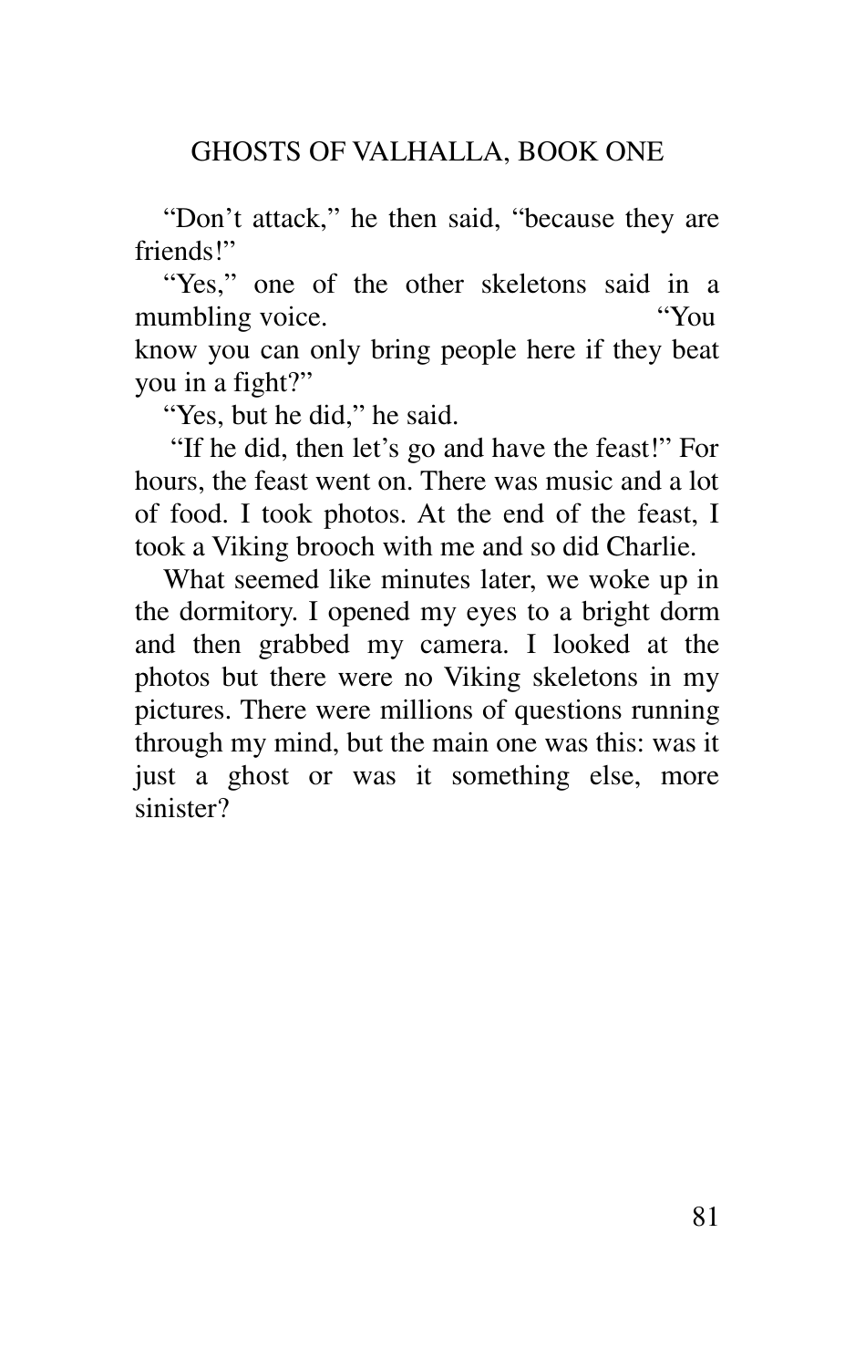"Don't attack," he then said, "because they are friends!"

"Yes," one of the other skeletons said in a mumbling voice. "You know you can only bring people here if they beat you in a fight?"

"Yes, but he did," he said.

"If he did, then let's go and have the feast!" For hours, the feast went on. There was music and a lot of food. I took photos. At the end of the feast, I took a Viking brooch with me and so did Charlie.

What seemed like minutes later, we woke up in the dormitory. I opened my eyes to a bright dorm and then grabbed my camera. I looked at the photos but there were no Viking skeletons in my pictures. There were millions of questions running through my mind, but the main one was this: was it just a ghost or was it something else, more sinister?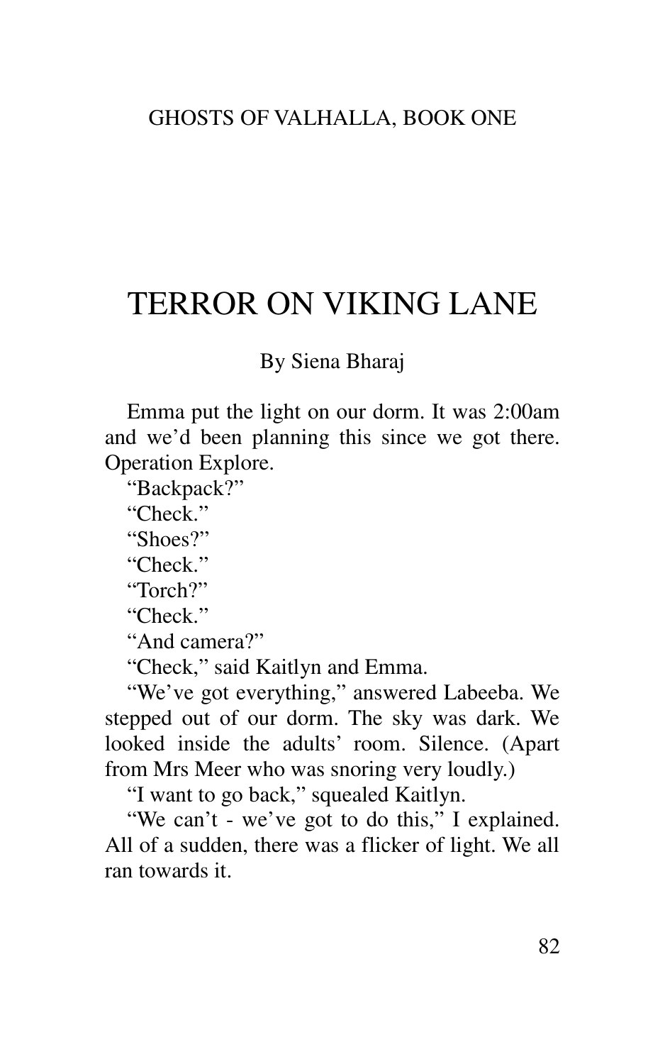# TERROR ON VIKING LANE

By Siena Bharaj

Emma put the light on our dorm. It was 2:00am and we'd been planning this since we got there. Operation Explore.

"Backpack?"

"Check."

"Shoes?"

"Check."

"Torch?"

"Check."

"And camera?"

"Check," said Kaitlyn and Emma.

"We've got everything," answered Labeeba. We stepped out of our dorm. The sky was dark. We looked inside the adults' room. Silence. (Apart from Mrs Meer who was snoring very loudly.)

"I want to go back," squealed Kaitlyn.

"We can't - we've got to do this," I explained. All of a sudden, there was a flicker of light. We all ran towards it.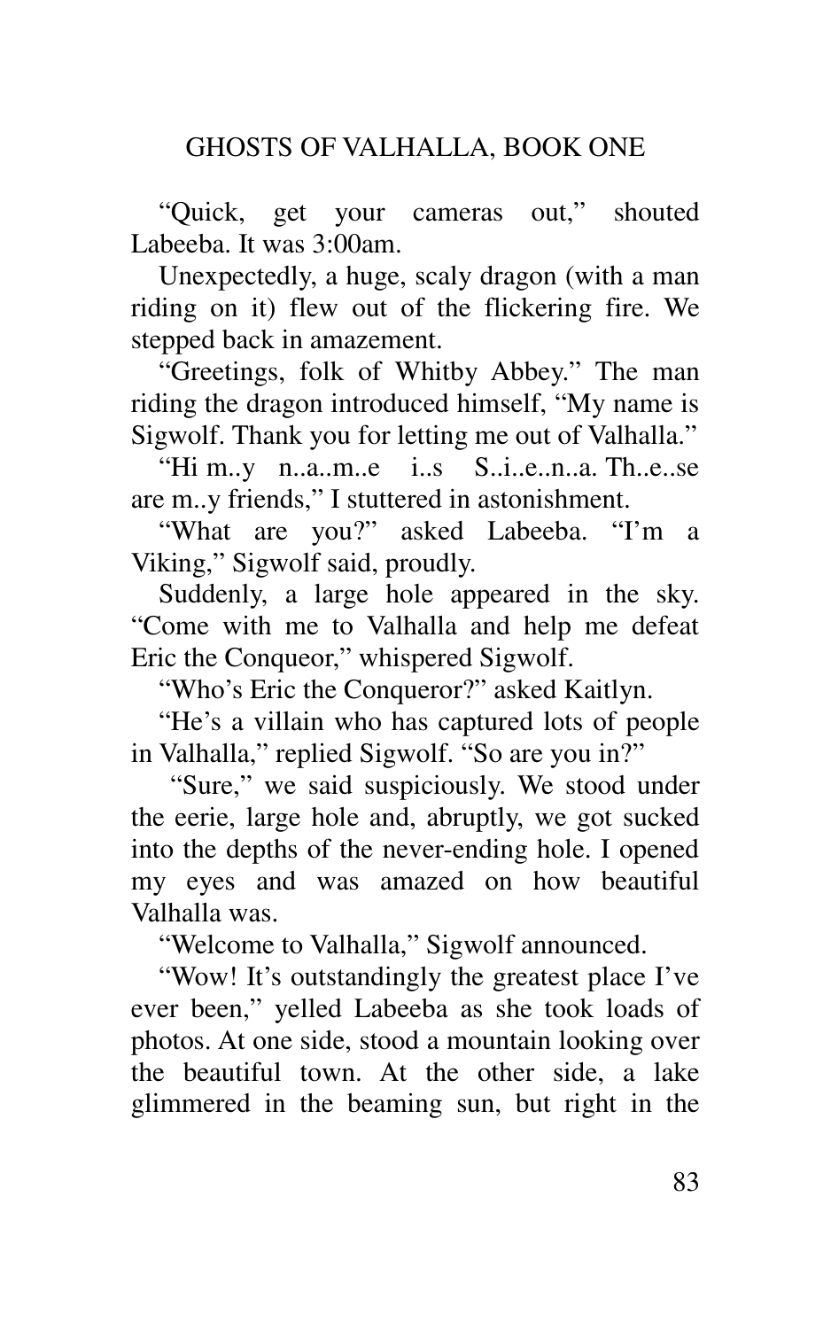"Quick, get your cameras out," shouted Labeeba. It was 3:00am.

Unexpectedly, a huge, scaly dragon (with a man riding on it) flew out of the flickering fire. We stepped back in amazement.

"Greetings, folk of Whitby Abbey." The man riding the dragon introduced himself, "My name is Sigwolf. Thank you for letting me out of Valhalla."

"Hi m..y n..a..m..e i..s S..i..e..n..a. Th..e..se are m..y friends," I stuttered in astonishment.

"What are you?" asked Labeeba. "I'm a Viking," Sigwolf said, proudly.

Suddenly, a large hole appeared in the sky. "Come with me to Valhalla and help me defeat Eric the Conqueor," whispered Sigwolf.

"Who's Eric the Conqueror?" asked Kaitlyn.

"He's a villain who has captured lots of people in Valhalla," replied Sigwolf. "So are you in?"

"Sure," we said suspiciously. We stood under the eerie, large hole and, abruptly, we got sucked into the depths of the never-ending hole. I opened my eyes and was amazed on how beautiful Valhalla was.

"Welcome to Valhalla," Sigwolf announced.

"Wow! It's outstandingly the greatest place I've ever been," yelled Labeeba as she took loads of photos. At one side, stood a mountain looking over the beautiful town. At the other side, a lake glimmered in the beaming sun, but right in the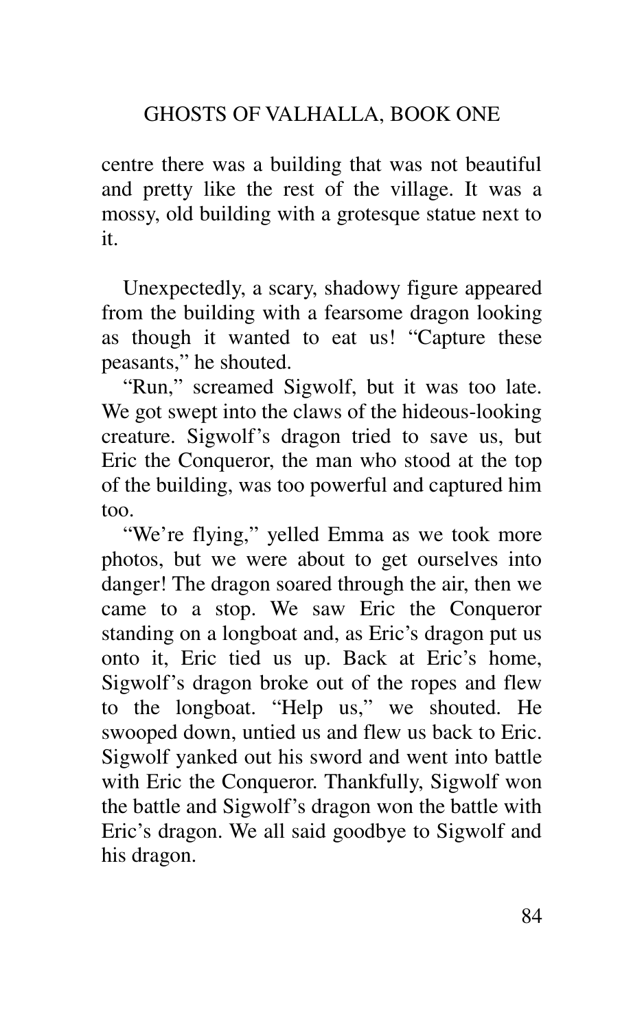centre there was a building that was not beautiful and pretty like the rest of the village. It was a mossy, old building with a grotesque statue next to it.

Unexpectedly, a scary, shadowy figure appeared from the building with a fearsome dragon looking as though it wanted to eat us! "Capture these peasants," he shouted.

"Run," screamed Sigwolf, but it was too late. We got swept into the claws of the hideous-looking creature. Sigwolf's dragon tried to save us, but Eric the Conqueror, the man who stood at the top of the building, was too powerful and captured him too.

"We're flying," yelled Emma as we took more photos, but we were about to get ourselves into danger! The dragon soared through the air, then we came to a stop. We saw Eric the Conqueror standing on a longboat and, as Eric's dragon put us onto it, Eric tied us up. Back at Eric's home, Sigwolf's dragon broke out of the ropes and flew to the longboat. "Help us," we shouted. He swooped down, untied us and flew us back to Eric. Sigwolf yanked out his sword and went into battle with Eric the Conqueror. Thankfully, Sigwolf won the battle and Sigwolf's dragon won the battle with Eric's dragon. We all said goodbye to Sigwolf and his dragon.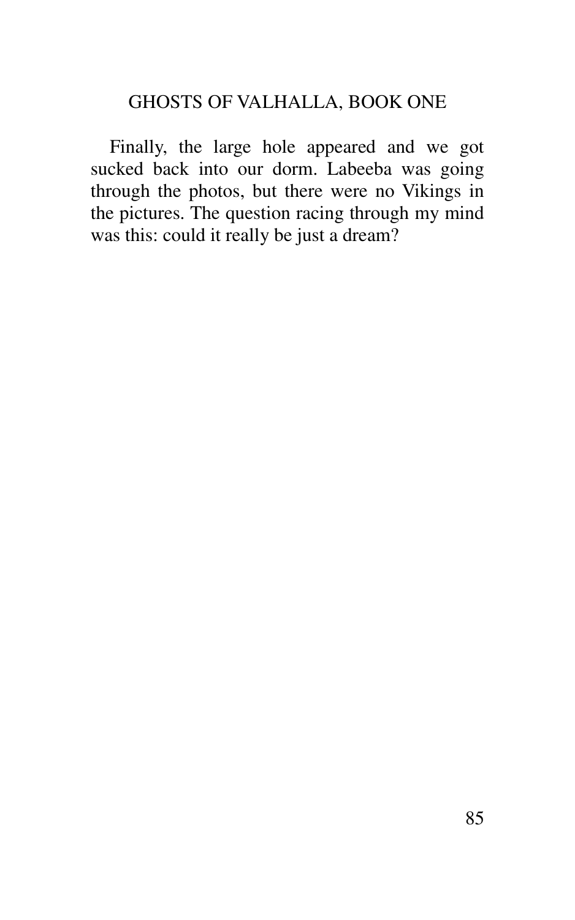Finally, the large hole appeared and we got sucked back into our dorm. Labeeba was going through the photos, but there were no Vikings in the pictures. The question racing through my mind was this: could it really be just a dream?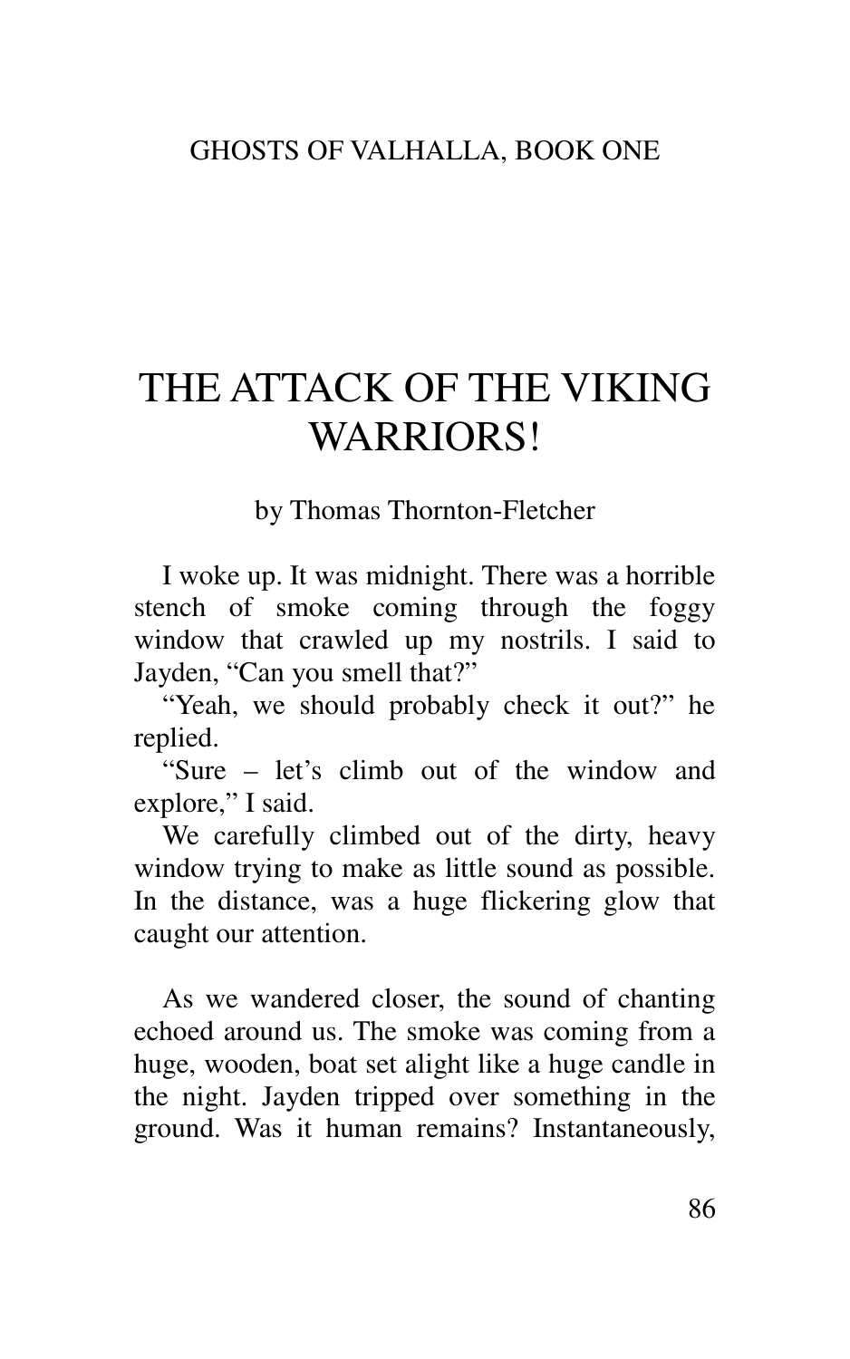GHOSTS OF VALHALLA, BOOK ONE

# THE ATTACK OF THE VIKING WARRIORS!

by Thomas Thornton-Fletcher

I woke up. It was midnight. There was a horrible stench of smoke coming through the foggy window that crawled up my nostrils. I said to Jayden, “Can you smell that?”

“Yeah, we should probably check it out?” he replied.

“Sure – let’s climb out of the window and explore,” I said.

We carefully climbed out of the dirty, heavy window trying to make as little sound as possible. In the distance, was a huge flickering glow that caught our attention.

As we wandered closer, the sound of chanting echoed around us. The smoke was coming from a huge, wooden, boat set alight like a huge candle in the night. Jayden tripped over something in the ground. Was it human remains? Instantaneously,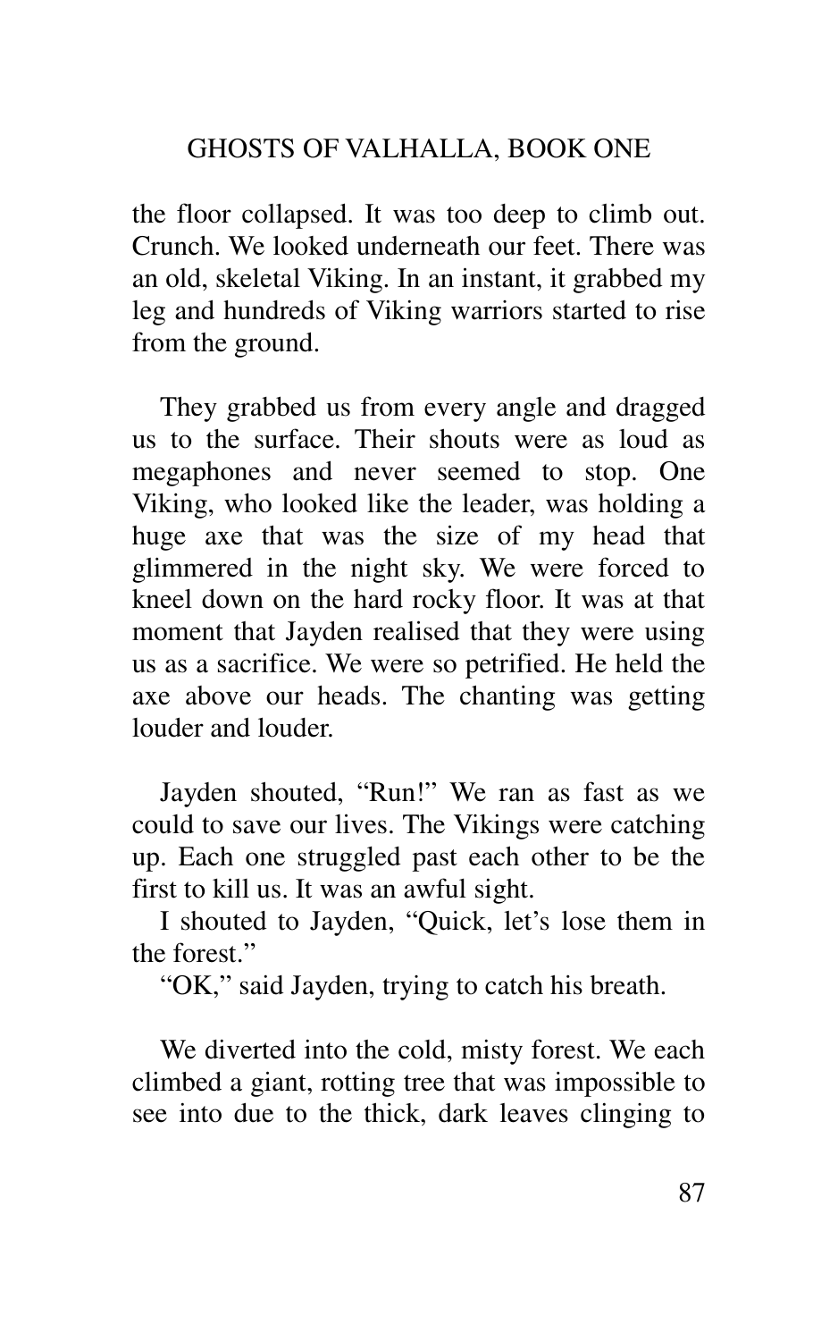the floor collapsed. It was too deep to climb out. Crunch. We looked underneath our feet. There was an old, skeletal Viking. In an instant, it grabbed my leg and hundreds of Viking warriors started to rise from the ground.

They grabbed us from every angle and dragged us to the surface. Their shouts were as loud as megaphones and never seemed to stop. One Viking, who looked like the leader, was holding a huge axe that was the size of my head that glimmered in the night sky. We were forced to kneel down on the hard rocky floor. It was at that moment that Jayden realised that they were using us as a sacrifice. We were so petrified. He held the axe above our heads. The chanting was getting louder and louder.

Jayden shouted, "Run!" We ran as fast as we could to save our lives. The Vikings were catching up. Each one struggled past each other to be the first to kill us. It was an awful sight.

I shouted to Jayden, "Quick, let's lose them in the forest."

"OK," said Jayden, trying to catch his breath.

We diverted into the cold, misty forest. We each climbed a giant, rotting tree that was impossible to see into due to the thick, dark leaves clinging to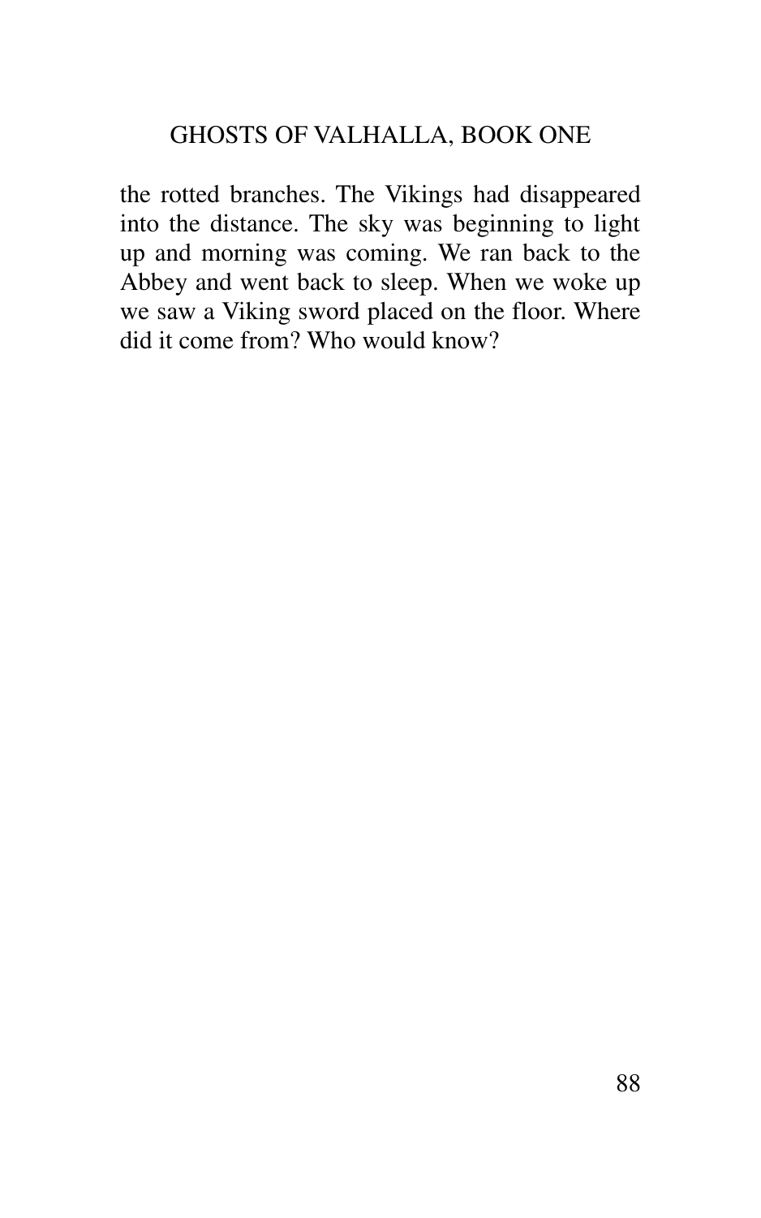the rotted branches. The Vikings had disappeared into the distance. The sky was beginning to light up and morning was coming. We ran back to the Abbey and went back to sleep. When we woke up we saw a Viking sword placed on the floor. Where did it come from? Who would know?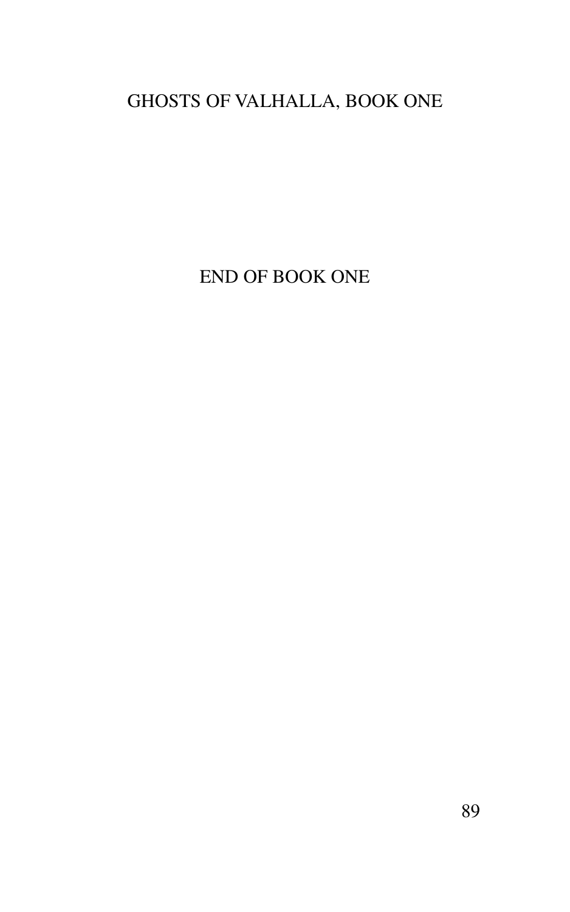END OF BOOK ONE